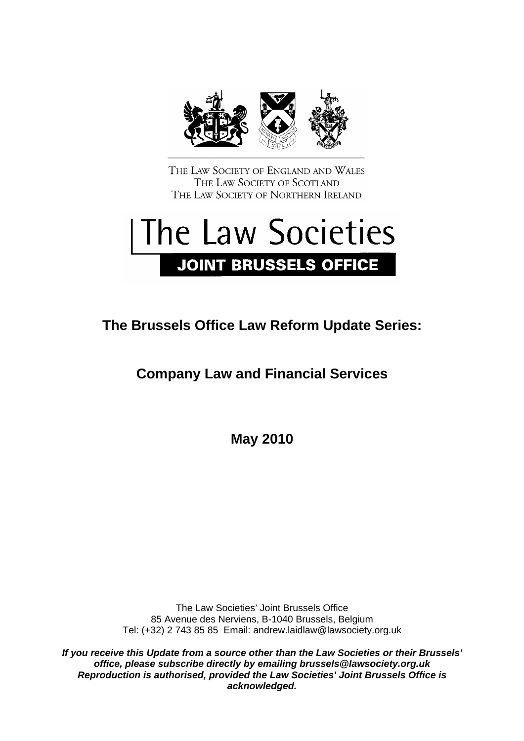THE LAW SOCIETY OF ENGLAND AND WALES
THE LAW SOCIETY OF SCOTLAND
THE LAW SOCIETY OF NORTHERN IRELAND

The Law Societies

**JOINT BRUSSELS OFFICE**

# The Brussels Office Law Reform Update Series:

## Company Law and Financial Services

**May 2010**

The Law Societies' Joint Brussels Office
85 Avenue des Nerviens, B-1040 Brussels, Belgium
Tel: (+32) 2 743 85 85 Email: andrew.laidlaw@lawsociety.org.uk

***If you receive this Update from a source other than the Law Societies or their Brussels' office, please subscribe directly by emailing brussels@lawsociety.org.uk***
***Reproduction is authorised, provided the Law Societies' Joint Brussels Office is acknowledged.***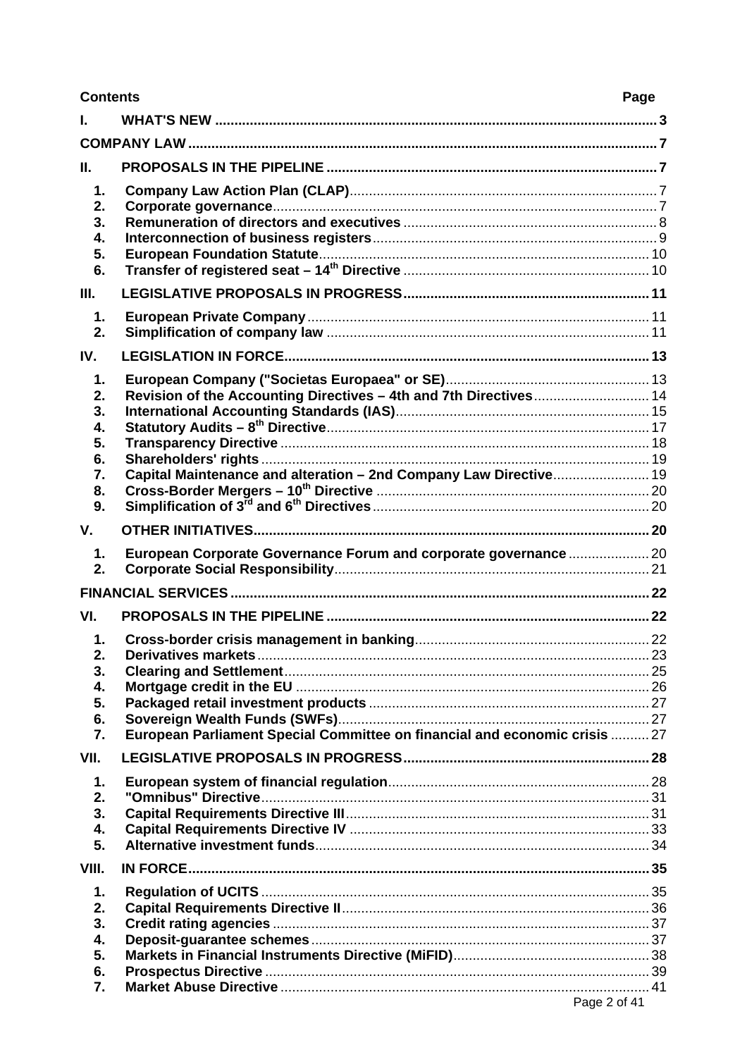| Contents | | Page |
|---|---|---|
| **I.** | **WHAT'S NEW** | **3** |
| **COMPANY LAW** | | **7** |
| **II.** | **PROPOSALS IN THE PIPELINE** | **7** |
| **1.** | **Company Law Action Plan (CLAP)** | 7 |
| **2.** | **Corporate governance** | 7 |
| **3.** | **Remuneration of directors and executives** | 8 |
| **4.** | **Interconnection of business registers** | 9 |
| **5.** | **European Foundation Statute** | 10 |
| **6.** | **Transfer of registered seat – 14th Directive** | 10 |
| **III.** | **LEGISLATIVE PROPOSALS IN PROGRESS** | **11** |
| **1.** | **European Private Company** | 11 |
| **2.** | **Simplification of company law** | 11 |
| **IV.** | **LEGISLATION IN FORCE** | **13** |
| **1.** | **European Company ("Societas Europaea" or SE)** | 13 |
| **2.** | **Revision of the Accounting Directives – 4th and 7th Directives** | 14 |
| **3.** | **International Accounting Standards (IAS)** | 15 |
| **4.** | **Statutory Audits – 8th Directive** | 17 |
| **5.** | **Transparency Directive** | 18 |
| **6.** | **Shareholders' rights** | 19 |
| **7.** | **Capital Maintenance and alteration – 2nd Company Law Directive** | 19 |
| **8.** | **Cross-Border Mergers – 10th Directive** | 20 |
| **9.** | **Simplification of 3rd and 6th Directives** | 20 |
| **V.** | **OTHER INITIATIVES** | **20** |
| **1.** | **European Corporate Governance Forum and corporate governance** | 20 |
| **2.** | **Corporate Social Responsibility** | 21 |
| **FINANCIAL SERVICES** | | **22** |
| **VI.** | **PROPOSALS IN THE PIPELINE** | **22** |
| **1.** | **Cross-border crisis management in banking** | 22 |
| **2.** | **Derivatives markets** | 23 |
| **3.** | **Clearing and Settlement** | 25 |
| **4.** | **Mortgage credit in the EU** | 26 |
| **5.** | **Packaged retail investment products** | 27 |
| **6.** | **Sovereign Wealth Funds (SWFs)** | 27 |
| **7.** | **European Parliament Special Committee on financial and economic crisis** | 27 |
| **VII.** | **LEGISLATIVE PROPOSALS IN PROGRESS** | **28** |
| **1.** | **European system of financial regulation** | 28 |
| **2.** | **"Omnibus" Directive** | 31 |
| **3.** | **Capital Requirements Directive III** | 31 |
| **4.** | **Capital Requirements Directive IV** | 33 |
| **5.** | **Alternative investment funds** | 34 |
| **VIII.** | **IN FORCE** | **35** |
| **1.** | **Regulation of UCITS** | 35 |
| **2.** | **Capital Requirements Directive II** | 36 |
| **3.** | **Credit rating agencies** | 37 |
| **4.** | **Deposit-guarantee schemes** | 37 |
| **5.** | **Markets in Financial Instruments Directive (MiFID)** | 38 |
| **6.** | **Prospectus Directive** | 39 |
| **7.** | **Market Abuse Directive** | 41 |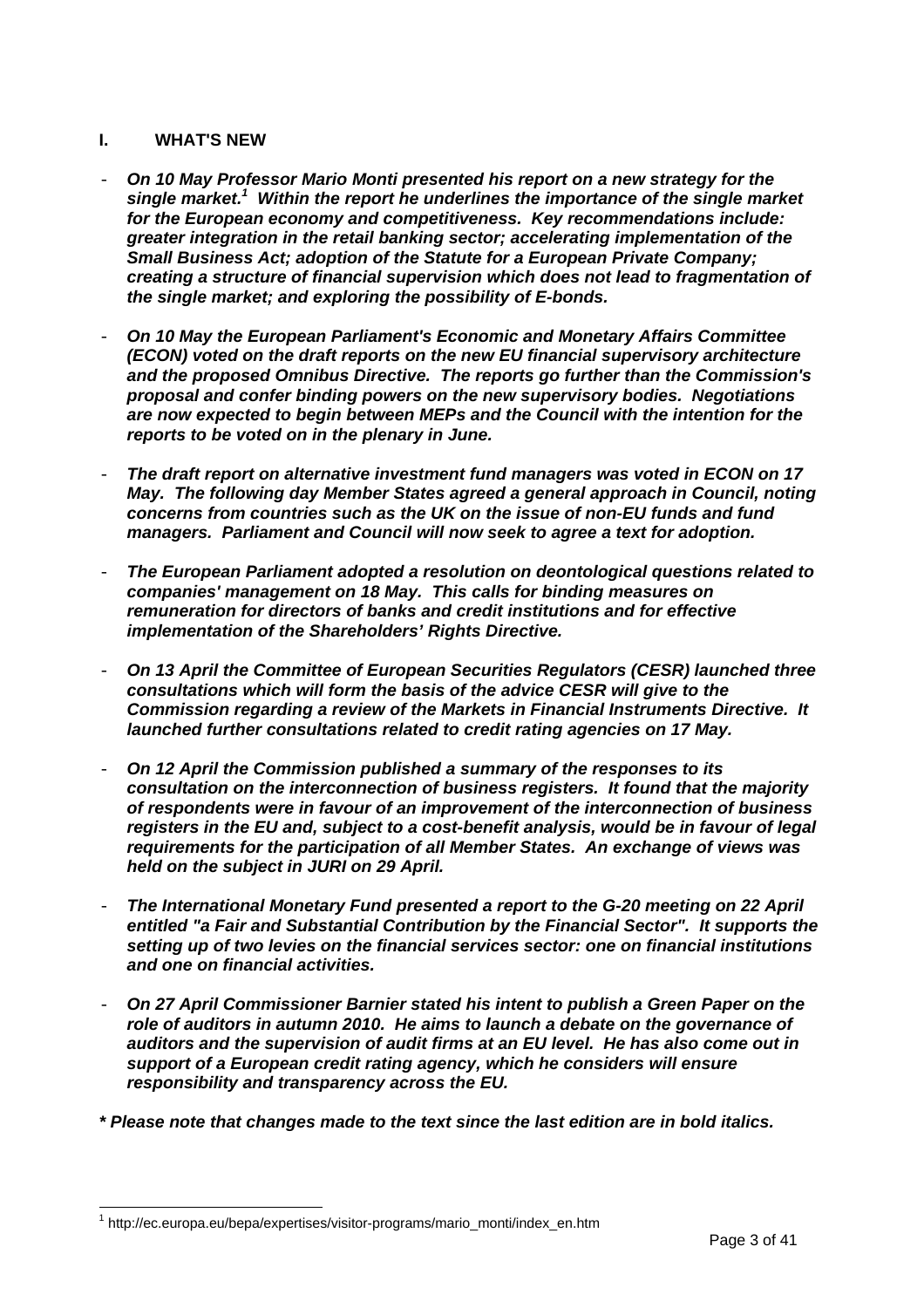## I. WHAT'S NEW

- ***On 10 May Professor Mario Monti presented his report on a new strategy for the single market.[1] Within the report he underlines the importance of the single market for the European economy and competitiveness. Key recommendations include: greater integration in the retail banking sector; accelerating implementation of the Small Business Act; adoption of the Statute for a European Private Company; creating a structure of financial supervision which does not lead to fragmentation of the single market; and exploring the possibility of E-bonds.***

- ***On 10 May the European Parliament's Economic and Monetary Affairs Committee (ECON) voted on the draft reports on the new EU financial supervisory architecture and the proposed Omnibus Directive. The reports go further than the Commission's proposal and confer binding powers on the new supervisory bodies. Negotiations are now expected to begin between MEPs and the Council with the intention for the reports to be voted on in the plenary in June.***

- ***The draft report on alternative investment fund managers was voted in ECON on 17 May. The following day Member States agreed a general approach in Council, noting concerns from countries such as the UK on the issue of non-EU funds and fund managers. Parliament and Council will now seek to agree a text for adoption.***

- ***The European Parliament adopted a resolution on deontological questions related to companies' management on 18 May. This calls for binding measures on remuneration for directors of banks and credit institutions and for effective implementation of the Shareholders' Rights Directive.***

- ***On 13 April the Committee of European Securities Regulators (CESR) launched three consultations which will form the basis of the advice CESR will give to the Commission regarding a review of the Markets in Financial Instruments Directive. It launched further consultations related to credit rating agencies on 17 May.***

- ***On 12 April the Commission published a summary of the responses to its consultation on the interconnection of business registers. It found that the majority of respondents were in favour of an improvement of the interconnection of business registers in the EU and, subject to a cost-benefit analysis, would be in favour of legal requirements for the participation of all Member States. An exchange of views was held on the subject in JURI on 29 April.***

- ***The International Monetary Fund presented a report to the G-20 meeting on 22 April entitled "a Fair and Substantial Contribution by the Financial Sector". It supports the setting up of two levies on the financial services sector: one on financial institutions and one on financial activities.***

- ***On 27 April Commissioner Barnier stated his intent to publish a Green Paper on the role of auditors in autumn 2010. He aims to launch a debate on the governance of auditors and the supervision of audit firms at an EU level. He has also come out in support of a European credit rating agency, which he considers will ensure responsibility and transparency across the EU.***

***\* Please note that changes made to the text since the last edition are in bold italics.***

---

[1] http://ec.europa.eu/bepa/expertises/visitor-programs/mario_monti/index_en.htm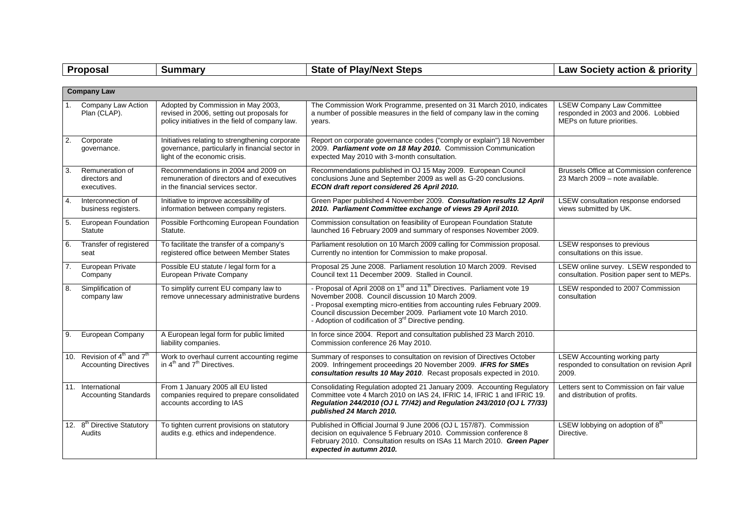| Proposal | Summary | State of Play/Next Steps | Law Society action & priority |
|---|---|---|---|
| **Company Law** | | | |
| 1. Company Law Action Plan (CLAP). | Adopted by Commission in May 2003, revised in 2006, setting out proposals for policy initiatives in the field of company law. | The Commission Work Programme, presented on 31 March 2010, indicates a number of possible measures in the field of company law in the coming years. | LSEW Company Law Committee responded in 2003 and 2006. Lobbied MEPs on future priorities. |
| 2. Corporate governance. | Initiatives relating to strengthening corporate governance, particularly in financial sector in light of the economic crisis. | Report on corporate governance codes ("comply or explain") 18 November 2009. ***Parliament vote on 18 May 2010.*** Commission Communication expected May 2010 with 3-month consultation. | |
| 3. Remuneration of directors and executives. | Recommendations in 2004 and 2009 on remuneration of directors and of executives in the financial services sector. | Recommendations published in OJ 15 May 2009. European Council conclusions June and September 2009 as well as G-20 conclusions. ***ECON draft report considered 26 April 2010.*** | Brussels Office at Commission conference 23 March 2009 – note available. |
| 4. Interconnection of business registers. | Initiative to improve accessibility of information between company registers. | Green Paper published 4 November 2009. ***Consultation results 12 April 2010. Parliament Committee exchange of views 29 April 2010.*** | LSEW consultation response endorsed views submitted by UK. |
| 5. European Foundation Statute | Possible Forthcoming European Foundation Statute. | Commission consultation on feasibility of European Foundation Statute launched 16 February 2009 and summary of responses November 2009. | |
| 6. Transfer of registered seat | To facilitate the transfer of a company's registered office between Member States | Parliament resolution on 10 March 2009 calling for Commission proposal. Currently no intention for Commission to make proposal. | LSEW responses to previous consultations on this issue. |
| 7. European Private Company | Possible EU statute / legal form for a European Private Company | Proposal 25 June 2008. Parliament resolution 10 March 2009. Revised Council text 11 December 2009. Stalled in Council. | LSEW online survey. LSEW responded to consultation. Position paper sent to MEPs. |
| 8. Simplification of company law | To simplify current EU company law to remove unnecessary administrative burdens | - Proposal of April 2008 on 1st and 11th Directives. Parliament vote 19 November 2008. Council discussion 10 March 2009.<br>- Proposal exempting micro-entities from accounting rules February 2009. Council discussion December 2009. Parliament vote 10 March 2010.<br>- Adoption of codification of 3rd Directive pending. | LSEW responded to 2007 Commission consultation |
| 9. European Company | A European legal form for public limited liability companies. | In force since 2004. Report and consultation published 23 March 2010. Commission conference 26 May 2010. | |
| 10. Revision of 4th and 7th Accounting Directives | Work to overhaul current accounting regime in 4th and 7th Directives. | Summary of responses to consultation on revision of Directives October 2009. Infringement proceedings 20 November 2009. ***IFRS for SMEs consultation results 10 May 2010***. Recast proposals expected in 2010. | LSEW Accounting working party responded to consultation on revision April 2009. |
| 11. International Accounting Standards | From 1 January 2005 all EU listed companies required to prepare consolidated accounts according to IAS | Consolidating Regulation adopted 21 January 2009. Accounting Regulatory Committee vote 4 March 2010 on IAS 24, IFRIC 14, IFRIC 1 and IFRIC 19. ***Regulation 244/2010 (OJ L 77/42) and Regulation 243/2010 (OJ L 77/33) published 24 March 2010.*** | Letters sent to Commission on fair value and distribution of profits. |
| 12. 8th Directive Statutory Audits | To tighten current provisions on statutory audits e.g. ethics and independence. | Published in Official Journal 9 June 2006 (OJ L 157/87). Commission decision on equivalence 5 February 2010. Commission conference 8 February 2010. Consultation results on ISAs 11 March 2010. ***Green Paper expected in autumn 2010.*** | LSEW lobbying on adoption of 8th Directive. |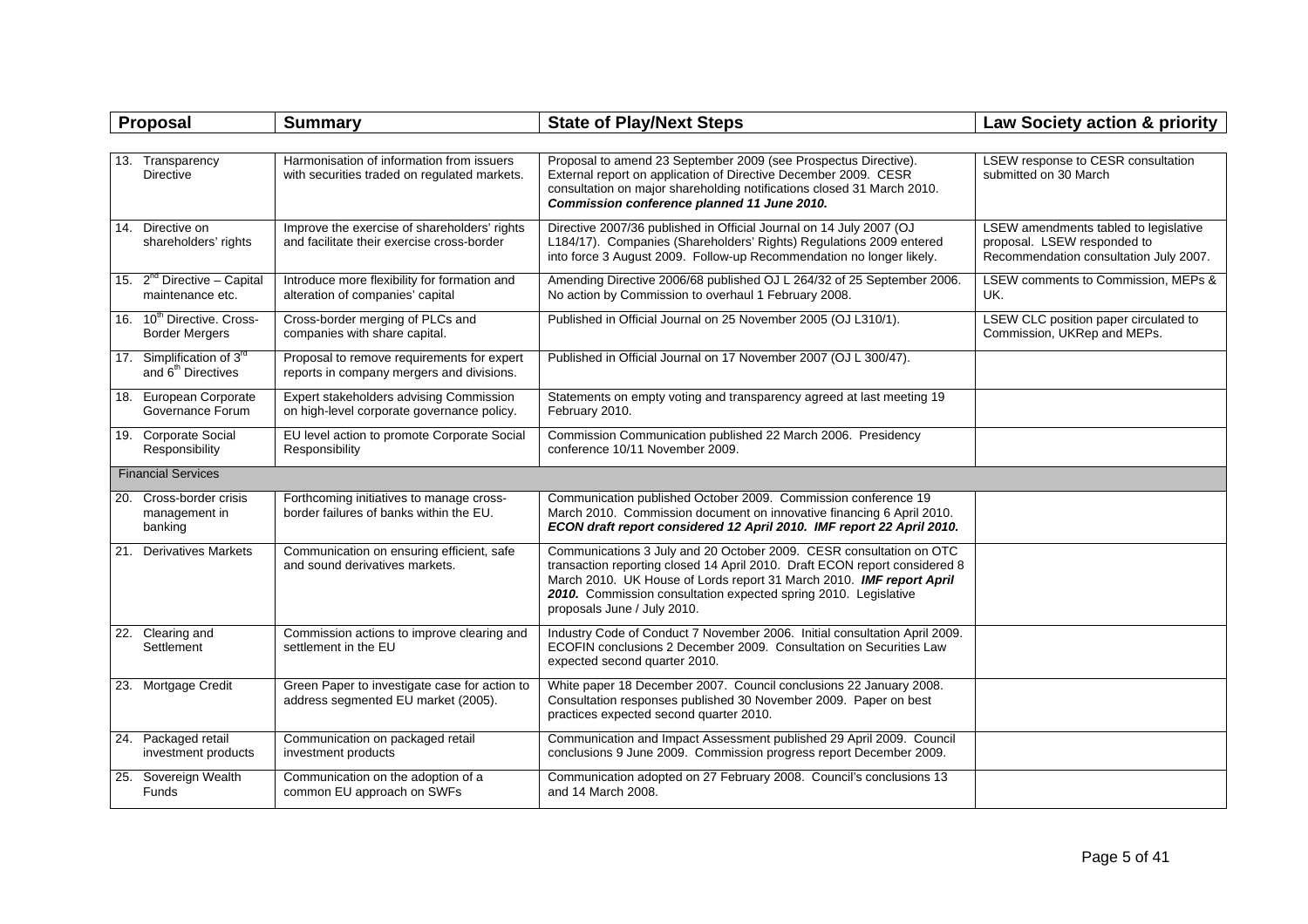| Proposal | Summary | State of Play/Next Steps | Law Society action & priority |
|---|---|---|---|
| 13. Transparency Directive | Harmonisation of information from issuers with securities traded on regulated markets. | Proposal to amend 23 September 2009 (see Prospectus Directive). External report on application of Directive December 2009. CESR consultation on major shareholding notifications closed 31 March 2010. ***Commission conference planned 11 June 2010.*** | LSEW response to CESR consultation submitted on 30 March |
| 14. Directive on shareholders' rights | Improve the exercise of shareholders' rights and facilitate their exercise cross-border | Directive 2007/36 published in Official Journal on 14 July 2007 (OJ L184/17). Companies (Shareholders' Rights) Regulations 2009 entered into force 3 August 2009. Follow-up Recommendation no longer likely. | LSEW amendments tabled to legislative proposal. LSEW responded to Recommendation consultation July 2007. |
| 15. 2nd Directive – Capital maintenance etc. | Introduce more flexibility for formation and alteration of companies' capital | Amending Directive 2006/68 published OJ L 264/32 of 25 September 2006. No action by Commission to overhaul 1 February 2008. | LSEW comments to Commission, MEPs & UK. |
| 16. 10th Directive. Cross-Border Mergers | Cross-border merging of PLCs and companies with share capital. | Published in Official Journal on 25 November 2005 (OJ L310/1). | LSEW CLC position paper circulated to Commission, UKRep and MEPs. |
| 17. Simplification of 3rd and 6th Directives | Proposal to remove requirements for expert reports in company mergers and divisions. | Published in Official Journal on 17 November 2007 (OJ L 300/47). | |
| 18. European Corporate Governance Forum | Expert stakeholders advising Commission on high-level corporate governance policy. | Statements on empty voting and transparency agreed at last meeting 19 February 2010. | |
| 19. Corporate Social Responsibility | EU level action to promote Corporate Social Responsibility | Commission Communication published 22 March 2006. Presidency conference 10/11 November 2009. | |
| **Financial Services** | | | |
| 20. Cross-border crisis management in banking | Forthcoming initiatives to manage cross-border failures of banks within the EU. | Communication published October 2009. Commission conference 19 March 2010. Commission document on innovative financing 6 April 2010. ***ECON draft report considered 12 April 2010. IMF report 22 April 2010.*** | |
| 21. Derivatives Markets | Communication on ensuring efficient, safe and sound derivatives markets. | Communications 3 July and 20 October 2009. CESR consultation on OTC transaction reporting closed 14 April 2010. Draft ECON report considered 8 March 2010. UK House of Lords report 31 March 2010. ***IMF report April 2010.*** Commission consultation expected spring 2010. Legislative proposals June / July 2010. | |
| 22. Clearing and Settlement | Commission actions to improve clearing and settlement in the EU | Industry Code of Conduct 7 November 2006. Initial consultation April 2009. ECOFIN conclusions 2 December 2009. Consultation on Securities Law expected second quarter 2010. | |
| 23. Mortgage Credit | Green Paper to investigate case for action to address segmented EU market (2005). | White paper 18 December 2007. Council conclusions 22 January 2008. Consultation responses published 30 November 2009. Paper on best practices expected second quarter 2010. | |
| 24. Packaged retail investment products | Communication on packaged retail investment products | Communication and Impact Assessment published 29 April 2009. Council conclusions 9 June 2009. Commission progress report December 2009. | |
| 25. Sovereign Wealth Funds | Communication on the adoption of a common EU approach on SWFs | Communication adopted on 27 February 2008. Council's conclusions 13 and 14 March 2008. | |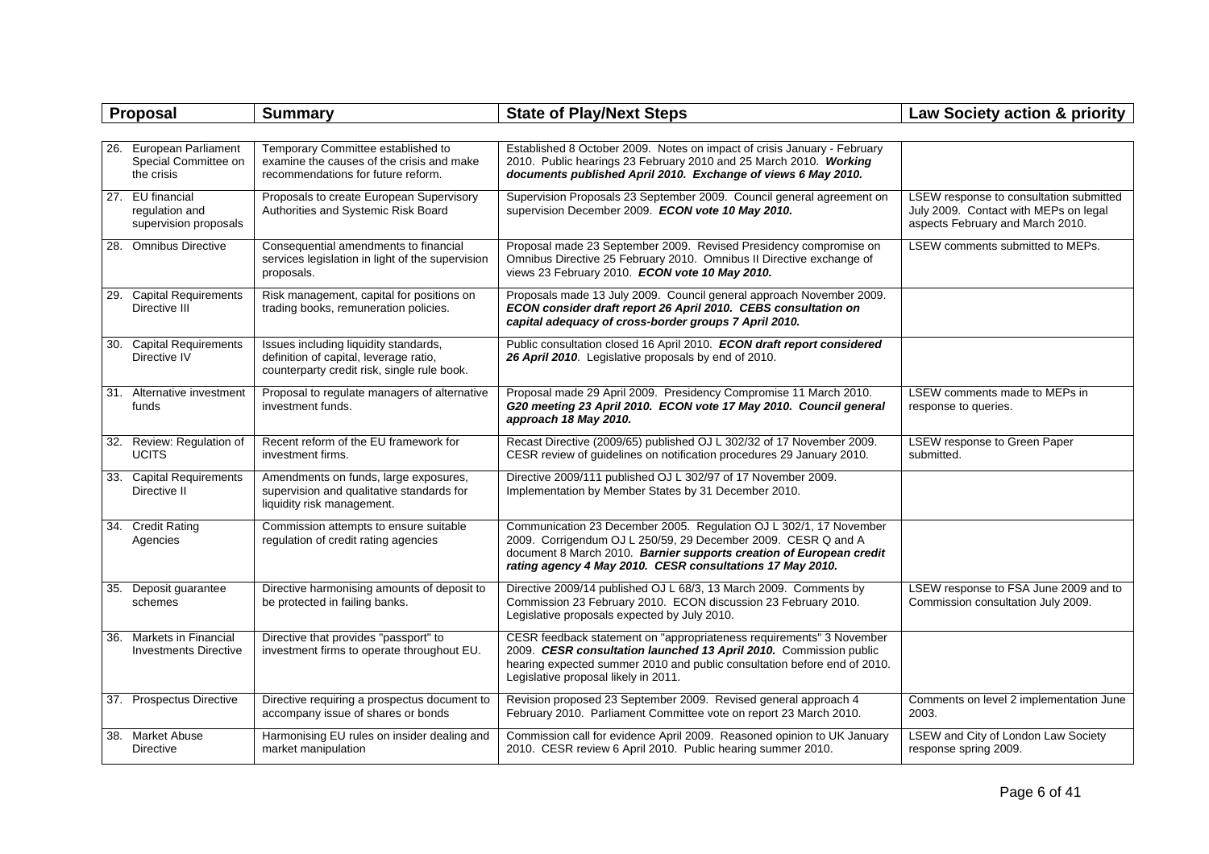| Proposal | Summary | State of Play/Next Steps | Law Society action & priority |
|---|---|---|---|
| 26. European Parliament Special Committee on the crisis | Temporary Committee established to examine the causes of the crisis and make recommendations for future reform. | Established 8 October 2009. Notes on impact of crisis January - February 2010. Public hearings 23 February 2010 and 25 March 2010. ***Working documents published April 2010. Exchange of views 6 May 2010.*** | |
| 27. EU financial regulation and supervision proposals | Proposals to create European Supervisory Authorities and Systemic Risk Board | Supervision Proposals 23 September 2009. Council general agreement on supervision December 2009. ***ECON vote 10 May 2010.*** | LSEW response to consultation submitted July 2009. Contact with MEPs on legal aspects February and March 2010. |
| 28. Omnibus Directive | Consequential amendments to financial services legislation in light of the supervision proposals. | Proposal made 23 September 2009. Revised Presidency compromise on Omnibus Directive 25 February 2010. Omnibus II Directive exchange of views 23 February 2010. ***ECON vote 10 May 2010.*** | LSEW comments submitted to MEPs. |
| 29. Capital Requirements Directive III | Risk management, capital for positions on trading books, remuneration policies. | Proposals made 13 July 2009. Council general approach November 2009. ***ECON consider draft report 26 April 2010. CEBS consultation on capital adequacy of cross-border groups 7 April 2010.*** | |
| 30. Capital Requirements Directive IV | Issues including liquidity standards, definition of capital, leverage ratio, counterparty credit risk, single rule book. | Public consultation closed 16 April 2010. ***ECON draft report considered 26 April 2010***. Legislative proposals by end of 2010. | |
| 31. Alternative investment funds | Proposal to regulate managers of alternative investment funds. | Proposal made 29 April 2009. Presidency Compromise 11 March 2010. ***G20 meeting 23 April 2010. ECON vote 17 May 2010. Council general approach 18 May 2010.*** | LSEW comments made to MEPs in response to queries. |
| 32. Review: Regulation of UCITS | Recent reform of the EU framework for investment firms. | Recast Directive (2009/65) published OJ L 302/32 of 17 November 2009. CESR review of guidelines on notification procedures 29 January 2010. | LSEW response to Green Paper submitted. |
| 33. Capital Requirements Directive II | Amendments on funds, large exposures, supervision and qualitative standards for liquidity risk management. | Directive 2009/111 published OJ L 302/97 of 17 November 2009. Implementation by Member States by 31 December 2010. | |
| 34. Credit Rating Agencies | Commission attempts to ensure suitable regulation of credit rating agencies | Communication 23 December 2005. Regulation OJ L 302/1, 17 November 2009. Corrigendum OJ L 250/59, 29 December 2009. CESR Q and A document 8 March 2010. ***Barnier supports creation of European credit rating agency 4 May 2010. CESR consultations 17 May 2010.*** | |
| 35. Deposit guarantee schemes | Directive harmonising amounts of deposit to be protected in failing banks. | Directive 2009/14 published OJ L 68/3, 13 March 2009. Comments by Commission 23 February 2010. ECON discussion 23 February 2010. Legislative proposals expected by July 2010. | LSEW response to FSA June 2009 and to Commission consultation July 2009. |
| 36. Markets in Financial Investments Directive | Directive that provides "passport" to investment firms to operate throughout EU. | CESR feedback statement on "appropriateness requirements" 3 November 2009. ***CESR consultation launched 13 April 2010.*** Commission public hearing expected summer 2010 and public consultation before end of 2010. Legislative proposal likely in 2011. | |
| 37. Prospectus Directive | Directive requiring a prospectus document to accompany issue of shares or bonds | Revision proposed 23 September 2009. Revised general approach 4 February 2010. Parliament Committee vote on report 23 March 2010. | Comments on level 2 implementation June 2003. |
| 38. Market Abuse Directive | Harmonising EU rules on insider dealing and market manipulation | Commission call for evidence April 2009. Reasoned opinion to UK January 2010. CESR review 6 April 2010. Public hearing summer 2010. | LSEW and City of London Law Society response spring 2009. |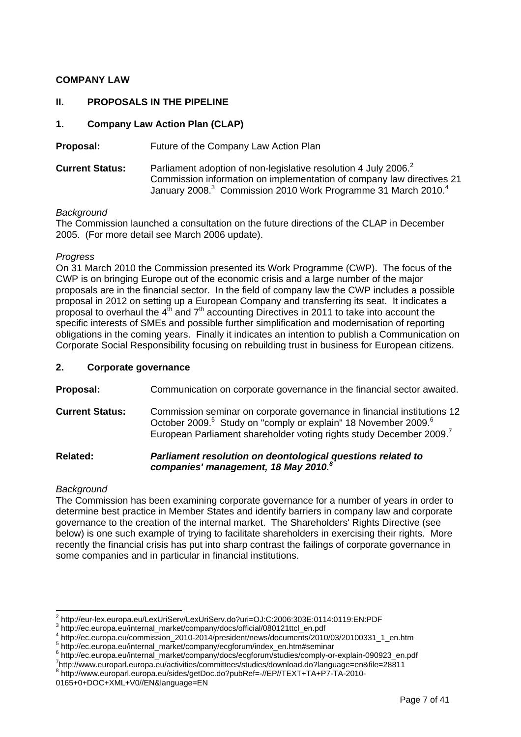## COMPANY LAW

## II. PROPOSALS IN THE PIPELINE

### 1. Company Law Action Plan (CLAP)

**Proposal:** Future of the Company Law Action Plan

**Current Status:** Parliament adoption of non-legislative resolution 4 July 2006.[2] Commission information on implementation of company law directives 21 January 2008.[3] Commission 2010 Work Programme 31 March 2010.[4]

*Background*

The Commission launched a consultation on the future directions of the CLAP in December 2005. (For more detail see March 2006 update).

*Progress*

On 31 March 2010 the Commission presented its Work Programme (CWP). The focus of the CWP is on bringing Europe out of the economic crisis and a large number of the major proposals are in the financial sector. In the field of company law the CWP includes a possible proposal in 2012 on setting up a European Company and transferring its seat. It indicates a proposal to overhaul the 4th and 7th accounting Directives in 2011 to take into account the specific interests of SMEs and possible further simplification and modernisation of reporting obligations in the coming years. Finally it indicates an intention to publish a Communication on Corporate Social Responsibility focusing on rebuilding trust in business for European citizens.

### 2. Corporate governance

**Proposal:** Communication on corporate governance in the financial sector awaited.

**Current Status:** Commission seminar on corporate governance in financial institutions 12 October 2009.[5] Study on "comply or explain" 18 November 2009.[6] European Parliament shareholder voting rights study December 2009.[7]

**Related:** ***Parliament resolution on deontological questions related to companies' management, 18 May 2010.***[8]

*Background*

The Commission has been examining corporate governance for a number of years in order to determine best practice in Member States and identify barriers in company law and corporate governance to the creation of the internal market. The Shareholders' Rights Directive (see below) is one such example of trying to facilitate shareholders in exercising their rights. More recently the financial crisis has put into sharp contrast the failings of corporate governance in some companies and in particular in financial institutions.

---

[2] http://eur-lex.europa.eu/LexUriServ/LexUriServ.do?uri=OJ:C:2006:303E:0114:0119:EN:PDF

[3] http://ec.europa.eu/internal_market/company/docs/official/080121ttcl_en.pdf

[4] http://ec.europa.eu/commission_2010-2014/president/news/documents/2010/03/20100331_1_en.htm

[5] http://ec.europa.eu/internal_market/company/ecgforum/index_en.htm#seminar

[6] http://ec.europa.eu/internal_market/company/docs/ecgforum/studies/comply-or-explain-090923_en.pdf

[7] http://www.europarl.europa.eu/activities/committees/studies/download.do?language=en&file=28811

[8] http://www.europarl.europa.eu/sides/getDoc.do?pubRef=-//EP//TEXT+TA+P7-TA-2010-0165+0+DOC+XML+V0//EN&language=EN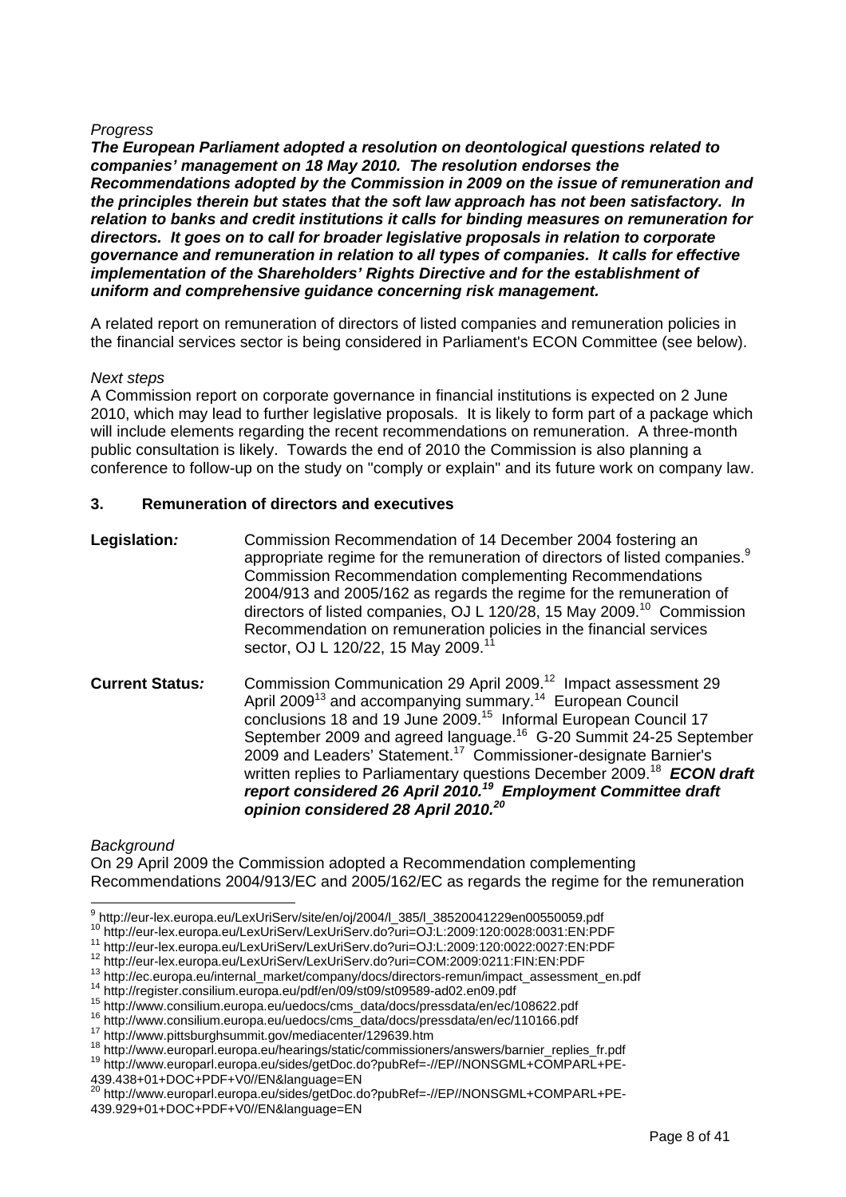*Progress*

***The European Parliament adopted a resolution on deontological questions related to companies' management on 18 May 2010. The resolution endorses the Recommendations adopted by the Commission in 2009 on the issue of remuneration and the principles therein but states that the soft law approach has not been satisfactory. In relation to banks and credit institutions it calls for binding measures on remuneration for directors. It goes on to call for broader legislative proposals in relation to corporate governance and remuneration in relation to all types of companies. It calls for effective implementation of the Shareholders' Rights Directive and for the establishment of uniform and comprehensive guidance concerning risk management.***

A related report on remuneration of directors of listed companies and remuneration policies in the financial services sector is being considered in Parliament's ECON Committee (see below).

*Next steps*

A Commission report on corporate governance in financial institutions is expected on 2 June 2010, which may lead to further legislative proposals. It is likely to form part of a package which will include elements regarding the recent recommendations on remuneration. A three-month public consultation is likely. Towards the end of 2010 the Commission is also planning a conference to follow-up on the study on "comply or explain" and its future work on company law.

### 3. Remuneration of directors and executives

**Legislation*:*** Commission Recommendation of 14 December 2004 fostering an appropriate regime for the remuneration of directors of listed companies.[9] Commission Recommendation complementing Recommendations 2004/913 and 2005/162 as regards the regime for the remuneration of directors of listed companies, OJ L 120/28, 15 May 2009.[10] Commission Recommendation on remuneration policies in the financial services sector, OJ L 120/22, 15 May 2009.[11]

**Current Status*:*** Commission Communication 29 April 2009.[12] Impact assessment 29 April 2009[13] and accompanying summary.[14] European Council conclusions 18 and 19 June 2009.[15] Informal European Council 17 September 2009 and agreed language.[16] G-20 Summit 24-25 September 2009 and Leaders' Statement.[17] Commissioner-designate Barnier's written replies to Parliamentary questions December 2009.[18] ***ECON draft report considered 26 April 2010.[19] Employment Committee draft opinion considered 28 April 2010.[20]***

*Background*

On 29 April 2009 the Commission adopted a Recommendation complementing Recommendations 2004/913/EC and 2005/162/EC as regards the regime for the remuneration

---

[9] http://eur-lex.europa.eu/LexUriServ/site/en/oj/2004/l_385/l_38520041229en00550059.pdf
[10] http://eur-lex.europa.eu/LexUriServ/LexUriServ.do?uri=OJ:L:2009:120:0028:0031:EN:PDF
[11] http://eur-lex.europa.eu/LexUriServ/LexUriServ.do?uri=OJ:L:2009:120:0022:0027:EN:PDF
[12] http://eur-lex.europa.eu/LexUriServ/LexUriServ.do?uri=COM:2009:0211:FIN:EN:PDF
[13] http://ec.europa.eu/internal_market/company/docs/directors-remun/impact_assessment_en.pdf
[14] http://register.consilium.europa.eu/pdf/en/09/st09/st09589-ad02.en09.pdf
[15] http://www.consilium.europa.eu/uedocs/cms_data/docs/pressdata/en/ec/108622.pdf
[16] http://www.consilium.europa.eu/uedocs/cms_data/docs/pressdata/en/ec/110166.pdf
[17] http://www.pittsburghsummit.gov/mediacenter/129639.htm
[18] http://www.europarl.europa.eu/hearings/static/commissioners/answers/barnier_replies_fr.pdf
[19] http://www.europarl.europa.eu/sides/getDoc.do?pubRef=-//EP//NONSGML+COMPARL+PE-439.438+01+DOC+PDF+V0//EN&language=EN
[20] http://www.europarl.europa.eu/sides/getDoc.do?pubRef=-//EP//NONSGML+COMPARL+PE-439.929+01+DOC+PDF+V0//EN&language=EN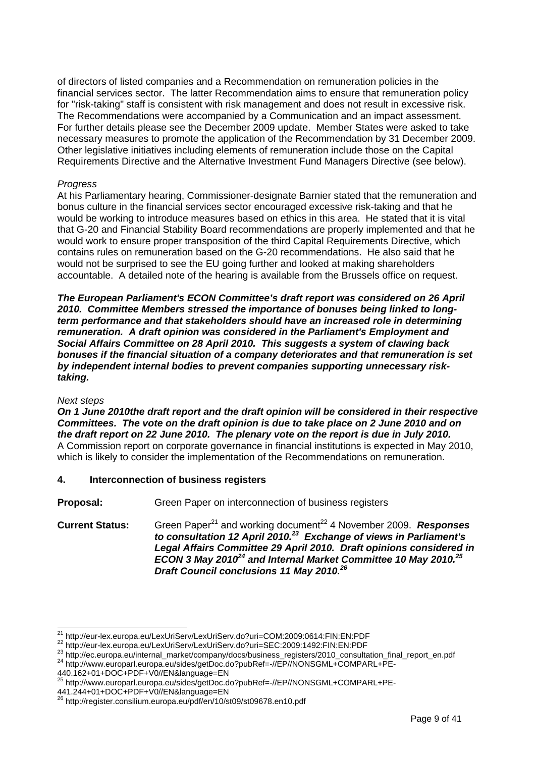of directors of listed companies and a Recommendation on remuneration policies in the financial services sector. The latter Recommendation aims to ensure that remuneration policy for "risk-taking" staff is consistent with risk management and does not result in excessive risk. The Recommendations were accompanied by a Communication and an impact assessment. For further details please see the December 2009 update. Member States were asked to take necessary measures to promote the application of the Recommendation by 31 December 2009. Other legislative initiatives including elements of remuneration include those on the Capital Requirements Directive and the Alternative Investment Fund Managers Directive (see below).

*Progress*

At his Parliamentary hearing, Commissioner-designate Barnier stated that the remuneration and bonus culture in the financial services sector encouraged excessive risk-taking and that he would be working to introduce measures based on ethics in this area. He stated that it is vital that G-20 and Financial Stability Board recommendations are properly implemented and that he would work to ensure proper transposition of the third Capital Requirements Directive, which contains rules on remuneration based on the G-20 recommendations. He also said that he would not be surprised to see the EU going further and looked at making shareholders accountable. A detailed note of the hearing is available from the Brussels office on request.

***The European Parliament's ECON Committee's draft report was considered on 26 April 2010. Committee Members stressed the importance of bonuses being linked to long-term performance and that stakeholders should have an increased role in determining remuneration. A draft opinion was considered in the Parliament's Employment and Social Affairs Committee on 28 April 2010. This suggests a system of clawing back bonuses if the financial situation of a company deteriorates and that remuneration is set by independent internal bodies to prevent companies supporting unnecessary risk-taking.***

*Next steps*

***On 1 June 2010the draft report and the draft opinion will be considered in their respective Committees. The vote on the draft opinion is due to take place on 2 June 2010 and on the draft report on 22 June 2010. The plenary vote on the report is due in July 2010.*** A Commission report on corporate governance in financial institutions is expected in May 2010, which is likely to consider the implementation of the Recommendations on remuneration.

## 4. Interconnection of business registers

**Proposal:** Green Paper on interconnection of business registers

**Current Status:** Green Paper[21] and working document[22] 4 November 2009. ***Responses to consultation 12 April 2010.[23] Exchange of views in Parliament's Legal Affairs Committee 29 April 2010. Draft opinions considered in ECON 3 May 2010[24] and Internal Market Committee 10 May 2010.[25] Draft Council conclusions 11 May 2010.[26]***

---

[21] http://eur-lex.europa.eu/LexUriServ/LexUriServ.do?uri=COM:2009:0614:FIN:EN:PDF
[22] http://eur-lex.europa.eu/LexUriServ/LexUriServ.do?uri=SEC:2009:1492:FIN:EN:PDF
[23] http://ec.europa.eu/internal_market/company/docs/business_registers/2010_consultation_final_report_en.pdf
[24] http://www.europarl.europa.eu/sides/getDoc.do?pubRef=-//EP//NONSGML+COMPARL+PE-440.162+01+DOC+PDF+V0//EN&language=EN
[25] http://www.europarl.europa.eu/sides/getDoc.do?pubRef=-//EP//NONSGML+COMPARL+PE-441.244+01+DOC+PDF+V0//EN&language=EN
[26] http://register.consilium.europa.eu/pdf/en/10/st09/st09678.en10.pdf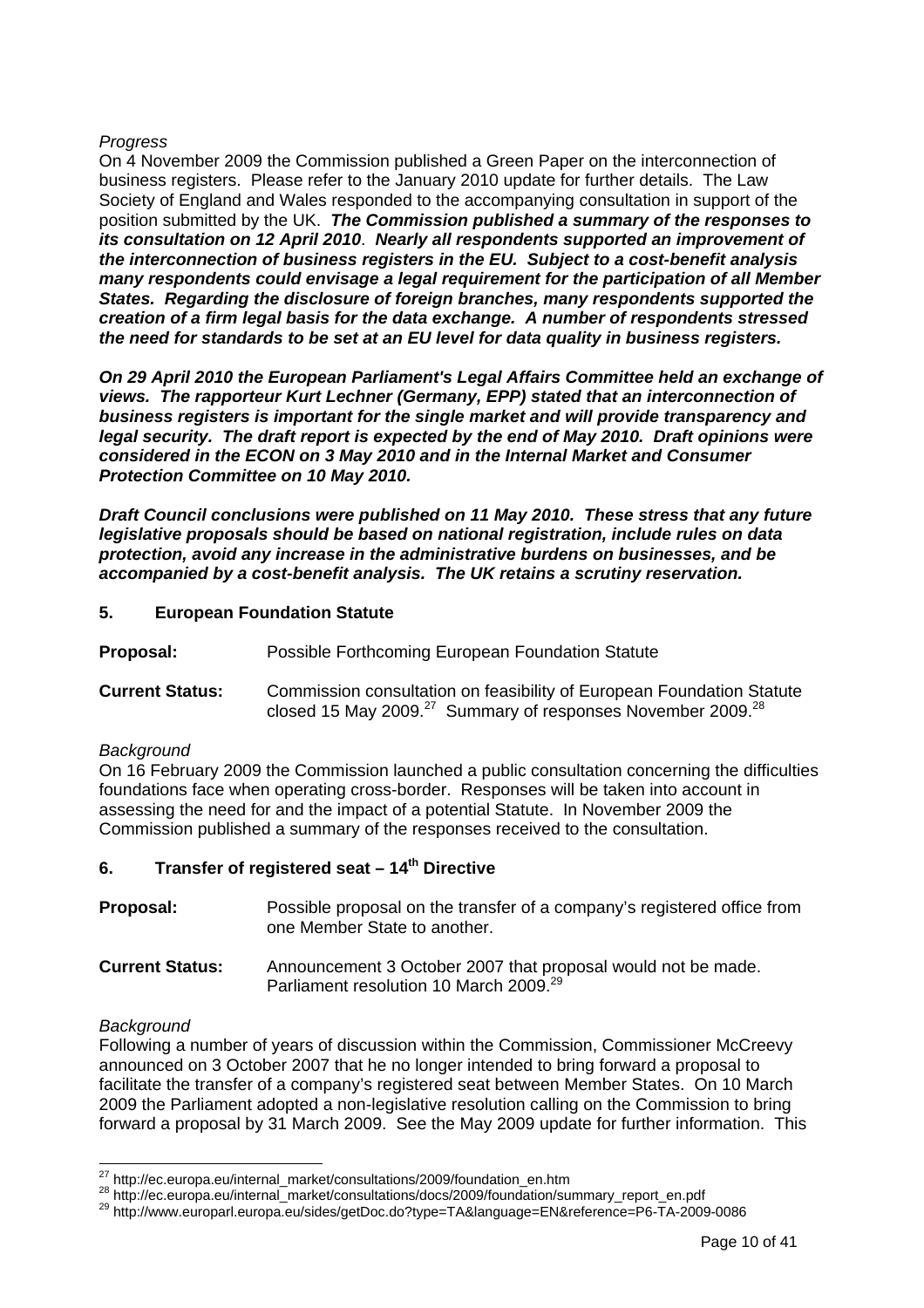*Progress*

On 4 November 2009 the Commission published a Green Paper on the interconnection of business registers. Please refer to the January 2010 update for further details. The Law Society of England and Wales responded to the accompanying consultation in support of the position submitted by the UK. ***The Commission published a summary of the responses to its consultation on 12 April 2010. Nearly all respondents supported an improvement of the interconnection of business registers in the EU. Subject to a cost-benefit analysis many respondents could envisage a legal requirement for the participation of all Member States. Regarding the disclosure of foreign branches, many respondents supported the creation of a firm legal basis for the data exchange. A number of respondents stressed the need for standards to be set at an EU level for data quality in business registers.***

***On 29 April 2010 the European Parliament's Legal Affairs Committee held an exchange of views. The rapporteur Kurt Lechner (Germany, EPP) stated that an interconnection of business registers is important for the single market and will provide transparency and legal security. The draft report is expected by the end of May 2010. Draft opinions were considered in the ECON on 3 May 2010 and in the Internal Market and Consumer Protection Committee on 10 May 2010.***

***Draft Council conclusions were published on 11 May 2010. These stress that any future legislative proposals should be based on national registration, include rules on data protection, avoid any increase in the administrative burdens on businesses, and be accompanied by a cost-benefit analysis. The UK retains a scrutiny reservation.***

## 5. European Foundation Statute

**Proposal:** Possible Forthcoming European Foundation Statute

**Current Status:** Commission consultation on feasibility of European Foundation Statute closed 15 May 2009.[27] Summary of responses November 2009.[28]

*Background*

On 16 February 2009 the Commission launched a public consultation concerning the difficulties foundations face when operating cross-border. Responses will be taken into account in assessing the need for and the impact of a potential Statute. In November 2009 the Commission published a summary of the responses received to the consultation.

## 6. Transfer of registered seat – 14th Directive

**Proposal:** Possible proposal on the transfer of a company's registered office from one Member State to another.

**Current Status:** Announcement 3 October 2007 that proposal would not be made. Parliament resolution 10 March 2009.[29]

*Background*

Following a number of years of discussion within the Commission, Commissioner McCreevy announced on 3 October 2007 that he no longer intended to bring forward a proposal to facilitate the transfer of a company's registered seat between Member States. On 10 March 2009 the Parliament adopted a non-legislative resolution calling on the Commission to bring forward a proposal by 31 March 2009. See the May 2009 update for further information. This

---

[27] http://ec.europa.eu/internal_market/consultations/2009/foundation_en.htm

[28] http://ec.europa.eu/internal_market/consultations/docs/2009/foundation/summary_report_en.pdf

[29] http://www.europarl.europa.eu/sides/getDoc.do?type=TA&language=EN&reference=P6-TA-2009-0086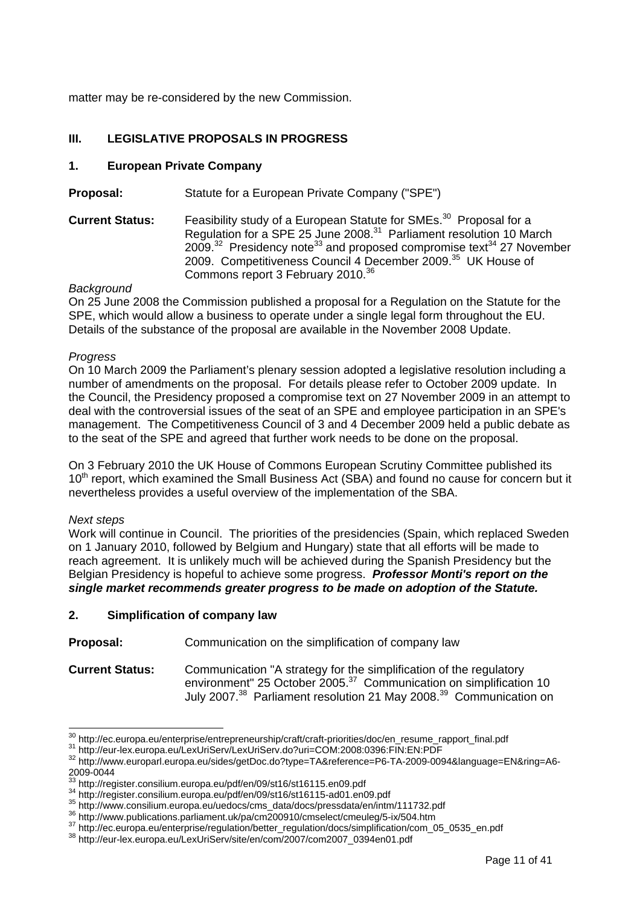matter may be re-considered by the new Commission.

## III. LEGISLATIVE PROPOSALS IN PROGRESS

### 1. European Private Company

**Proposal:** Statute for a European Private Company ("SPE")

**Current Status:** Feasibility study of a European Statute for SMEs.[30] Proposal for a Regulation for a SPE 25 June 2008.[31] Parliament resolution 10 March 2009.[32] Presidency note[33] and proposed compromise text[34] 27 November 2009. Competitiveness Council 4 December 2009.[35] UK House of Commons report 3 February 2010.[36]

*Background*

On 25 June 2008 the Commission published a proposal for a Regulation on the Statute for the SPE, which would allow a business to operate under a single legal form throughout the EU. Details of the substance of the proposal are available in the November 2008 Update.

*Progress*

On 10 March 2009 the Parliament's plenary session adopted a legislative resolution including a number of amendments on the proposal. For details please refer to October 2009 update. In the Council, the Presidency proposed a compromise text on 27 November 2009 in an attempt to deal with the controversial issues of the seat of an SPE and employee participation in an SPE's management. The Competitiveness Council of 3 and 4 December 2009 held a public debate as to the seat of the SPE and agreed that further work needs to be done on the proposal.

On 3 February 2010 the UK House of Commons European Scrutiny Committee published its 10th report, which examined the Small Business Act (SBA) and found no cause for concern but it nevertheless provides a useful overview of the implementation of the SBA.

*Next steps*

Work will continue in Council. The priorities of the presidencies (Spain, which replaced Sweden on 1 January 2010, followed by Belgium and Hungary) state that all efforts will be made to reach agreement. It is unlikely much will be achieved during the Spanish Presidency but the Belgian Presidency is hopeful to achieve some progress. ***Professor Monti's report on the single market recommends greater progress to be made on adoption of the Statute.***

### 2. Simplification of company law

**Proposal:** Communication on the simplification of company law

**Current Status:** Communication "A strategy for the simplification of the regulatory environment" 25 October 2005.[37] Communication on simplification 10 July 2007.[38] Parliament resolution 21 May 2008.[39] Communication on

---

[30] http://ec.europa.eu/enterprise/entrepreneurship/craft/craft-priorities/doc/en_resume_rapport_final.pdf

[31] http://eur-lex.europa.eu/LexUriServ/LexUriServ.do?uri=COM:2008:0396:FIN:EN:PDF

[32] http://www.europarl.europa.eu/sides/getDoc.do?type=TA&reference=P6-TA-2009-0094&language=EN&ring=A6-2009-0044

[33] http://register.consilium.europa.eu/pdf/en/09/st16/st16115.en09.pdf

[34] http://register.consilium.europa.eu/pdf/en/09/st16/st16115-ad01.en09.pdf

[35] http://www.consilium.europa.eu/uedocs/cms_data/docs/pressdata/en/intm/111732.pdf

[36] http://www.publications.parliament.uk/pa/cm200910/cmselect/cmeuleg/5-ix/504.htm

[37] http://ec.europa.eu/enterprise/regulation/better_regulation/docs/simplification/com_05_0535_en.pdf

[38] http://eur-lex.europa.eu/LexUriServ/site/en/com/2007/com2007_0394en01.pdf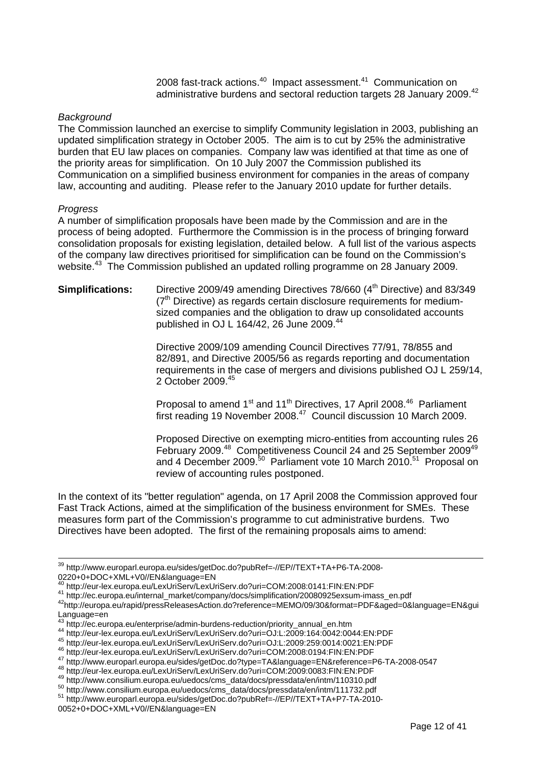2008 fast-track actions.[40] Impact assessment.[41] Communication on administrative burdens and sectoral reduction targets 28 January 2009.[42]

*Background*

The Commission launched an exercise to simplify Community legislation in 2003, publishing an updated simplification strategy in October 2005. The aim is to cut by 25% the administrative burden that EU law places on companies. Company law was identified at that time as one of the priority areas for simplification. On 10 July 2007 the Commission published its Communication on a simplified business environment for companies in the areas of company law, accounting and auditing. Please refer to the January 2010 update for further details.

*Progress*

A number of simplification proposals have been made by the Commission and are in the process of being adopted. Furthermore the Commission is in the process of bringing forward consolidation proposals for existing legislation, detailed below. A full list of the various aspects of the company law directives prioritised for simplification can be found on the Commission's website.[43] The Commission published an updated rolling programme on 28 January 2009.

**Simplifications:** Directive 2009/49 amending Directives 78/660 (4th Directive) and 83/349 (7th Directive) as regards certain disclosure requirements for medium-sized companies and the obligation to draw up consolidated accounts published in OJ L 164/42, 26 June 2009.[44]

Directive 2009/109 amending Council Directives 77/91, 78/855 and 82/891, and Directive 2005/56 as regards reporting and documentation requirements in the case of mergers and divisions published OJ L 259/14, 2 October 2009.[45]

Proposal to amend 1st and 11th Directives, 17 April 2008.[46] Parliament first reading 19 November 2008.[47] Council discussion 10 March 2009.

Proposed Directive on exempting micro-entities from accounting rules 26 February 2009.[48] Competitiveness Council 24 and 25 September 2009[49] and 4 December 2009.[50] Parliament vote 10 March 2010.[51] Proposal on review of accounting rules postponed.

In the context of its "better regulation" agenda, on 17 April 2008 the Commission approved four Fast Track Actions, aimed at the simplification of the business environment for SMEs. These measures form part of the Commission's programme to cut administrative burdens. Two Directives have been adopted. The first of the remaining proposals aims to amend:

---

[39] http://www.europarl.europa.eu/sides/getDoc.do?pubRef=-//EP//TEXT+TA+P6-TA-2008-0220+0+DOC+XML+V0//EN&language=EN

[40] http://eur-lex.europa.eu/LexUriServ/LexUriServ.do?uri=COM:2008:0141:FIN:EN:PDF

[41] http://ec.europa.eu/internal_market/company/docs/simplification/20080925exsum-imass_en.pdf

[42] http://europa.eu/rapid/pressReleasesAction.do?reference=MEMO/09/30&format=PDF&aged=0&language=EN&guiLanguage=en

[43] http://ec.europa.eu/enterprise/admin-burdens-reduction/priority_annual_en.htm

[44] http://eur-lex.europa.eu/LexUriServ/LexUriServ.do?uri=OJ:L:2009:164:0042:0044:EN:PDF

[45] http://eur-lex.europa.eu/LexUriServ/LexUriServ.do?uri=OJ:L:2009:259:0014:0021:EN:PDF

[46] http://eur-lex.europa.eu/LexUriServ/LexUriServ.do?uri=COM:2008:0194:FIN:EN:PDF

[47] http://www.europarl.europa.eu/sides/getDoc.do?type=TA&language=EN&reference=P6-TA-2008-0547

[48] http://eur-lex.europa.eu/LexUriServ/LexUriServ.do?uri=COM:2009:0083:FIN:EN:PDF

[49] http://www.consilium.europa.eu/uedocs/cms_data/docs/pressdata/en/intm/110310.pdf

[50] http://www.consilium.europa.eu/uedocs/cms_data/docs/pressdata/en/intm/111732.pdf

[51] http://www.europarl.europa.eu/sides/getDoc.do?pubRef=-//EP//TEXT+TA+P7-TA-2010-0052+0+DOC+XML+V0//EN&language=EN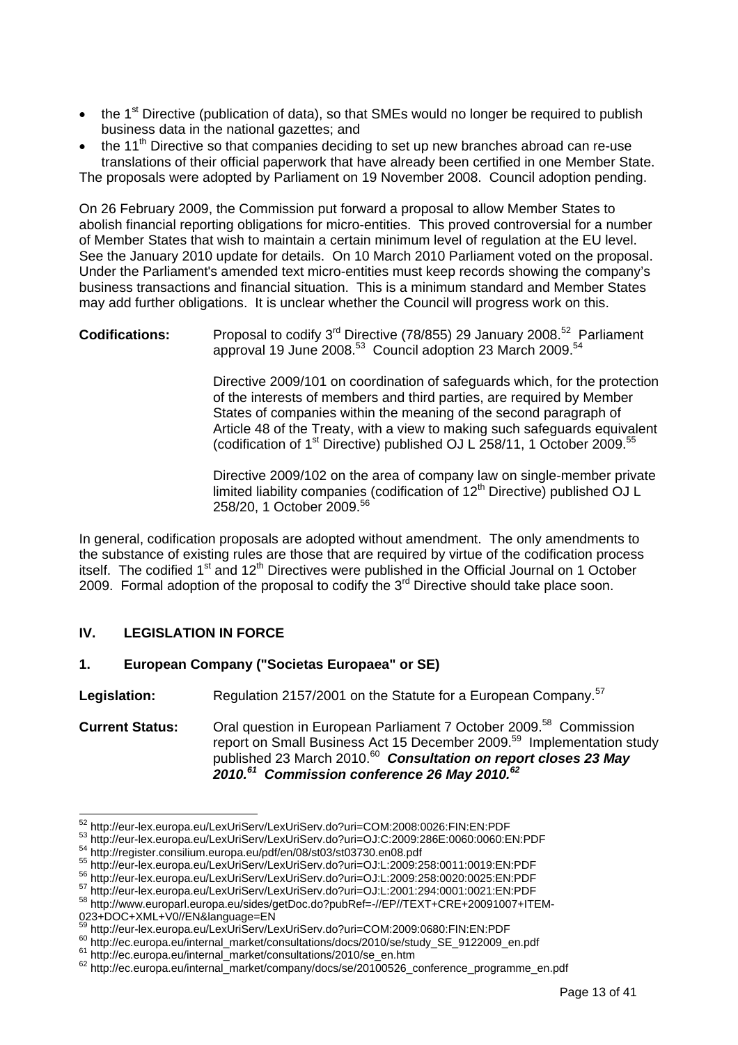- the 1st Directive (publication of data), so that SMEs would no longer be required to publish business data in the national gazettes; and
- the 11th Directive so that companies deciding to set up new branches abroad can re-use translations of their official paperwork that have already been certified in one Member State.

The proposals were adopted by Parliament on 19 November 2008. Council adoption pending.

On 26 February 2009, the Commission put forward a proposal to allow Member States to abolish financial reporting obligations for micro-entities. This proved controversial for a number of Member States that wish to maintain a certain minimum level of regulation at the EU level. See the January 2010 update for details. On 10 March 2010 Parliament voted on the proposal. Under the Parliament's amended text micro-entities must keep records showing the company's business transactions and financial situation. This is a minimum standard and Member States may add further obligations. It is unclear whether the Council will progress work on this.

**Codifications:** Proposal to codify 3rd Directive (78/855) 29 January 2008.[52] Parliament approval 19 June 2008.[53] Council adoption 23 March 2009.[54]

Directive 2009/101 on coordination of safeguards which, for the protection of the interests of members and third parties, are required by Member States of companies within the meaning of the second paragraph of Article 48 of the Treaty, with a view to making such safeguards equivalent (codification of 1st Directive) published OJ L 258/11, 1 October 2009.[55]

Directive 2009/102 on the area of company law on single-member private limited liability companies (codification of 12th Directive) published OJ L 258/20, 1 October 2009.[56]

In general, codification proposals are adopted without amendment. The only amendments to the substance of existing rules are those that are required by virtue of the codification process itself. The codified 1st and 12th Directives were published in the Official Journal on 1 October 2009. Formal adoption of the proposal to codify the 3rd Directive should take place soon.

## IV. LEGISLATION IN FORCE

### 1. European Company ("Societas Europaea" or SE)

**Legislation:** Regulation 2157/2001 on the Statute for a European Company.[57]

**Current Status:** Oral question in European Parliament 7 October 2009.[58] Commission report on Small Business Act 15 December 2009.[59] Implementation study published 23 March 2010.[60] ***Consultation on report closes 23 May 2010.[61] Commission conference 26 May 2010.[62]***

---

[52] http://eur-lex.europa.eu/LexUriServ/LexUriServ.do?uri=COM:2008:0026:FIN:EN:PDF
[53] http://eur-lex.europa.eu/LexUriServ/LexUriServ.do?uri=OJ:C:2009:286E:0060:0060:EN:PDF
[54] http://register.consilium.europa.eu/pdf/en/08/st03/st03730.en08.pdf
[55] http://eur-lex.europa.eu/LexUriServ/LexUriServ.do?uri=OJ:L:2009:258:0011:0019:EN:PDF
[56] http://eur-lex.europa.eu/LexUriServ/LexUriServ.do?uri=OJ:L:2009:258:0020:0025:EN:PDF
[57] http://eur-lex.europa.eu/LexUriServ/LexUriServ.do?uri=OJ:L:2001:294:0001:0021:EN:PDF
[58] http://www.europarl.europa.eu/sides/getDoc.do?pubRef=-//EP//TEXT+CRE+20091007+ITEM-023+DOC+XML+V0//EN&language=EN
[59] http://eur-lex.europa.eu/LexUriServ/LexUriServ.do?uri=COM:2009:0680:FIN:EN:PDF
[60] http://ec.europa.eu/internal_market/consultations/docs/2010/se/study_SE_9122009_en.pdf
[61] http://ec.europa.eu/internal_market/consultations/2010/se_en.htm
[62] http://ec.europa.eu/internal_market/company/docs/se/20100526_conference_programme_en.pdf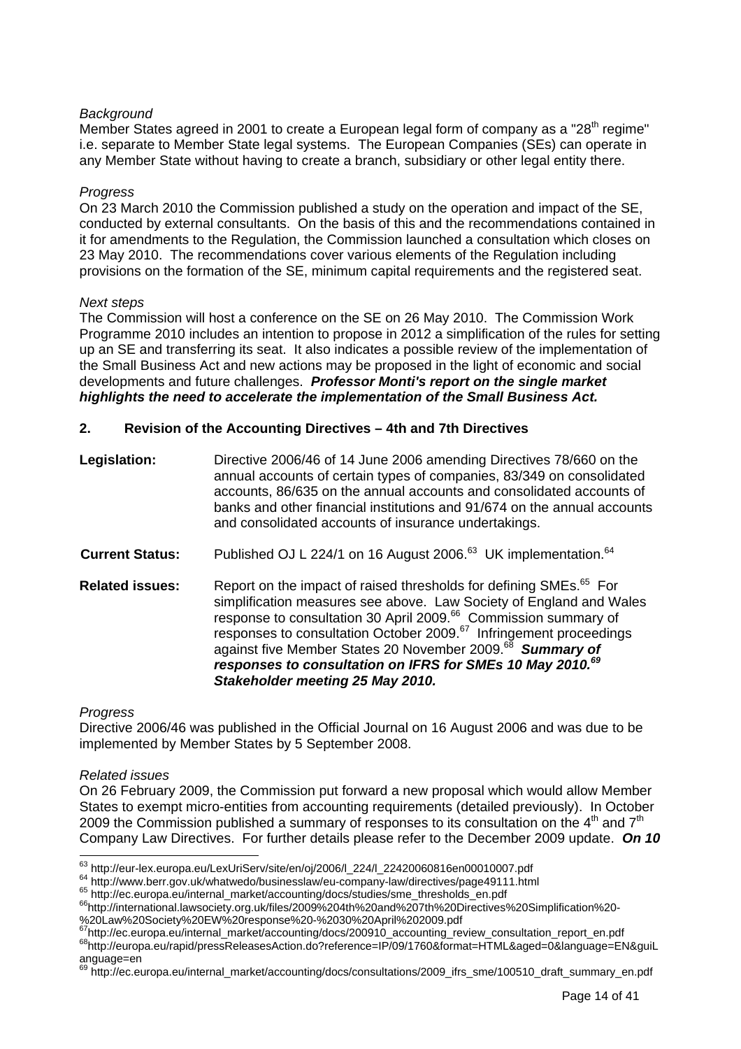*Background*
Member States agreed in 2001 to create a European legal form of company as a "28th regime" i.e. separate to Member State legal systems. The European Companies (SEs) can operate in any Member State without having to create a branch, subsidiary or other legal entity there.

*Progress*
On 23 March 2010 the Commission published a study on the operation and impact of the SE, conducted by external consultants. On the basis of this and the recommendations contained in it for amendments to the Regulation, the Commission launched a consultation which closes on 23 May 2010. The recommendations cover various elements of the Regulation including provisions on the formation of the SE, minimum capital requirements and the registered seat.

*Next steps*
The Commission will host a conference on the SE on 26 May 2010. The Commission Work Programme 2010 includes an intention to propose in 2012 a simplification of the rules for setting up an SE and transferring its seat. It also indicates a possible review of the implementation of the Small Business Act and new actions may be proposed in the light of economic and social developments and future challenges. ***Professor Monti's report on the single market highlights the need to accelerate the implementation of the Small Business Act.***

## 2. Revision of the Accounting Directives – 4th and 7th Directives

| | |
|---|---|
| **Legislation:** | Directive 2006/46 of 14 June 2006 amending Directives 78/660 on the annual accounts of certain types of companies, 83/349 on consolidated accounts, 86/635 on the annual accounts and consolidated accounts of banks and other financial institutions and 91/674 on the annual accounts and consolidated accounts of insurance undertakings. |
| **Current Status:** | Published OJ L 224/1 on 16 August 2006.[63] UK implementation.[64] |
| **Related issues:** | Report on the impact of raised thresholds for defining SMEs.[65] For simplification measures see above. Law Society of England and Wales response to consultation 30 April 2009.[66] Commission summary of responses to consultation October 2009.[67] Infringement proceedings against five Member States 20 November 2009.[68] ***Summary of responses to consultation on IFRS for SMEs 10 May 2010.[69] Stakeholder meeting 25 May 2010.*** |

*Progress*
Directive 2006/46 was published in the Official Journal on 16 August 2006 and was due to be implemented by Member States by 5 September 2008.

*Related issues*
On 26 February 2009, the Commission put forward a new proposal which would allow Member States to exempt micro-entities from accounting requirements (detailed previously). In October 2009 the Commission published a summary of responses to its consultation on the 4th and 7th Company Law Directives. For further details please refer to the December 2009 update. ***On 10***

---

[63] http://eur-lex.europa.eu/LexUriServ/site/en/oj/2006/l_224/l_22420060816en00010007.pdf
[64] http://www.berr.gov.uk/whatwedo/businesslaw/eu-company-law/directives/page49111.html
[65] http://ec.europa.eu/internal_market/accounting/docs/studies/sme_thresholds_en.pdf
[66] http://international.lawsociety.org.uk/files/2009%204th%20and%207th%20Directives%20Simplification%20-%20Law%20Society%20EW%20response%20-%2030%20April%202009.pdf
[67] http://ec.europa.eu/internal_market/accounting/docs/200910_accounting_review_consultation_report_en.pdf
[68] http://europa.eu/rapid/pressReleasesAction.do?reference=IP/09/1760&format=HTML&aged=0&language=EN&guiLanguage=en
[69] http://ec.europa.eu/internal_market/accounting/docs/consultations/2009_ifrs_sme/100510_draft_summary_en.pdf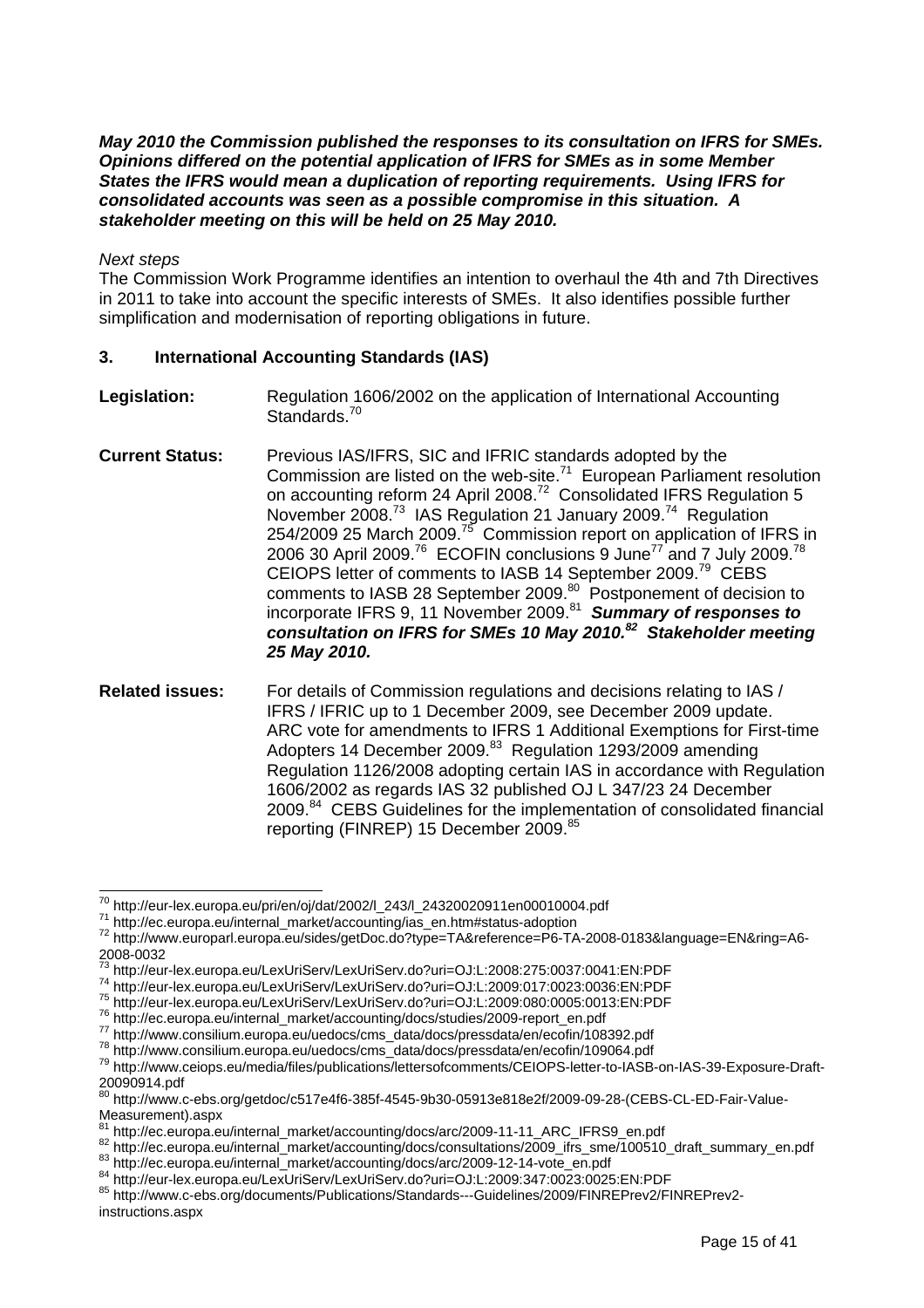***May 2010 the Commission published the responses to its consultation on IFRS for SMEs. Opinions differed on the potential application of IFRS for SMEs as in some Member States the IFRS would mean a duplication of reporting requirements. Using IFRS for consolidated accounts was seen as a possible compromise in this situation. A stakeholder meeting on this will be held on 25 May 2010.***

*Next steps*

The Commission Work Programme identifies an intention to overhaul the 4th and 7th Directives in 2011 to take into account the specific interests of SMEs. It also identifies possible further simplification and modernisation of reporting obligations in future.

## 3. International Accounting Standards (IAS)

**Legislation:** Regulation 1606/2002 on the application of International Accounting Standards.[70]

**Current Status:** Previous IAS/IFRS, SIC and IFRIC standards adopted by the Commission are listed on the web-site.[71] European Parliament resolution on accounting reform 24 April 2008.[72] Consolidated IFRS Regulation 5 November 2008.[73] IAS Regulation 21 January 2009.[74] Regulation 254/2009 25 March 2009.[75] Commission report on application of IFRS in 2006 30 April 2009.[76] ECOFIN conclusions 9 June[77] and 7 July 2009.[78] CEIOPS letter of comments to IASB 14 September 2009.[79] CEBS comments to IASB 28 September 2009.[80] Postponement of decision to incorporate IFRS 9, 11 November 2009.[81] ***Summary of responses to consultation on IFRS for SMEs 10 May 2010.[82] Stakeholder meeting 25 May 2010.***

**Related issues:** For details of Commission regulations and decisions relating to IAS / IFRS / IFRIC up to 1 December 2009, see December 2009 update. ARC vote for amendments to IFRS 1 Additional Exemptions for First-time Adopters 14 December 2009.[83] Regulation 1293/2009 amending Regulation 1126/2008 adopting certain IAS in accordance with Regulation 1606/2002 as regards IAS 32 published OJ L 347/23 24 December 2009.[84] CEBS Guidelines for the implementation of consolidated financial reporting (FINREP) 15 December 2009.[85]

---

[70] http://eur-lex.europa.eu/pri/en/oj/dat/2002/l_243/l_24320020911en00010004.pdf
[71] http://ec.europa.eu/internal_market/accounting/ias_en.htm#status-adoption
[72] http://www.europarl.europa.eu/sides/getDoc.do?type=TA&reference=P6-TA-2008-0183&language=EN&ring=A6-2008-0032
[73] http://eur-lex.europa.eu/LexUriServ/LexUriServ.do?uri=OJ:L:2008:275:0037:0041:EN:PDF
[74] http://eur-lex.europa.eu/LexUriServ/LexUriServ.do?uri=OJ:L:2009:017:0023:0036:EN:PDF
[75] http://eur-lex.europa.eu/LexUriServ/LexUriServ.do?uri=OJ:L:2009:080:0005:0013:EN:PDF
[76] http://ec.europa.eu/internal_market/accounting/docs/studies/2009-report_en.pdf
[77] http://www.consilium.europa.eu/uedocs/cms_data/docs/pressdata/en/ecofin/108392.pdf
[78] http://www.consilium.europa.eu/uedocs/cms_data/docs/pressdata/en/ecofin/109064.pdf
[79] http://www.ceiops.eu/media/files/publications/lettersofcomments/CEIOPS-letter-to-IASB-on-IAS-39-Exposure-Draft-20090914.pdf
[80] http://www.c-ebs.org/getdoc/c517e4f6-385f-4545-9b30-05913e818e2f/2009-09-28-(CEBS-CL-ED-Fair-Value-Measurement).aspx
[81] http://ec.europa.eu/internal_market/accounting/docs/arc/2009-11-11_ARC_IFRS9_en.pdf
[82] http://ec.europa.eu/internal_market/accounting/docs/consultations/2009_ifrs_sme/100510_draft_summary_en.pdf
[83] http://ec.europa.eu/internal_market/accounting/docs/arc/2009-12-14-vote_en.pdf
[84] http://eur-lex.europa.eu/LexUriServ/LexUriServ.do?uri=OJ:L:2009:347:0023:0025:EN:PDF
[85] http://www.c-ebs.org/documents/Publications/Standards---Guidelines/2009/FINREPrev2/FINREPrev2-instructions.aspx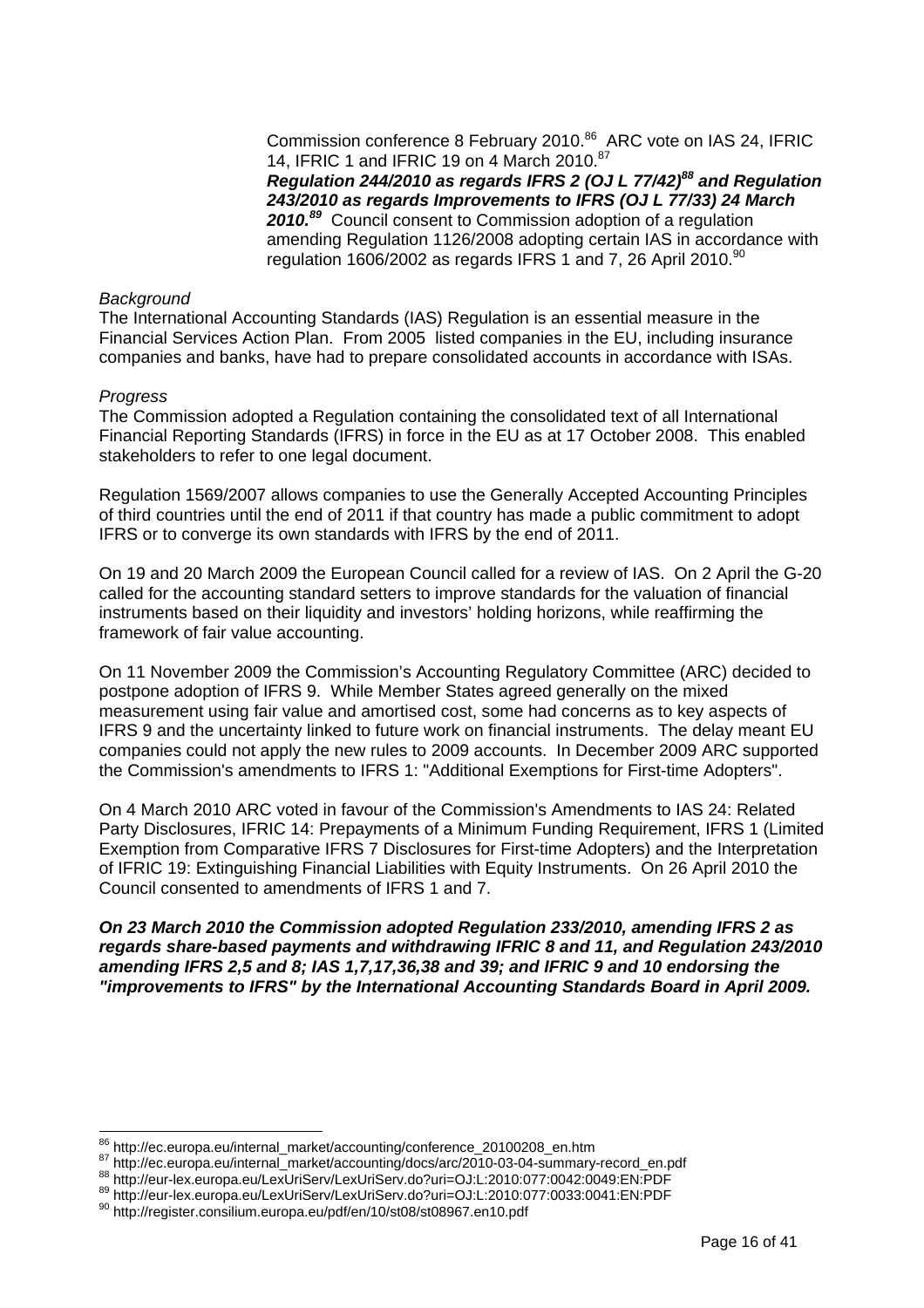Commission conference 8 February 2010.[86] ARC vote on IAS 24, IFRIC 14, IFRIC 1 and IFRIC 19 on 4 March 2010.[87] ***Regulation 244/2010 as regards IFRS 2 (OJ L 77/42)[88] and Regulation 243/2010 as regards Improvements to IFRS (OJ L 77/33) 24 March 2010.[89]*** Council consent to Commission adoption of a regulation amending Regulation 1126/2008 adopting certain IAS in accordance with regulation 1606/2002 as regards IFRS 1 and 7, 26 April 2010.[90]

*Background*

The International Accounting Standards (IAS) Regulation is an essential measure in the Financial Services Action Plan. From 2005 listed companies in the EU, including insurance companies and banks, have had to prepare consolidated accounts in accordance with ISAs.

*Progress*

The Commission adopted a Regulation containing the consolidated text of all International Financial Reporting Standards (IFRS) in force in the EU as at 17 October 2008. This enabled stakeholders to refer to one legal document.

Regulation 1569/2007 allows companies to use the Generally Accepted Accounting Principles of third countries until the end of 2011 if that country has made a public commitment to adopt IFRS or to converge its own standards with IFRS by the end of 2011.

On 19 and 20 March 2009 the European Council called for a review of IAS. On 2 April the G-20 called for the accounting standard setters to improve standards for the valuation of financial instruments based on their liquidity and investors' holding horizons, while reaffirming the framework of fair value accounting.

On 11 November 2009 the Commission's Accounting Regulatory Committee (ARC) decided to postpone adoption of IFRS 9. While Member States agreed generally on the mixed measurement using fair value and amortised cost, some had concerns as to key aspects of IFRS 9 and the uncertainty linked to future work on financial instruments. The delay meant EU companies could not apply the new rules to 2009 accounts. In December 2009 ARC supported the Commission's amendments to IFRS 1: "Additional Exemptions for First-time Adopters".

On 4 March 2010 ARC voted in favour of the Commission's Amendments to IAS 24: Related Party Disclosures, IFRIC 14: Prepayments of a Minimum Funding Requirement, IFRS 1 (Limited Exemption from Comparative IFRS 7 Disclosures for First-time Adopters) and the Interpretation of IFRIC 19: Extinguishing Financial Liabilities with Equity Instruments. On 26 April 2010 the Council consented to amendments of IFRS 1 and 7.

***On 23 March 2010 the Commission adopted Regulation 233/2010, amending IFRS 2 as regards share-based payments and withdrawing IFRIC 8 and 11, and Regulation 243/2010 amending IFRS 2,5 and 8; IAS 1,7,17,36,38 and 39; and IFRIC 9 and 10 endorsing the "improvements to IFRS" by the International Accounting Standards Board in April 2009.***

---

[86] http://ec.europa.eu/internal_market/accounting/conference_20100208_en.htm
[87] http://ec.europa.eu/internal_market/accounting/docs/arc/2010-03-04-summary-record_en.pdf
[88] http://eur-lex.europa.eu/LexUriServ/LexUriServ.do?uri=OJ:L:2010:077:0042:0049:EN:PDF
[89] http://eur-lex.europa.eu/LexUriServ/LexUriServ.do?uri=OJ:L:2010:077:0033:0041:EN:PDF
[90] http://register.consilium.europa.eu/pdf/en/10/st08/st08967.en10.pdf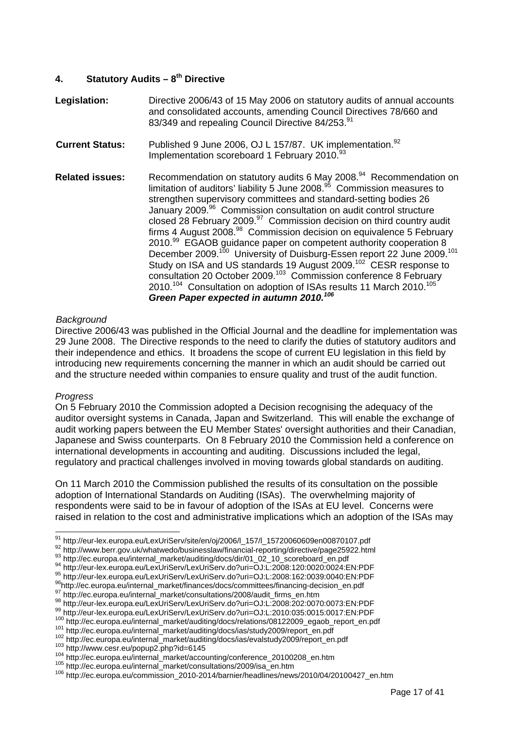## 4. Statutory Audits – 8th Directive

**Legislation:** Directive 2006/43 of 15 May 2006 on statutory audits of annual accounts and consolidated accounts, amending Council Directives 78/660 and 83/349 and repealing Council Directive 84/253.[91]

**Current Status:** Published 9 June 2006, OJ L 157/87. UK implementation.[92] Implementation scoreboard 1 February 2010.[93]

**Related issues:** Recommendation on statutory audits 6 May 2008.[94] Recommendation on limitation of auditors' liability 5 June 2008.[95] Commission measures to strengthen supervisory committees and standard-setting bodies 26 January 2009.[96] Commission consultation on audit control structure closed 28 February 2009.[97] Commission decision on third country audit firms 4 August 2008.[98] Commission decision on equivalence 5 February 2010.[99] EGAOB guidance paper on competent authority cooperation 8 December 2009.[100] University of Duisburg-Essen report 22 June 2009.[101] Study on ISA and US standards 19 August 2009.[102] CESR response to consultation 20 October 2009.[103] Commission conference 8 February 2010.[104] Consultation on adoption of ISAs results 11 March 2010.[105] ***Green Paper expected in autumn 2010.[106]***

*Background*

Directive 2006/43 was published in the Official Journal and the deadline for implementation was 29 June 2008. The Directive responds to the need to clarify the duties of statutory auditors and their independence and ethics. It broadens the scope of current EU legislation in this field by introducing new requirements concerning the manner in which an audit should be carried out and the structure needed within companies to ensure quality and trust of the audit function.

*Progress*

On 5 February 2010 the Commission adopted a Decision recognising the adequacy of the auditor oversight systems in Canada, Japan and Switzerland. This will enable the exchange of audit working papers between the EU Member States' oversight authorities and their Canadian, Japanese and Swiss counterparts. On 8 February 2010 the Commission held a conference on international developments in accounting and auditing. Discussions included the legal, regulatory and practical challenges involved in moving towards global standards on auditing.

On 11 March 2010 the Commission published the results of its consultation on the possible adoption of International Standards on Auditing (ISAs). The overwhelming majority of respondents were said to be in favour of adoption of the ISAs at EU level. Concerns were raised in relation to the cost and administrative implications which an adoption of the ISAs may

---

[91] http://eur-lex.europa.eu/LexUriServ/site/en/oj/2006/l_157/l_15720060609en00870107.pdf
[92] http://www.berr.gov.uk/whatwedo/businesslaw/financial-reporting/directive/page25922.html
[93] http://ec.europa.eu/internal_market/auditing/docs/dir/01_02_10_scoreboard_en.pdf
[94] http://eur-lex.europa.eu/LexUriServ/LexUriServ.do?uri=OJ:L:2008:120:0020:0024:EN:PDF
[95] http://eur-lex.europa.eu/LexUriServ/LexUriServ.do?uri=OJ:L:2008:162:0039:0040:EN:PDF
[96] http://ec.europa.eu/internal_market/finances/docs/committees/financing-decision_en.pdf
[97] http://ec.europa.eu/internal_market/consultations/2008/audit_firms_en.htm
[98] http://eur-lex.europa.eu/LexUriServ/LexUriServ.do?uri=OJ:L:2008:202:0070:0073:EN:PDF
[99] http://eur-lex.europa.eu/LexUriServ/LexUriServ.do?uri=OJ:L:2010:035:0015:0017:EN:PDF
[100] http://ec.europa.eu/internal_market/auditing/docs/relations/08122009_egaob_report_en.pdf
[101] http://ec.europa.eu/internal_market/auditing/docs/ias/study2009/report_en.pdf
[102] http://ec.europa.eu/internal_market/auditing/docs/ias/evalstudy2009/report_en.pdf
[103] http://www.cesr.eu/popup2.php?id=6145
[104] http://ec.europa.eu/internal_market/accounting/conference_20100208_en.htm
[105] http://ec.europa.eu/internal_market/consultations/2009/isa_en.htm
[106] http://ec.europa.eu/commission_2010-2014/barnier/headlines/news/2010/04/20100427_en.htm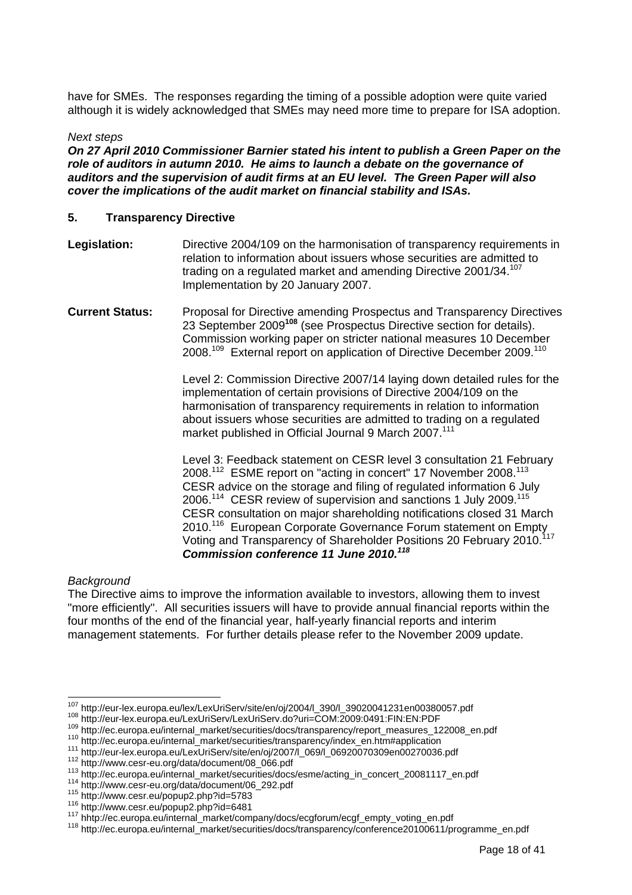have for SMEs. The responses regarding the timing of a possible adoption were quite varied although it is widely acknowledged that SMEs may need more time to prepare for ISA adoption.

*Next steps*

***On 27 April 2010 Commissioner Barnier stated his intent to publish a Green Paper on the role of auditors in autumn 2010. He aims to launch a debate on the governance of auditors and the supervision of audit firms at an EU level. The Green Paper will also cover the implications of the audit market on financial stability and ISAs.***

## 5. Transparency Directive

**Legislation:** Directive 2004/109 on the harmonisation of transparency requirements in relation to information about issuers whose securities are admitted to trading on a regulated market and amending Directive 2001/34.[107] Implementation by 20 January 2007.

**Current Status:** Proposal for Directive amending Prospectus and Transparency Directives 23 September 2009[108] (see Prospectus Directive section for details). Commission working paper on stricter national measures 10 December 2008.[109] External report on application of Directive December 2009.[110]

Level 2: Commission Directive 2007/14 laying down detailed rules for the implementation of certain provisions of Directive 2004/109 on the harmonisation of transparency requirements in relation to information about issuers whose securities are admitted to trading on a regulated market published in Official Journal 9 March 2007.[111]

Level 3: Feedback statement on CESR level 3 consultation 21 February 2008.[112] ESME report on "acting in concert" 17 November 2008.[113] CESR advice on the storage and filing of regulated information 6 July 2006.[114] CESR review of supervision and sanctions 1 July 2009.[115] CESR consultation on major shareholding notifications closed 31 March 2010.[116] European Corporate Governance Forum statement on Empty Voting and Transparency of Shareholder Positions 20 February 2010.[117] ***Commission conference 11 June 2010.[118]***

*Background*

The Directive aims to improve the information available to investors, allowing them to invest "more efficiently". All securities issuers will have to provide annual financial reports within the four months of the end of the financial year, half-yearly financial reports and interim management statements. For further details please refer to the November 2009 update.

---

[107] http://eur-lex.europa.eu/lex/LexUriServ/site/en/oj/2004/l_390/l_39020041231en00380057.pdf
[108] http://eur-lex.europa.eu/LexUriServ/LexUriServ.do?uri=COM:2009:0491:FIN:EN:PDF
[109] http://ec.europa.eu/internal_market/securities/docs/transparency/report_measures_122008_en.pdf
[110] http://ec.europa.eu/internal_market/securities/transparency/index_en.htm#application
[111] http://eur-lex.europa.eu/LexUriServ/site/en/oj/2007/l_069/l_06920070309en00270036.pdf
[112] http://www.cesr-eu.org/data/document/08_066.pdf
[113] http://ec.europa.eu/internal_market/securities/docs/esme/acting_in_concert_20081117_en.pdf
[114] http://www.cesr-eu.org/data/document/06_292.pdf
[115] http://www.cesr.eu/popup2.php?id=5783
[116] http://www.cesr.eu/popup2.php?id=6481
[117] hhtp://ec.europa.eu/internal_market/company/docs/ecgforum/ecgf_empty_voting_en.pdf
[118] http://ec.europa.eu/internal_market/securities/docs/transparency/conference20100611/programme_en.pdf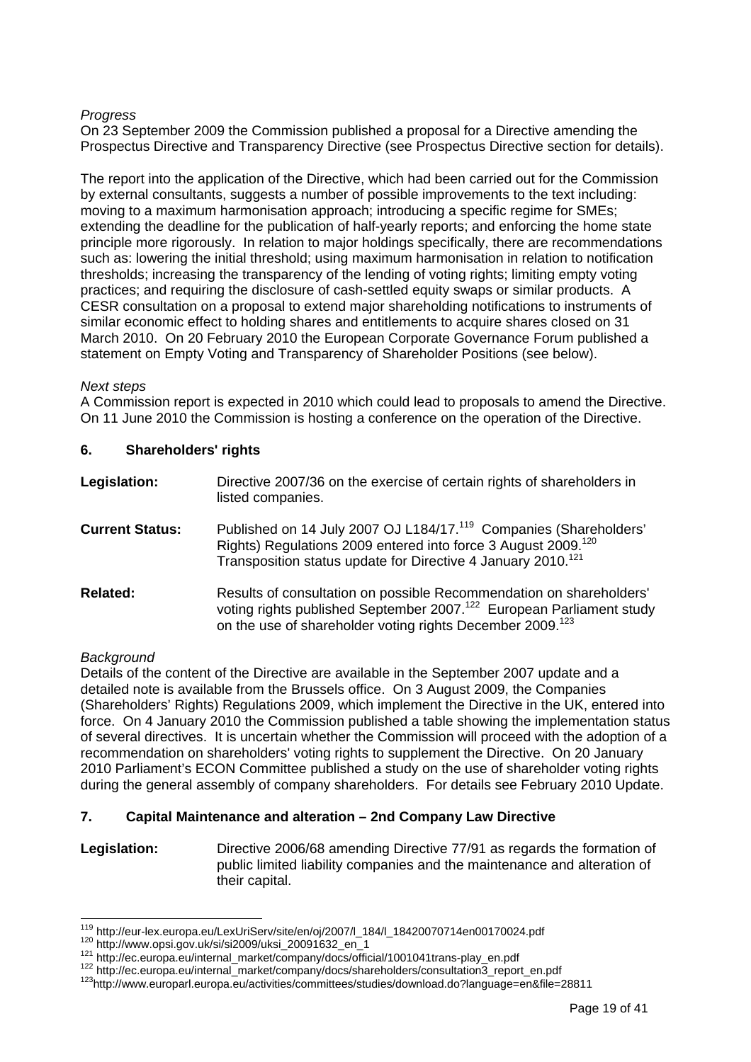*Progress*

On 23 September 2009 the Commission published a proposal for a Directive amending the Prospectus Directive and Transparency Directive (see Prospectus Directive section for details).

The report into the application of the Directive, which had been carried out for the Commission by external consultants, suggests a number of possible improvements to the text including: moving to a maximum harmonisation approach; introducing a specific regime for SMEs; extending the deadline for the publication of half-yearly reports; and enforcing the home state principle more rigorously. In relation to major holdings specifically, there are recommendations such as: lowering the initial threshold; using maximum harmonisation in relation to notification thresholds; increasing the transparency of the lending of voting rights; limiting empty voting practices; and requiring the disclosure of cash-settled equity swaps or similar products. A CESR consultation on a proposal to extend major shareholding notifications to instruments of similar economic effect to holding shares and entitlements to acquire shares closed on 31 March 2010. On 20 February 2010 the European Corporate Governance Forum published a statement on Empty Voting and Transparency of Shareholder Positions (see below).

*Next steps*

A Commission report is expected in 2010 which could lead to proposals to amend the Directive. On 11 June 2010 the Commission is hosting a conference on the operation of the Directive.

## 6. Shareholders' rights

**Legislation:** Directive 2007/36 on the exercise of certain rights of shareholders in listed companies.

**Current Status:** Published on 14 July 2007 OJ L184/17.[119] Companies (Shareholders' Rights) Regulations 2009 entered into force 3 August 2009.[120] Transposition status update for Directive 4 January 2010.[121]

**Related:** Results of consultation on possible Recommendation on shareholders' voting rights published September 2007.[122] European Parliament study on the use of shareholder voting rights December 2009.[123]

*Background*

Details of the content of the Directive are available in the September 2007 update and a detailed note is available from the Brussels office. On 3 August 2009, the Companies (Shareholders' Rights) Regulations 2009, which implement the Directive in the UK, entered into force. On 4 January 2010 the Commission published a table showing the implementation status of several directives. It is uncertain whether the Commission will proceed with the adoption of a recommendation on shareholders' voting rights to supplement the Directive. On 20 January 2010 Parliament's ECON Committee published a study on the use of shareholder voting rights during the general assembly of company shareholders. For details see February 2010 Update.

## 7. Capital Maintenance and alteration – 2nd Company Law Directive

**Legislation:** Directive 2006/68 amending Directive 77/91 as regards the formation of public limited liability companies and the maintenance and alteration of their capital.

---

[119] http://eur-lex.europa.eu/LexUriServ/site/en/oj/2007/l_184/l_18420070714en00170024.pdf
[120] http://www.opsi.gov.uk/si/si2009/uksi_20091632_en_1
[121] http://ec.europa.eu/internal_market/company/docs/official/1001041trans-play_en.pdf
[122] http://ec.europa.eu/internal_market/company/docs/shareholders/consultation3_report_en.pdf
[123] http://www.europarl.europa.eu/activities/committees/studies/download.do?language=en&file=28811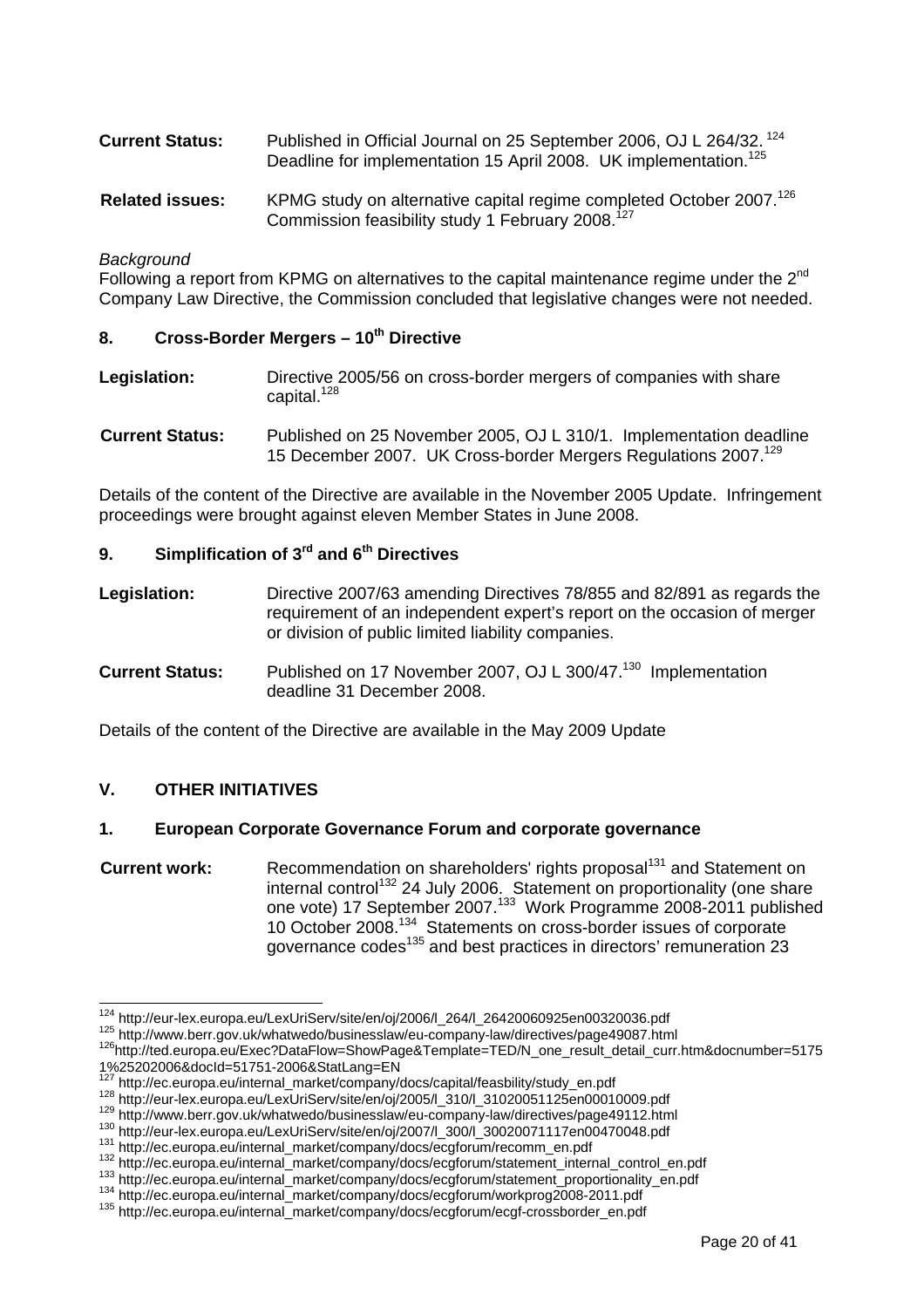**Current Status:** Published in Official Journal on 25 September 2006, OJ L 264/32.[124] Deadline for implementation 15 April 2008. UK implementation.[125]

**Related issues:** KPMG study on alternative capital regime completed October 2007.[126] Commission feasibility study 1 February 2008.[127]

*Background*

Following a report from KPMG on alternatives to the capital maintenance regime under the 2nd Company Law Directive, the Commission concluded that legislative changes were not needed.

### 8. Cross-Border Mergers – 10th Directive

**Legislation:** Directive 2005/56 on cross-border mergers of companies with share capital.[128]

**Current Status:** Published on 25 November 2005, OJ L 310/1. Implementation deadline 15 December 2007. UK Cross-border Mergers Regulations 2007.[129]

Details of the content of the Directive are available in the November 2005 Update. Infringement proceedings were brought against eleven Member States in June 2008.

### 9. Simplification of 3rd and 6th Directives

**Legislation:** Directive 2007/63 amending Directives 78/855 and 82/891 as regards the requirement of an independent expert's report on the occasion of merger or division of public limited liability companies.

**Current Status:** Published on 17 November 2007, OJ L 300/47.[130] Implementation deadline 31 December 2008.

Details of the content of the Directive are available in the May 2009 Update

## V. OTHER INITIATIVES

### 1. European Corporate Governance Forum and corporate governance

**Current work:** Recommendation on shareholders' rights proposal[131] and Statement on internal control[132] 24 July 2006. Statement on proportionality (one share one vote) 17 September 2007.[133] Work Programme 2008-2011 published 10 October 2008.[134] Statements on cross-border issues of corporate governance codes[135] and best practices in directors' remuneration 23

---

[124] http://eur-lex.europa.eu/LexUriServ/site/en/oj/2006/l_264/l_26420060925en00320036.pdf

[125] http://www.berr.gov.uk/whatwedo/businesslaw/eu-company-law/directives/page49087.html

[126] http://ted.europa.eu/Exec?DataFlow=ShowPage&Template=TED/N_one_result_detail_curr.htm&docnumber=51751%25202006&docId=51751-2006&StatLang=EN

[127] http://ec.europa.eu/internal_market/company/docs/capital/feasbility/study_en.pdf

[128] http://eur-lex.europa.eu/LexUriServ/site/en/oj/2005/l_310/l_31020051125en00010009.pdf

[129] http://www.berr.gov.uk/whatwedo/businesslaw/eu-company-law/directives/page49112.html

[130] http://eur-lex.europa.eu/LexUriServ/site/en/oj/2007/l_300/l_30020071117en00470048.pdf

[131] http://ec.europa.eu/internal_market/company/docs/ecgforum/recomm_en.pdf

[132] http://ec.europa.eu/internal_market/company/docs/ecgforum/statement_internal_control_en.pdf

[133] http://ec.europa.eu/internal_market/company/docs/ecgforum/statement_proportionality_en.pdf

[134] http://ec.europa.eu/internal_market/company/docs/ecgforum/workprog2008-2011.pdf

[135] http://ec.europa.eu/internal_market/company/docs/ecgforum/ecgf-crossborder_en.pdf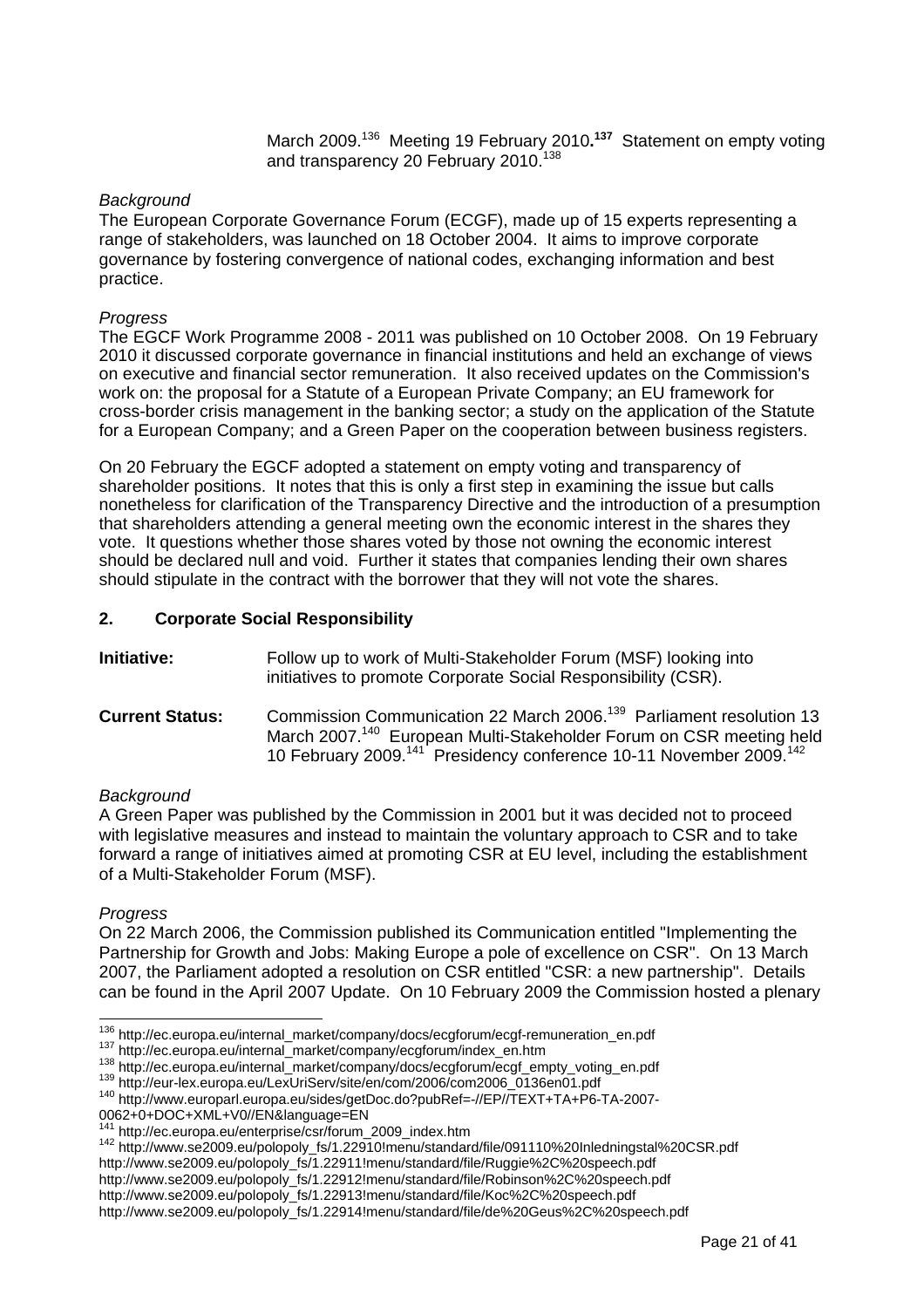March 2009.[136] Meeting 19 February 2010.[137] Statement on empty voting and transparency 20 February 2010.[138]

*Background*
The European Corporate Governance Forum (ECGF), made up of 15 experts representing a range of stakeholders, was launched on 18 October 2004. It aims to improve corporate governance by fostering convergence of national codes, exchanging information and best practice.

*Progress*
The EGCF Work Programme 2008 - 2011 was published on 10 October 2008. On 19 February 2010 it discussed corporate governance in financial institutions and held an exchange of views on executive and financial sector remuneration. It also received updates on the Commission's work on: the proposal for a Statute of a European Private Company; an EU framework for cross-border crisis management in the banking sector; a study on the application of the Statute for a European Company; and a Green Paper on the cooperation between business registers.

On 20 February the EGCF adopted a statement on empty voting and transparency of shareholder positions. It notes that this is only a first step in examining the issue but calls nonetheless for clarification of the Transparency Directive and the introduction of a presumption that shareholders attending a general meeting own the economic interest in the shares they vote. It questions whether those shares voted by those not owning the economic interest should be declared null and void. Further it states that companies lending their own shares should stipulate in the contract with the borrower that they will not vote the shares.

## 2. Corporate Social Responsibility

**Initiative:** Follow up to work of Multi-Stakeholder Forum (MSF) looking into initiatives to promote Corporate Social Responsibility (CSR).

**Current Status:** Commission Communication 22 March 2006.[139] Parliament resolution 13 March 2007.[140] European Multi-Stakeholder Forum on CSR meeting held 10 February 2009.[141] Presidency conference 10-11 November 2009.[142]

*Background*
A Green Paper was published by the Commission in 2001 but it was decided not to proceed with legislative measures and instead to maintain the voluntary approach to CSR and to take forward a range of initiatives aimed at promoting CSR at EU level, including the establishment of a Multi-Stakeholder Forum (MSF).

*Progress*
On 22 March 2006, the Commission published its Communication entitled "Implementing the Partnership for Growth and Jobs: Making Europe a pole of excellence on CSR". On 13 March 2007, the Parliament adopted a resolution on CSR entitled "CSR: a new partnership". Details can be found in the April 2007 Update. On 10 February 2009 the Commission hosted a plenary

---

[136] http://ec.europa.eu/internal_market/company/docs/ecgforum/ecgf-remuneration_en.pdf
[137] http://ec.europa.eu/internal_market/company/ecgforum/index_en.htm
[138] http://ec.europa.eu/internal_market/company/docs/ecgforum/ecgf_empty_voting_en.pdf
[139] http://eur-lex.europa.eu/LexUriServ/site/en/com/2006/com2006_0136en01.pdf
[140] http://www.europarl.europa.eu/sides/getDoc.do?pubRef=-//EP//TEXT+TA+P6-TA-2007-0062+0+DOC+XML+V0//EN&language=EN
[141] http://ec.europa.eu/enterprise/csr/forum_2009_index.htm
[142] http://www.se2009.eu/polopoly_fs/1.22910!menu/standard/file/091110%20Inledningstal%20CSR.pdf
http://www.se2009.eu/polopoly_fs/1.22911!menu/standard/file/Ruggie%2C%20speech.pdf
http://www.se2009.eu/polopoly_fs/1.22912!menu/standard/file/Robinson%2C%20speech.pdf
http://www.se2009.eu/polopoly_fs/1.22913!menu/standard/file/Koc%2C%20speech.pdf
http://www.se2009.eu/polopoly_fs/1.22914!menu/standard/file/de%20Geus%2C%20speech.pdf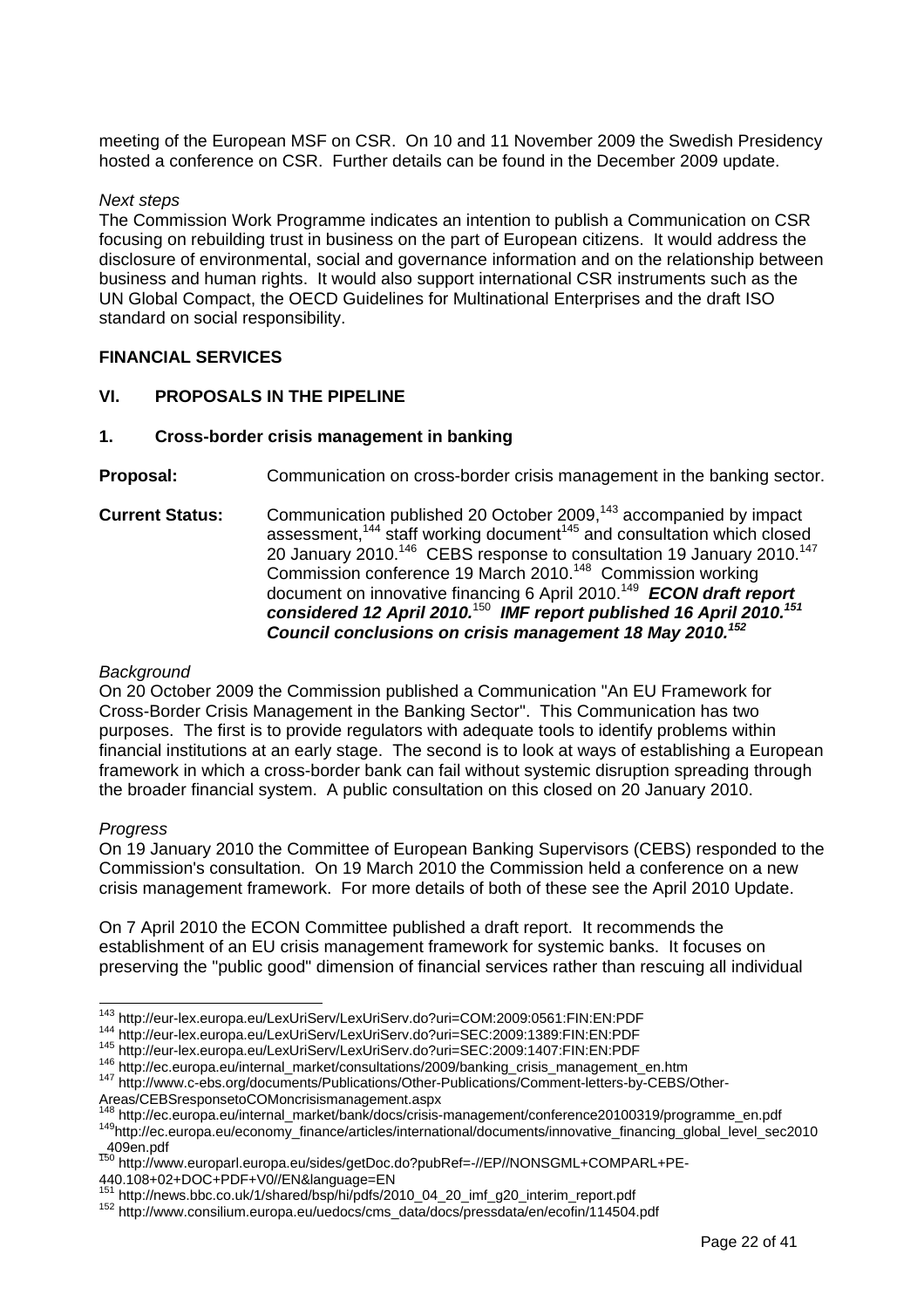meeting of the European MSF on CSR. On 10 and 11 November 2009 the Swedish Presidency hosted a conference on CSR. Further details can be found in the December 2009 update.

*Next steps*

The Commission Work Programme indicates an intention to publish a Communication on CSR focusing on rebuilding trust in business on the part of European citizens. It would address the disclosure of environmental, social and governance information and on the relationship between business and human rights. It would also support international CSR instruments such as the UN Global Compact, the OECD Guidelines for Multinational Enterprises and the draft ISO standard on social responsibility.

**FINANCIAL SERVICES**

## VI. PROPOSALS IN THE PIPELINE

### 1. Cross-border crisis management in banking

**Proposal:** Communication on cross-border crisis management in the banking sector.

**Current Status:** Communication published 20 October 2009,[143] accompanied by impact assessment,[144] staff working document[145] and consultation which closed 20 January 2010.[146] CEBS response to consultation 19 January 2010.[147] Commission conference 19 March 2010.[148] Commission working document on innovative financing 6 April 2010.[149] ***ECON draft report considered 12 April 2010.***[150] ***IMF report published 16 April 2010.[151] Council conclusions on crisis management 18 May 2010.[152]***

*Background*

On 20 October 2009 the Commission published a Communication "An EU Framework for Cross-Border Crisis Management in the Banking Sector". This Communication has two purposes. The first is to provide regulators with adequate tools to identify problems within financial institutions at an early stage. The second is to look at ways of establishing a European framework in which a cross-border bank can fail without systemic disruption spreading through the broader financial system. A public consultation on this closed on 20 January 2010.

*Progress*

On 19 January 2010 the Committee of European Banking Supervisors (CEBS) responded to the Commission's consultation. On 19 March 2010 the Commission held a conference on a new crisis management framework. For more details of both of these see the April 2010 Update.

On 7 April 2010 the ECON Committee published a draft report. It recommends the establishment of an EU crisis management framework for systemic banks. It focuses on preserving the "public good" dimension of financial services rather than rescuing all individual

---

[143] http://eur-lex.europa.eu/LexUriServ/LexUriServ.do?uri=COM:2009:0561:FIN:EN:PDF
[144] http://eur-lex.europa.eu/LexUriServ/LexUriServ.do?uri=SEC:2009:1389:FIN:EN:PDF
[145] http://eur-lex.europa.eu/LexUriServ/LexUriServ.do?uri=SEC:2009:1407:FIN:EN:PDF
[146] http://ec.europa.eu/internal_market/consultations/2009/banking_crisis_management_en.htm
[147] http://www.c-ebs.org/documents/Publications/Other-Publications/Comment-letters-by-CEBS/Other-Areas/CEBSresponsetoCOMoncrisismanagement.aspx
[148] http://ec.europa.eu/internal_market/bank/docs/crisis-management/conference20100319/programme_en.pdf
[149] http://ec.europa.eu/economy_finance/articles/international/documents/innovative_financing_global_level_sec2010_409en.pdf
[150] http://www.europarl.europa.eu/sides/getDoc.do?pubRef=-//EP//NONSGML+COMPARL+PE-440.108+02+DOC+PDF+V0//EN&language=EN
[151] http://news.bbc.co.uk/1/shared/bsp/hi/pdfs/2010_04_20_imf_g20_interim_report.pdf
[152] http://www.consilium.europa.eu/uedocs/cms_data/docs/pressdata/en/ecofin/114504.pdf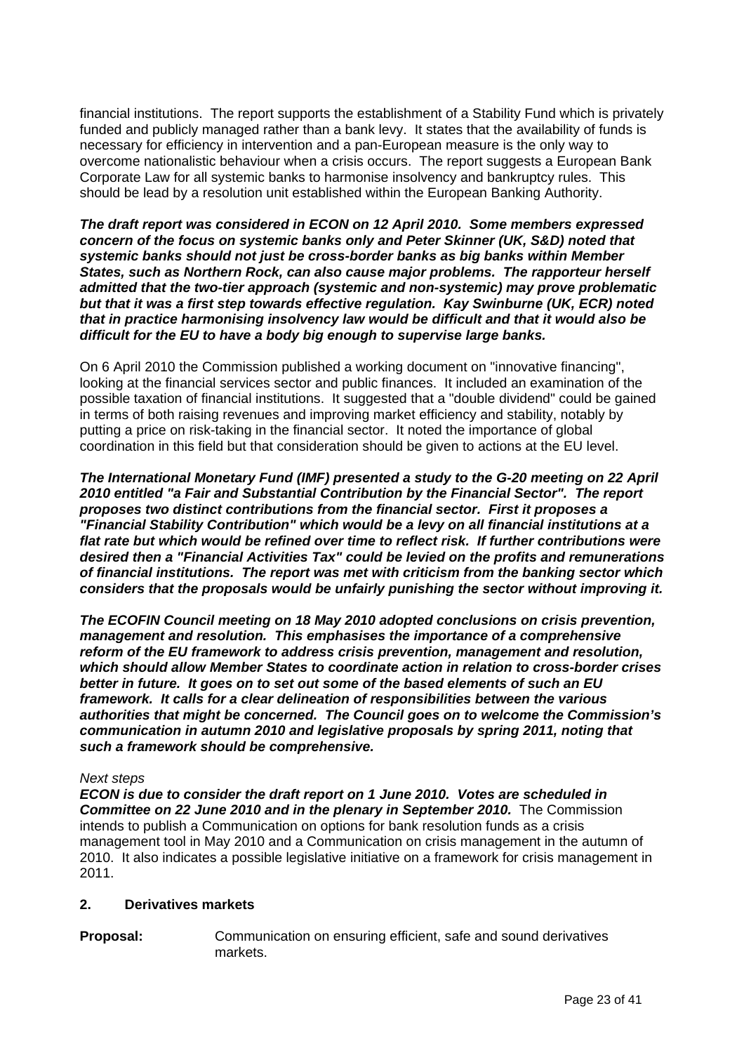financial institutions. The report supports the establishment of a Stability Fund which is privately funded and publicly managed rather than a bank levy. It states that the availability of funds is necessary for efficiency in intervention and a pan-European measure is the only way to overcome nationalistic behaviour when a crisis occurs. The report suggests a European Bank Corporate Law for all systemic banks to harmonise insolvency and bankruptcy rules. This should be lead by a resolution unit established within the European Banking Authority.

***The draft report was considered in ECON on 12 April 2010. Some members expressed concern of the focus on systemic banks only and Peter Skinner (UK, S&D) noted that systemic banks should not just be cross-border banks as big banks within Member States, such as Northern Rock, can also cause major problems. The rapporteur herself admitted that the two-tier approach (systemic and non-systemic) may prove problematic but that it was a first step towards effective regulation. Kay Swinburne (UK, ECR) noted that in practice harmonising insolvency law would be difficult and that it would also be difficult for the EU to have a body big enough to supervise large banks.***

On 6 April 2010 the Commission published a working document on "innovative financing", looking at the financial services sector and public finances. It included an examination of the possible taxation of financial institutions. It suggested that a "double dividend" could be gained in terms of both raising revenues and improving market efficiency and stability, notably by putting a price on risk-taking in the financial sector. It noted the importance of global coordination in this field but that consideration should be given to actions at the EU level.

***The International Monetary Fund (IMF) presented a study to the G-20 meeting on 22 April 2010 entitled "a Fair and Substantial Contribution by the Financial Sector". The report proposes two distinct contributions from the financial sector. First it proposes a "Financial Stability Contribution" which would be a levy on all financial institutions at a flat rate but which would be refined over time to reflect risk. If further contributions were desired then a "Financial Activities Tax" could be levied on the profits and remunerations of financial institutions. The report was met with criticism from the banking sector which considers that the proposals would be unfairly punishing the sector without improving it.***

***The ECOFIN Council meeting on 18 May 2010 adopted conclusions on crisis prevention, management and resolution. This emphasises the importance of a comprehensive reform of the EU framework to address crisis prevention, management and resolution, which should allow Member States to coordinate action in relation to cross-border crises better in future. It goes on to set out some of the based elements of such an EU framework. It calls for a clear delineation of responsibilities between the various authorities that might be concerned. The Council goes on to welcome the Commission's communication in autumn 2010 and legislative proposals by spring 2011, noting that such a framework should be comprehensive.***

*Next steps*

***ECON is due to consider the draft report on 1 June 2010. Votes are scheduled in Committee on 22 June 2010 and in the plenary in September 2010.*** The Commission intends to publish a Communication on options for bank resolution funds as a crisis management tool in May 2010 and a Communication on crisis management in the autumn of 2010. It also indicates a possible legislative initiative on a framework for crisis management in 2011.

## 2. Derivatives markets

**Proposal:** Communication on ensuring efficient, safe and sound derivatives markets.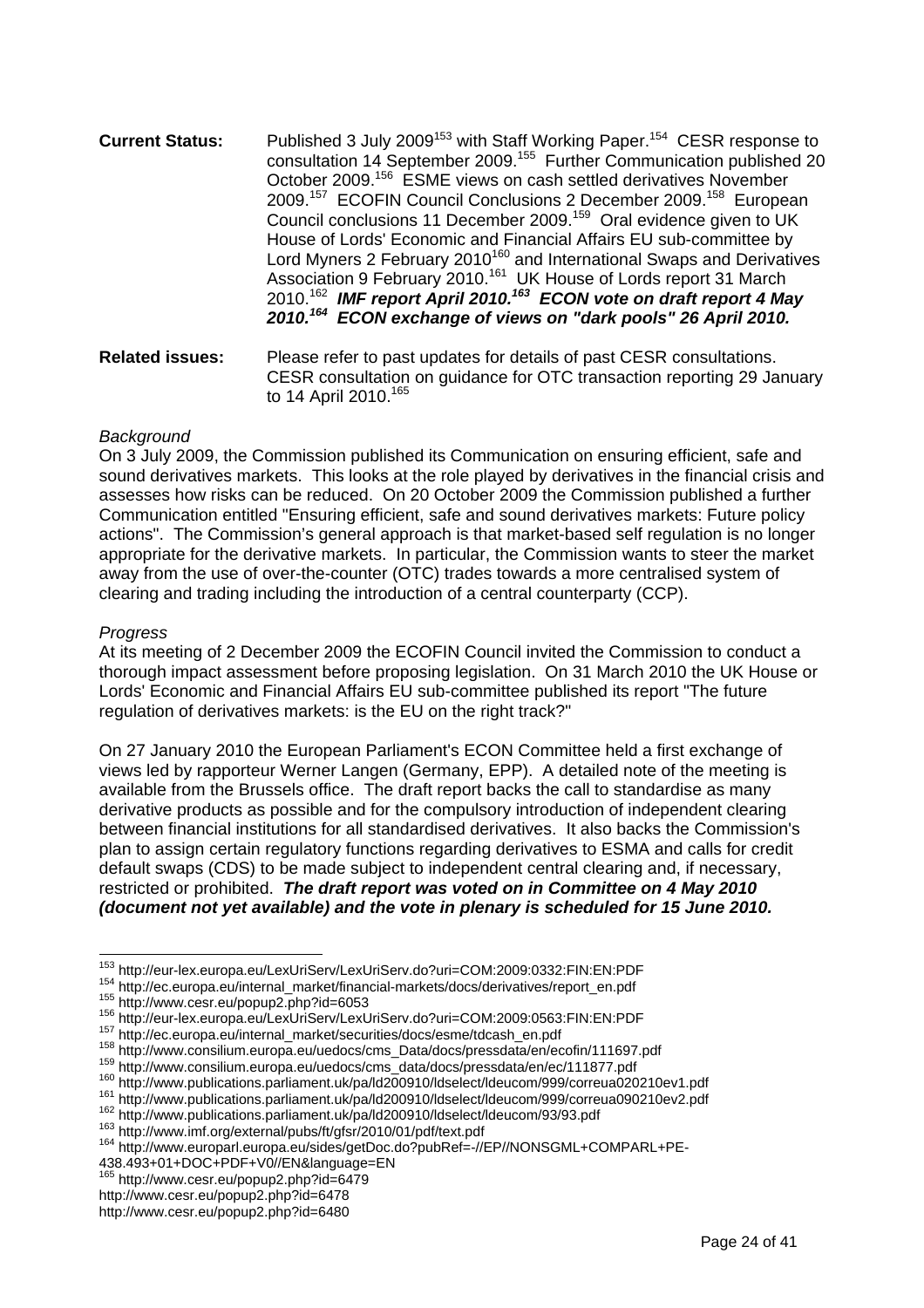**Current Status:** Published 3 July 2009[153] with Staff Working Paper.[154] CESR response to consultation 14 September 2009.[155] Further Communication published 20 October 2009.[156] ESME views on cash settled derivatives November 2009.[157] ECOFIN Council Conclusions 2 December 2009.[158] European Council conclusions 11 December 2009.[159] Oral evidence given to UK House of Lords' Economic and Financial Affairs EU sub-committee by Lord Myners 2 February 2010[160] and International Swaps and Derivatives Association 9 February 2010.[161] UK House of Lords report 31 March 2010.[162] ***IMF report April 2010.[163] ECON vote on draft report 4 May 2010.[164] ECON exchange of views on "dark pools" 26 April 2010.***

**Related issues:** Please refer to past updates for details of past CESR consultations. CESR consultation on guidance for OTC transaction reporting 29 January to 14 April 2010.[165]

*Background*

On 3 July 2009, the Commission published its Communication on ensuring efficient, safe and sound derivatives markets. This looks at the role played by derivatives in the financial crisis and assesses how risks can be reduced. On 20 October 2009 the Commission published a further Communication entitled "Ensuring efficient, safe and sound derivatives markets: Future policy actions". The Commission's general approach is that market-based self regulation is no longer appropriate for the derivative markets. In particular, the Commission wants to steer the market away from the use of over-the-counter (OTC) trades towards a more centralised system of clearing and trading including the introduction of a central counterparty (CCP).

*Progress*

At its meeting of 2 December 2009 the ECOFIN Council invited the Commission to conduct a thorough impact assessment before proposing legislation. On 31 March 2010 the UK House or Lords' Economic and Financial Affairs EU sub-committee published its report "The future regulation of derivatives markets: is the EU on the right track?"

On 27 January 2010 the European Parliament's ECON Committee held a first exchange of views led by rapporteur Werner Langen (Germany, EPP). A detailed note of the meeting is available from the Brussels office. The draft report backs the call to standardise as many derivative products as possible and for the compulsory introduction of independent clearing between financial institutions for all standardised derivatives. It also backs the Commission's plan to assign certain regulatory functions regarding derivatives to ESMA and calls for credit default swaps (CDS) to be made subject to independent central clearing and, if necessary, restricted or prohibited. ***The draft report was voted on in Committee on 4 May 2010 (document not yet available) and the vote in plenary is scheduled for 15 June 2010.***

---

[153] http://eur-lex.europa.eu/LexUriServ/LexUriServ.do?uri=COM:2009:0332:FIN:EN:PDF
[154] http://ec.europa.eu/internal_market/financial-markets/docs/derivatives/report_en.pdf
[155] http://www.cesr.eu/popup2.php?id=6053
[156] http://eur-lex.europa.eu/LexUriServ/LexUriServ.do?uri=COM:2009:0563:FIN:EN:PDF
[157] http://ec.europa.eu/internal_market/securities/docs/esme/tdcash_en.pdf
[158] http://www.consilium.europa.eu/uedocs/cms_Data/docs/pressdata/en/ecofin/111697.pdf
[159] http://www.consilium.europa.eu/uedocs/cms_data/docs/pressdata/en/ec/111877.pdf
[160] http://www.publications.parliament.uk/pa/ld200910/ldselect/ldeucom/999/correua020210ev1.pdf
[161] http://www.publications.parliament.uk/pa/ld200910/ldselect/ldeucom/999/correua090210ev2.pdf
[162] http://www.publications.parliament.uk/pa/ld200910/ldselect/ldeucom/93/93.pdf
[163] http://www.imf.org/external/pubs/ft/gfsr/2010/01/pdf/text.pdf
[164] http://www.europarl.europa.eu/sides/getDoc.do?pubRef=-//EP//NONSGML+COMPARL+PE-438.493+01+DOC+PDF+V0//EN&language=EN
[165] http://www.cesr.eu/popup2.php?id=6479
http://www.cesr.eu/popup2.php?id=6478
http://www.cesr.eu/popup2.php?id=6480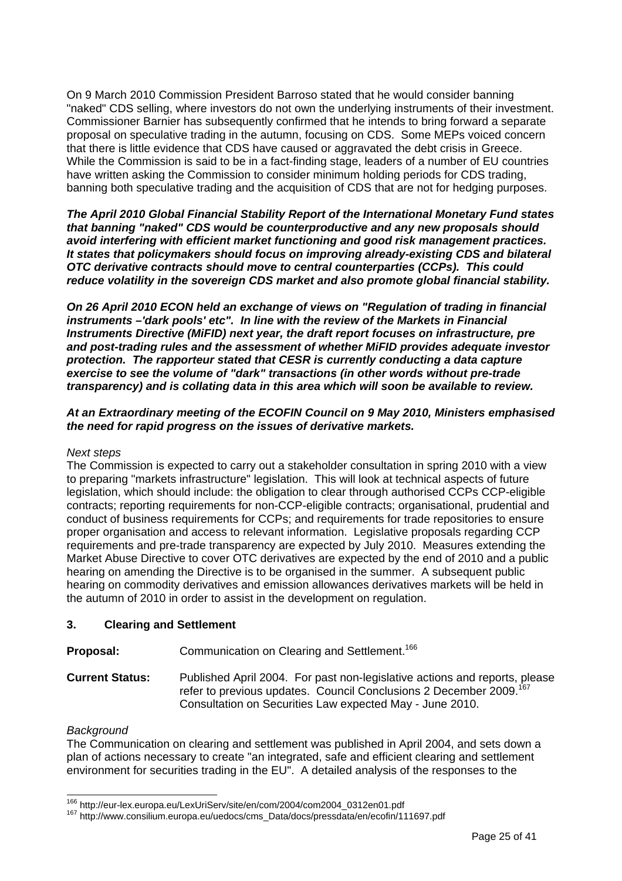On 9 March 2010 Commission President Barroso stated that he would consider banning "naked" CDS selling, where investors do not own the underlying instruments of their investment. Commissioner Barnier has subsequently confirmed that he intends to bring forward a separate proposal on speculative trading in the autumn, focusing on CDS. Some MEPs voiced concern that there is little evidence that CDS have caused or aggravated the debt crisis in Greece. While the Commission is said to be in a fact-finding stage, leaders of a number of EU countries have written asking the Commission to consider minimum holding periods for CDS trading, banning both speculative trading and the acquisition of CDS that are not for hedging purposes.

***The April 2010 Global Financial Stability Report of the International Monetary Fund states that banning "naked" CDS would be counterproductive and any new proposals should avoid interfering with efficient market functioning and good risk management practices. It states that policymakers should focus on improving already-existing CDS and bilateral OTC derivative contracts should move to central counterparties (CCPs). This could reduce volatility in the sovereign CDS market and also promote global financial stability.***

***On 26 April 2010 ECON held an exchange of views on "Regulation of trading in financial instruments –'dark pools' etc". In line with the review of the Markets in Financial Instruments Directive (MiFID) next year, the draft report focuses on infrastructure, pre and post-trading rules and the assessment of whether MiFID provides adequate investor protection. The rapporteur stated that CESR is currently conducting a data capture exercise to see the volume of "dark" transactions (in other words without pre-trade transparency) and is collating data in this area which will soon be available to review.***

***At an Extraordinary meeting of the ECOFIN Council on 9 May 2010, Ministers emphasised the need for rapid progress on the issues of derivative markets.***

*Next steps*

The Commission is expected to carry out a stakeholder consultation in spring 2010 with a view to preparing "markets infrastructure" legislation. This will look at technical aspects of future legislation, which should include: the obligation to clear through authorised CCPs CCP-eligible contracts; reporting requirements for non-CCP-eligible contracts; organisational, prudential and conduct of business requirements for CCPs; and requirements for trade repositories to ensure proper organisation and access to relevant information. Legislative proposals regarding CCP requirements and pre-trade transparency are expected by July 2010. Measures extending the Market Abuse Directive to cover OTC derivatives are expected by the end of 2010 and a public hearing on amending the Directive is to be organised in the summer. A subsequent public hearing on commodity derivatives and emission allowances derivatives markets will be held in the autumn of 2010 in order to assist in the development on regulation.

## 3. Clearing and Settlement

**Proposal:** Communication on Clearing and Settlement.[166]

**Current Status:** Published April 2004. For past non-legislative actions and reports, please refer to previous updates. Council Conclusions 2 December 2009.[167] Consultation on Securities Law expected May - June 2010.

*Background*

The Communication on clearing and settlement was published in April 2004, and sets down a plan of actions necessary to create "an integrated, safe and efficient clearing and settlement environment for securities trading in the EU". A detailed analysis of the responses to the

---

[166] http://eur-lex.europa.eu/LexUriServ/site/en/com/2004/com2004_0312en01.pdf

[167] http://www.consilium.europa.eu/uedocs/cms_Data/docs/pressdata/en/ecofin/111697.pdf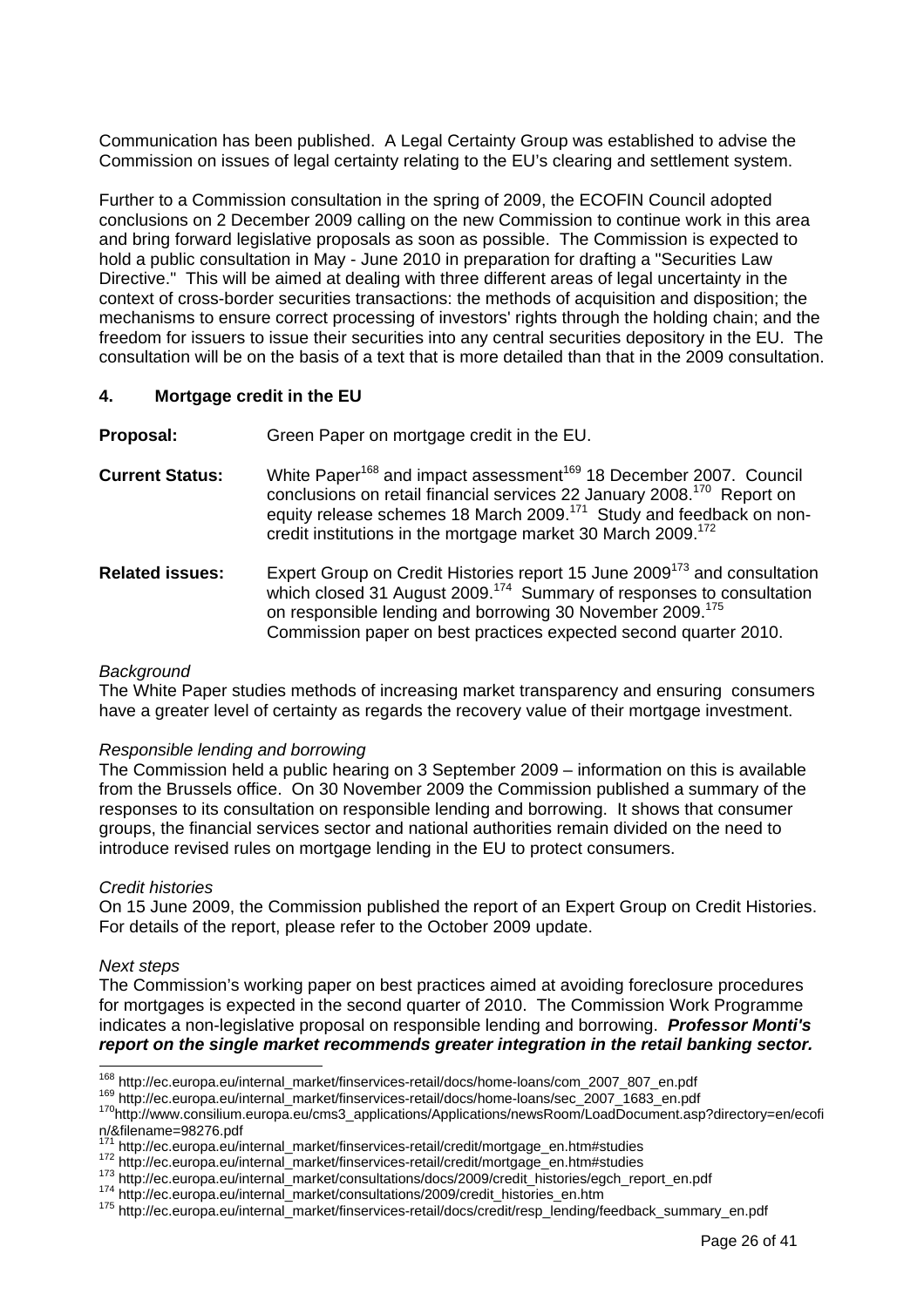Communication has been published. A Legal Certainty Group was established to advise the Commission on issues of legal certainty relating to the EU's clearing and settlement system.

Further to a Commission consultation in the spring of 2009, the ECOFIN Council adopted conclusions on 2 December 2009 calling on the new Commission to continue work in this area and bring forward legislative proposals as soon as possible. The Commission is expected to hold a public consultation in May - June 2010 in preparation for drafting a "Securities Law Directive." This will be aimed at dealing with three different areas of legal uncertainty in the context of cross-border securities transactions: the methods of acquisition and disposition; the mechanisms to ensure correct processing of investors' rights through the holding chain; and the freedom for issuers to issue their securities into any central securities depository in the EU. The consultation will be on the basis of a text that is more detailed than that in the 2009 consultation.

## 4. Mortgage credit in the EU

**Proposal:** Green Paper on mortgage credit in the EU.

**Current Status:** White Paper[168] and impact assessment[169] 18 December 2007. Council conclusions on retail financial services 22 January 2008.[170] Report on equity release schemes 18 March 2009.[171] Study and feedback on non-credit institutions in the mortgage market 30 March 2009.[172]

**Related issues:** Expert Group on Credit Histories report 15 June 2009[173] and consultation which closed 31 August 2009.[174] Summary of responses to consultation on responsible lending and borrowing 30 November 2009.[175] Commission paper on best practices expected second quarter 2010.

*Background*

The White Paper studies methods of increasing market transparency and ensuring consumers have a greater level of certainty as regards the recovery value of their mortgage investment.

*Responsible lending and borrowing*

The Commission held a public hearing on 3 September 2009 – information on this is available from the Brussels office. On 30 November 2009 the Commission published a summary of the responses to its consultation on responsible lending and borrowing. It shows that consumer groups, the financial services sector and national authorities remain divided on the need to introduce revised rules on mortgage lending in the EU to protect consumers.

*Credit histories*

On 15 June 2009, the Commission published the report of an Expert Group on Credit Histories. For details of the report, please refer to the October 2009 update.

*Next steps*

The Commission's working paper on best practices aimed at avoiding foreclosure procedures for mortgages is expected in the second quarter of 2010. The Commission Work Programme indicates a non-legislative proposal on responsible lending and borrowing. ***Professor Monti's report on the single market recommends greater integration in the retail banking sector.***

---

[168] http://ec.europa.eu/internal_market/finservices-retail/docs/home-loans/com_2007_807_en.pdf

[169] http://ec.europa.eu/internal_market/finservices-retail/docs/home-loans/sec_2007_1683_en.pdf

[170] http://www.consilium.europa.eu/cms3_applications/Applications/newsRoom/LoadDocument.asp?directory=en/ecofin/&filename=98276.pdf

[171] http://ec.europa.eu/internal_market/finservices-retail/credit/mortgage_en.htm#studies

[172] http://ec.europa.eu/internal_market/finservices-retail/credit/mortgage_en.htm#studies

[173] http://ec.europa.eu/internal_market/consultations/docs/2009/credit_histories/egch_report_en.pdf

[174] http://ec.europa.eu/internal_market/consultations/2009/credit_histories_en.htm

[175] http://ec.europa.eu/internal_market/finservices-retail/docs/credit/resp_lending/feedback_summary_en.pdf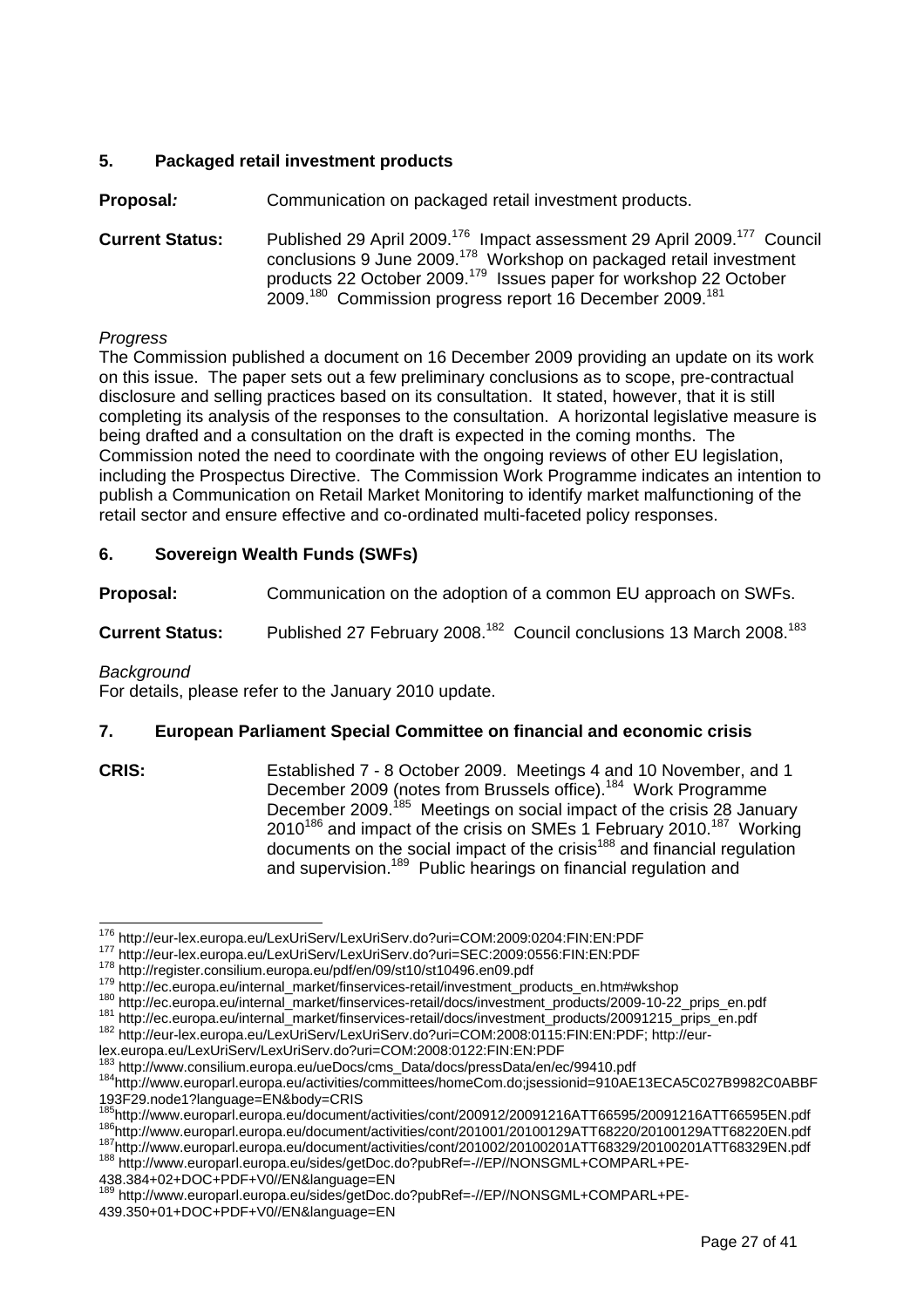## 5. Packaged retail investment products

**Proposal:** Communication on packaged retail investment products.

**Current Status:** Published 29 April 2009.[176] Impact assessment 29 April 2009.[177] Council conclusions 9 June 2009.[178] Workshop on packaged retail investment products 22 October 2009.[179] Issues paper for workshop 22 October 2009.[180] Commission progress report 16 December 2009.[181]

*Progress*

The Commission published a document on 16 December 2009 providing an update on its work on this issue. The paper sets out a few preliminary conclusions as to scope, pre-contractual disclosure and selling practices based on its consultation. It stated, however, that it is still completing its analysis of the responses to the consultation. A horizontal legislative measure is being drafted and a consultation on the draft is expected in the coming months. The Commission noted the need to coordinate with the ongoing reviews of other EU legislation, including the Prospectus Directive. The Commission Work Programme indicates an intention to publish a Communication on Retail Market Monitoring to identify market malfunctioning of the retail sector and ensure effective and co-ordinated multi-faceted policy responses.

## 6. Sovereign Wealth Funds (SWFs)

**Proposal:** Communication on the adoption of a common EU approach on SWFs.

**Current Status:** Published 27 February 2008.[182] Council conclusions 13 March 2008.[183]

*Background*

For details, please refer to the January 2010 update.

## 7. European Parliament Special Committee on financial and economic crisis

**CRIS:** Established 7 - 8 October 2009. Meetings 4 and 10 November, and 1 December 2009 (notes from Brussels office).[184] Work Programme December 2009.[185] Meetings on social impact of the crisis 28 January 2010[186] and impact of the crisis on SMEs 1 February 2010.[187] Working documents on the social impact of the crisis[188] and financial regulation and supervision.[189] Public hearings on financial regulation and

---

[176] http://eur-lex.europa.eu/LexUriServ/LexUriServ.do?uri=COM:2009:0204:FIN:EN:PDF
[177] http://eur-lex.europa.eu/LexUriServ/LexUriServ.do?uri=SEC:2009:0556:FIN:EN:PDF
[178] http://register.consilium.europa.eu/pdf/en/09/st10/st10496.en09.pdf
[179] http://ec.europa.eu/internal_market/finservices-retail/investment_products_en.htm#wkshop
[180] http://ec.europa.eu/internal_market/finservices-retail/docs/investment_products/2009-10-22_prips_en.pdf
[181] http://ec.europa.eu/internal_market/finservices-retail/docs/investment_products/20091215_prips_en.pdf
[182] http://eur-lex.europa.eu/LexUriServ/LexUriServ.do?uri=COM:2008:0115:FIN:EN:PDF; http://eur-lex.europa.eu/LexUriServ/LexUriServ.do?uri=COM:2008:0122:FIN:EN:PDF
[183] http://www.consilium.europa.eu/ueDocs/cms_Data/docs/pressData/en/ec/99410.pdf
[184] http://www.europarl.europa.eu/activities/committees/homeCom.do;jsessionid=910AE13ECA5C027B9982C0ABBF193F29.node1?language=EN&body=CRIS
[185] http://www.europarl.europa.eu/document/activities/cont/200912/20091216ATT66595/20091216ATT66595EN.pdf
[186] http://www.europarl.europa.eu/document/activities/cont/201001/20100129ATT68220/20100129ATT68220EN.pdf
[187] http://www.europarl.europa.eu/document/activities/cont/201002/20100201ATT68329/20100201ATT68329EN.pdf
[188] http://www.europarl.europa.eu/sides/getDoc.do?pubRef=-//EP//NONSGML+COMPARL+PE-438.384+02+DOC+PDF+V0//EN&language=EN
[189] http://www.europarl.europa.eu/sides/getDoc.do?pubRef=-//EP//NONSGML+COMPARL+PE-439.350+01+DOC+PDF+V0//EN&language=EN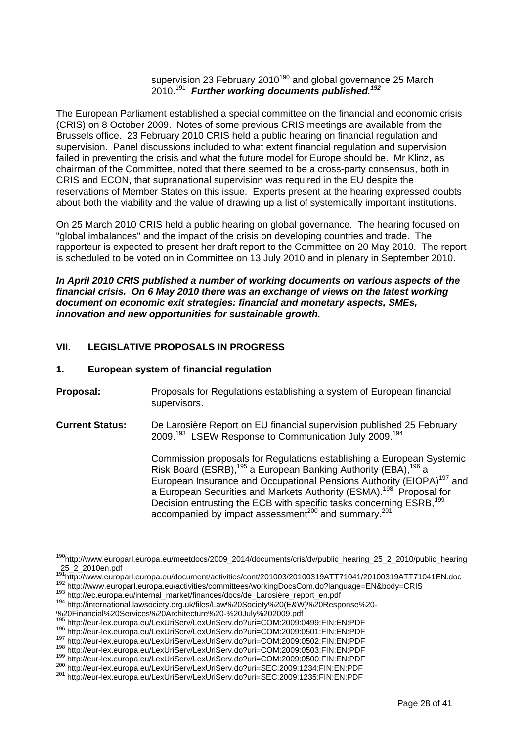supervision 23 February 2010[190] and global governance 25 March 2010.[191] ***Further working documents published.[192]***

The European Parliament established a special committee on the financial and economic crisis (CRIS) on 8 October 2009. Notes of some previous CRIS meetings are available from the Brussels office. 23 February 2010 CRIS held a public hearing on financial regulation and supervision. Panel discussions included to what extent financial regulation and supervision failed in preventing the crisis and what the future model for Europe should be. Mr Klinz, as chairman of the Committee, noted that there seemed to be a cross-party consensus, both in CRIS and ECON, that supranational supervision was required in the EU despite the reservations of Member States on this issue. Experts present at the hearing expressed doubts about both the viability and the value of drawing up a list of systemically important institutions.

On 25 March 2010 CRIS held a public hearing on global governance. The hearing focused on "global imbalances" and the impact of the crisis on developing countries and trade. The rapporteur is expected to present her draft report to the Committee on 20 May 2010. The report is scheduled to be voted on in Committee on 13 July 2010 and in plenary in September 2010.

***In April 2010 CRIS published a number of working documents on various aspects of the financial crisis. On 6 May 2010 there was an exchange of views on the latest working document on economic exit strategies: financial and monetary aspects, SMEs, innovation and new opportunities for sustainable growth.***

## VII. LEGISLATIVE PROPOSALS IN PROGRESS

### 1. European system of financial regulation

**Proposal:** Proposals for Regulations establishing a system of European financial supervisors.

**Current Status:** De Larosière Report on EU financial supervision published 25 February 2009.[193] LSEW Response to Communication July 2009.[194]

Commission proposals for Regulations establishing a European Systemic Risk Board (ESRB),[195] a European Banking Authority (EBA),[196] a European Insurance and Occupational Pensions Authority (EIOPA)[197] and a European Securities and Markets Authority (ESMA).[198] Proposal for Decision entrusting the ECB with specific tasks concerning ESRB,[199] accompanied by impact assessment[200] and summary.[201]

---

[190] http://www.europarl.europa.eu/meetdocs/2009_2014/documents/cris/dv/public_hearing_25_2_2010/public_hearing_25_2_2010en.pdf
[191] http://www.europarl.europa.eu/document/activities/cont/201003/20100319ATT71041/20100319ATT71041EN.doc
[192] http://www.europarl.europa.eu/activities/committees/workingDocsCom.do?language=EN&body=CRIS
[193] http://ec.europa.eu/internal_market/finances/docs/de_Larosière_report_en.pdf
[194] http://international.lawsociety.org.uk/files/Law%20Society%20(E&W)%20Response%20-%20Financial%20Services%20Architecture%20-%20July%202009.pdf
[195] http://eur-lex.europa.eu/LexUriServ/LexUriServ.do?uri=COM:2009:0499:FIN:EN:PDF
[196] http://eur-lex.europa.eu/LexUriServ/LexUriServ.do?uri=COM:2009:0501:FIN:EN:PDF
[197] http://eur-lex.europa.eu/LexUriServ/LexUriServ.do?uri=COM:2009:0502:FIN:EN:PDF
[198] http://eur-lex.europa.eu/LexUriServ/LexUriServ.do?uri=COM:2009:0503:FIN:EN:PDF
[199] http://eur-lex.europa.eu/LexUriServ/LexUriServ.do?uri=COM:2009:0500:FIN:EN:PDF
[200] http://eur-lex.europa.eu/LexUriServ/LexUriServ.do?uri=SEC:2009:1234:FIN:EN:PDF
[201] http://eur-lex.europa.eu/LexUriServ/LexUriServ.do?uri=SEC:2009:1235:FIN:EN:PDF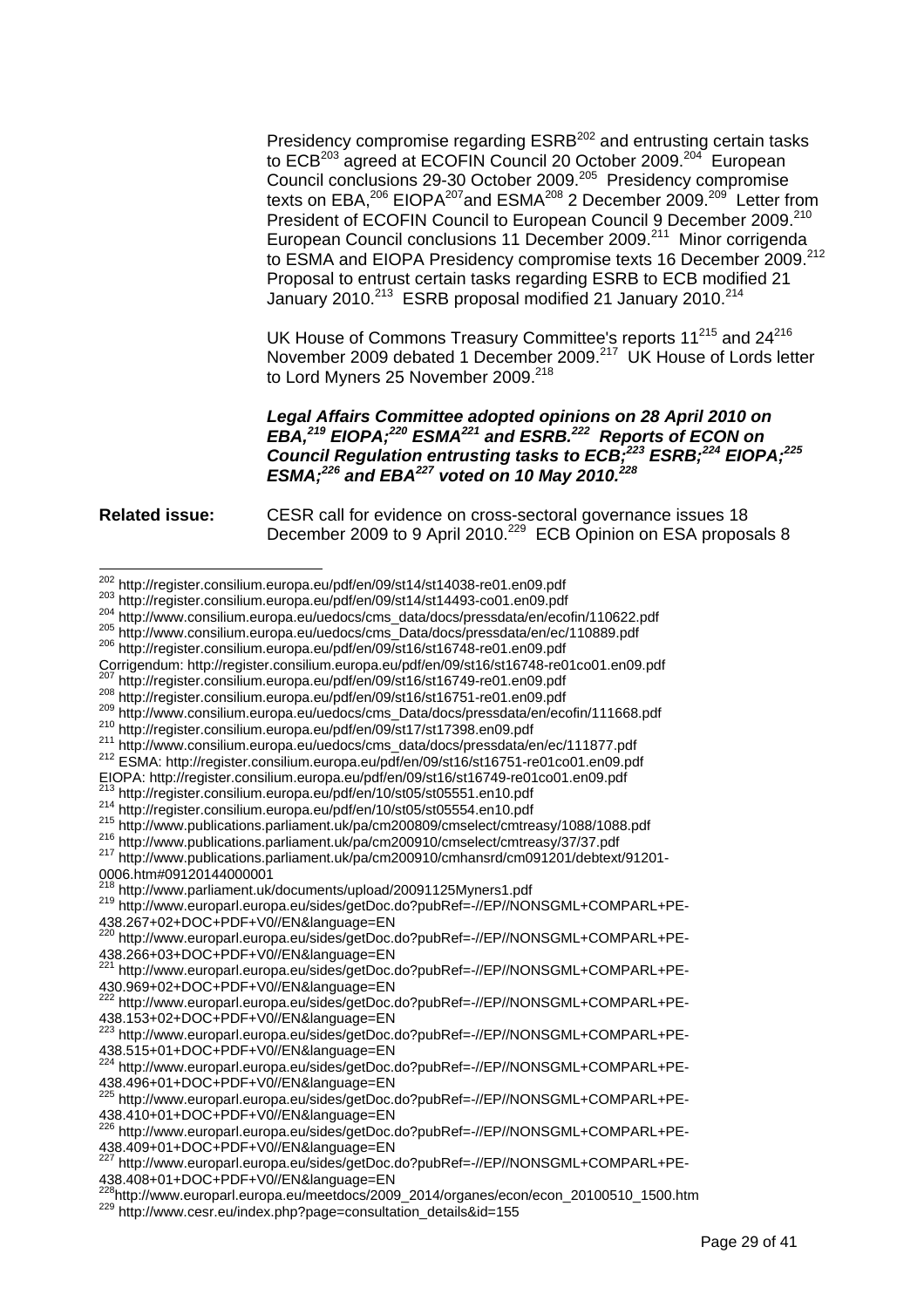Presidency compromise regarding ESRB[202] and entrusting certain tasks to ECB[203] agreed at ECOFIN Council 20 October 2009.[204] European Council conclusions 29-30 October 2009.[205] Presidency compromise texts on EBA,[206] EIOPA[207]and ESMA[208] 2 December 2009.[209] Letter from President of ECOFIN Council to European Council 9 December 2009.[210] European Council conclusions 11 December 2009.[211] Minor corrigenda to ESMA and EIOPA Presidency compromise texts 16 December 2009.[212] Proposal to entrust certain tasks regarding ESRB to ECB modified 21 January 2010.[213] ESRB proposal modified 21 January 2010.[214]

UK House of Commons Treasury Committee's reports 11[215] and 24[216] November 2009 debated 1 December 2009.[217] UK House of Lords letter to Lord Myners 25 November 2009.[218]

***Legal Affairs Committee adopted opinions on 28 April 2010 on EBA,[219] EIOPA;[220] ESMA[221] and ESRB.[222] Reports of ECON on Council Regulation entrusting tasks to ECB;[223] ESRB;[224] EIOPA;[225] ESMA;[226] and EBA[227] voted on 10 May 2010.[228]***

**Related issue:** CESR call for evidence on cross-sectoral governance issues 18 December 2009 to 9 April 2010.[229] ECB Opinion on ESA proposals 8

---

[202] http://register.consilium.europa.eu/pdf/en/09/st14/st14038-re01.en09.pdf
[203] http://register.consilium.europa.eu/pdf/en/09/st14/st14493-co01.en09.pdf
[204] http://www.consilium.europa.eu/uedocs/cms_data/docs/pressdata/en/ecofin/110622.pdf
[205] http://www.consilium.europa.eu/uedocs/cms_Data/docs/pressdata/en/ec/110889.pdf
[206] http://register.consilium.europa.eu/pdf/en/09/st16/st16748-re01.en09.pdf
Corrigendum: http://register.consilium.europa.eu/pdf/en/09/st16/st16748-re01co01.en09.pdf
[207] http://register.consilium.europa.eu/pdf/en/09/st16/st16749-re01.en09.pdf
[208] http://register.consilium.europa.eu/pdf/en/09/st16/st16751-re01.en09.pdf
[209] http://www.consilium.europa.eu/uedocs/cms_Data/docs/pressdata/en/ecofin/111668.pdf
[210] http://register.consilium.europa.eu/pdf/en/09/st17/st17398.en09.pdf
[211] http://www.consilium.europa.eu/uedocs/cms_data/docs/pressdata/en/ec/111877.pdf
[212] ESMA: http://register.consilium.europa.eu/pdf/en/09/st16/st16751-re01co01.en09.pdf
EIOPA: http://register.consilium.europa.eu/pdf/en/09/st16/st16749-re01co01.en09.pdf
[213] http://register.consilium.europa.eu/pdf/en/10/st05/st05551.en10.pdf
[214] http://register.consilium.europa.eu/pdf/en/10/st05/st05554.en10.pdf
[215] http://www.publications.parliament.uk/pa/cm200809/cmselect/cmtreasy/1088/1088.pdf
[216] http://www.publications.parliament.uk/pa/cm200910/cmselect/cmtreasy/37/37.pdf
[217] http://www.publications.parliament.uk/pa/cm200910/cmhansrd/cm091201/debtext/91201-0006.htm#09120144000001
[218] http://www.parliament.uk/documents/upload/20091125Myners1.pdf
[219] http://www.europarl.europa.eu/sides/getDoc.do?pubRef=-//EP//NONSGML+COMPARL+PE-438.267+02+DOC+PDF+V0//EN&language=EN
[220] http://www.europarl.europa.eu/sides/getDoc.do?pubRef=-//EP//NONSGML+COMPARL+PE-438.266+03+DOC+PDF+V0//EN&language=EN
[221] http://www.europarl.europa.eu/sides/getDoc.do?pubRef=-//EP//NONSGML+COMPARL+PE-430.969+02+DOC+PDF+V0//EN&language=EN
[222] http://www.europarl.europa.eu/sides/getDoc.do?pubRef=-//EP//NONSGML+COMPARL+PE-438.153+02+DOC+PDF+V0//EN&language=EN
[223] http://www.europarl.europa.eu/sides/getDoc.do?pubRef=-//EP//NONSGML+COMPARL+PE-438.515+01+DOC+PDF+V0//EN&language=EN
[224] http://www.europarl.europa.eu/sides/getDoc.do?pubRef=-//EP//NONSGML+COMPARL+PE-438.496+01+DOC+PDF+V0//EN&language=EN
[225] http://www.europarl.europa.eu/sides/getDoc.do?pubRef=-//EP//NONSGML+COMPARL+PE-438.410+01+DOC+PDF+V0//EN&language=EN
[226] http://www.europarl.europa.eu/sides/getDoc.do?pubRef=-//EP//NONSGML+COMPARL+PE-438.409+01+DOC+PDF+V0//EN&language=EN
[227] http://www.europarl.europa.eu/sides/getDoc.do?pubRef=-//EP//NONSGML+COMPARL+PE-438.408+01+DOC+PDF+V0//EN&language=EN
[228] http://www.europarl.europa.eu/meetdocs/2009_2014/organes/econ/econ_20100510_1500.htm
[229] http://www.cesr.eu/index.php?page=consultation_details&id=155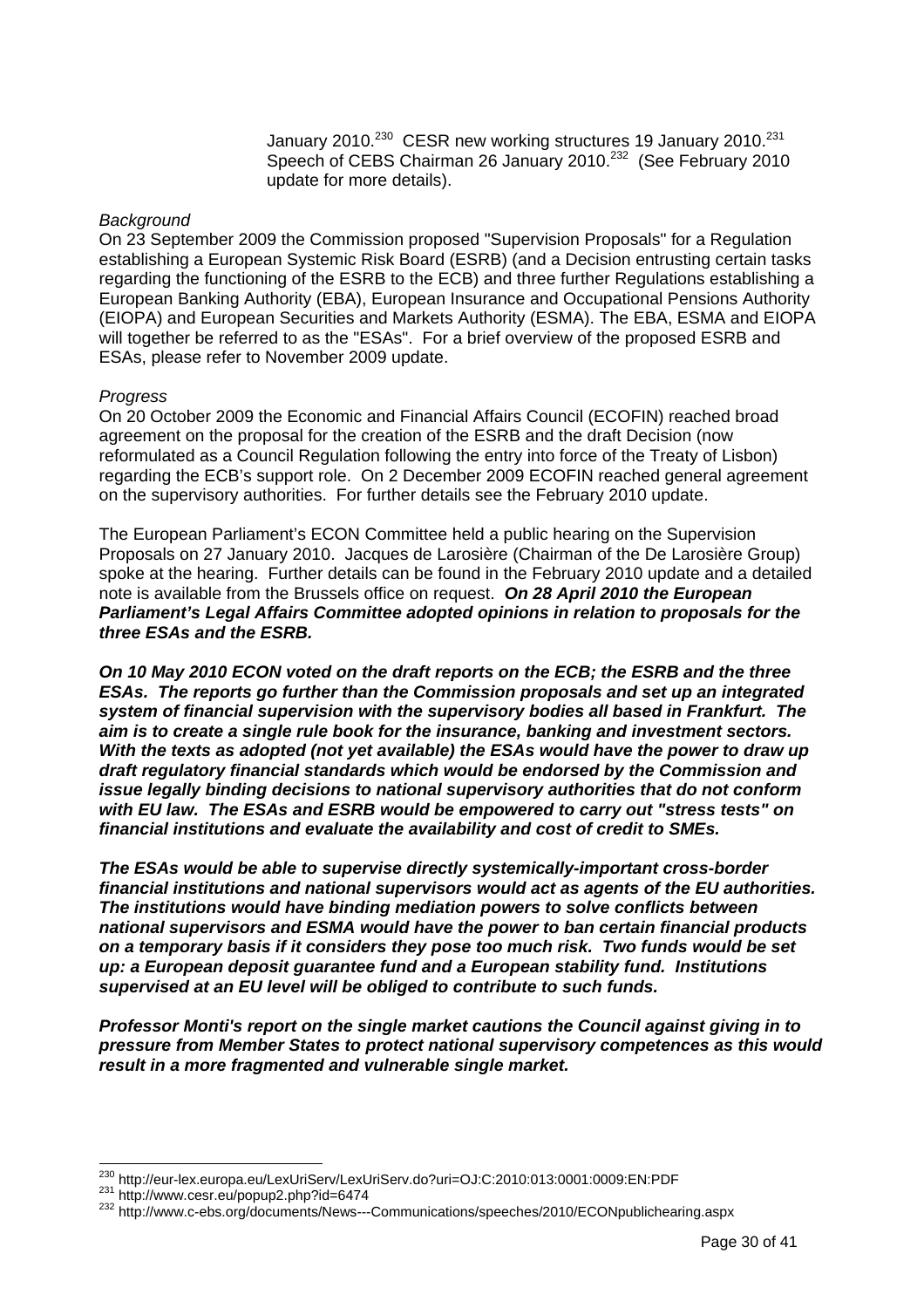January 2010.[230] CESR new working structures 19 January 2010.[231] Speech of CEBS Chairman 26 January 2010.[232] (See February 2010 update for more details).

*Background*

On 23 September 2009 the Commission proposed "Supervision Proposals" for a Regulation establishing a European Systemic Risk Board (ESRB) (and a Decision entrusting certain tasks regarding the functioning of the ESRB to the ECB) and three further Regulations establishing a European Banking Authority (EBA), European Insurance and Occupational Pensions Authority (EIOPA) and European Securities and Markets Authority (ESMA). The EBA, ESMA and EIOPA will together be referred to as the "ESAs". For a brief overview of the proposed ESRB and ESAs, please refer to November 2009 update.

*Progress*

On 20 October 2009 the Economic and Financial Affairs Council (ECOFIN) reached broad agreement on the proposal for the creation of the ESRB and the draft Decision (now reformulated as a Council Regulation following the entry into force of the Treaty of Lisbon) regarding the ECB's support role. On 2 December 2009 ECOFIN reached general agreement on the supervisory authorities. For further details see the February 2010 update.

The European Parliament's ECON Committee held a public hearing on the Supervision Proposals on 27 January 2010. Jacques de Larosière (Chairman of the De Larosière Group) spoke at the hearing. Further details can be found in the February 2010 update and a detailed note is available from the Brussels office on request. ***On 28 April 2010 the European Parliament's Legal Affairs Committee adopted opinions in relation to proposals for the three ESAs and the ESRB.***

***On 10 May 2010 ECON voted on the draft reports on the ECB; the ESRB and the three ESAs. The reports go further than the Commission proposals and set up an integrated system of financial supervision with the supervisory bodies all based in Frankfurt. The aim is to create a single rule book for the insurance, banking and investment sectors. With the texts as adopted (not yet available) the ESAs would have the power to draw up draft regulatory financial standards which would be endorsed by the Commission and issue legally binding decisions to national supervisory authorities that do not conform with EU law. The ESAs and ESRB would be empowered to carry out "stress tests" on financial institutions and evaluate the availability and cost of credit to SMEs.***

***The ESAs would be able to supervise directly systemically-important cross-border financial institutions and national supervisors would act as agents of the EU authorities. The institutions would have binding mediation powers to solve conflicts between national supervisors and ESMA would have the power to ban certain financial products on a temporary basis if it considers they pose too much risk. Two funds would be set up: a European deposit guarantee fund and a European stability fund. Institutions supervised at an EU level will be obliged to contribute to such funds.***

***Professor Monti's report on the single market cautions the Council against giving in to pressure from Member States to protect national supervisory competences as this would result in a more fragmented and vulnerable single market.***

---

[230] http://eur-lex.europa.eu/LexUriServ/LexUriServ.do?uri=OJ:C:2010:013:0001:0009:EN:PDF
[231] http://www.cesr.eu/popup2.php?id=6474
[232] http://www.c-ebs.org/documents/News---Communications/speeches/2010/ECONpublichearing.aspx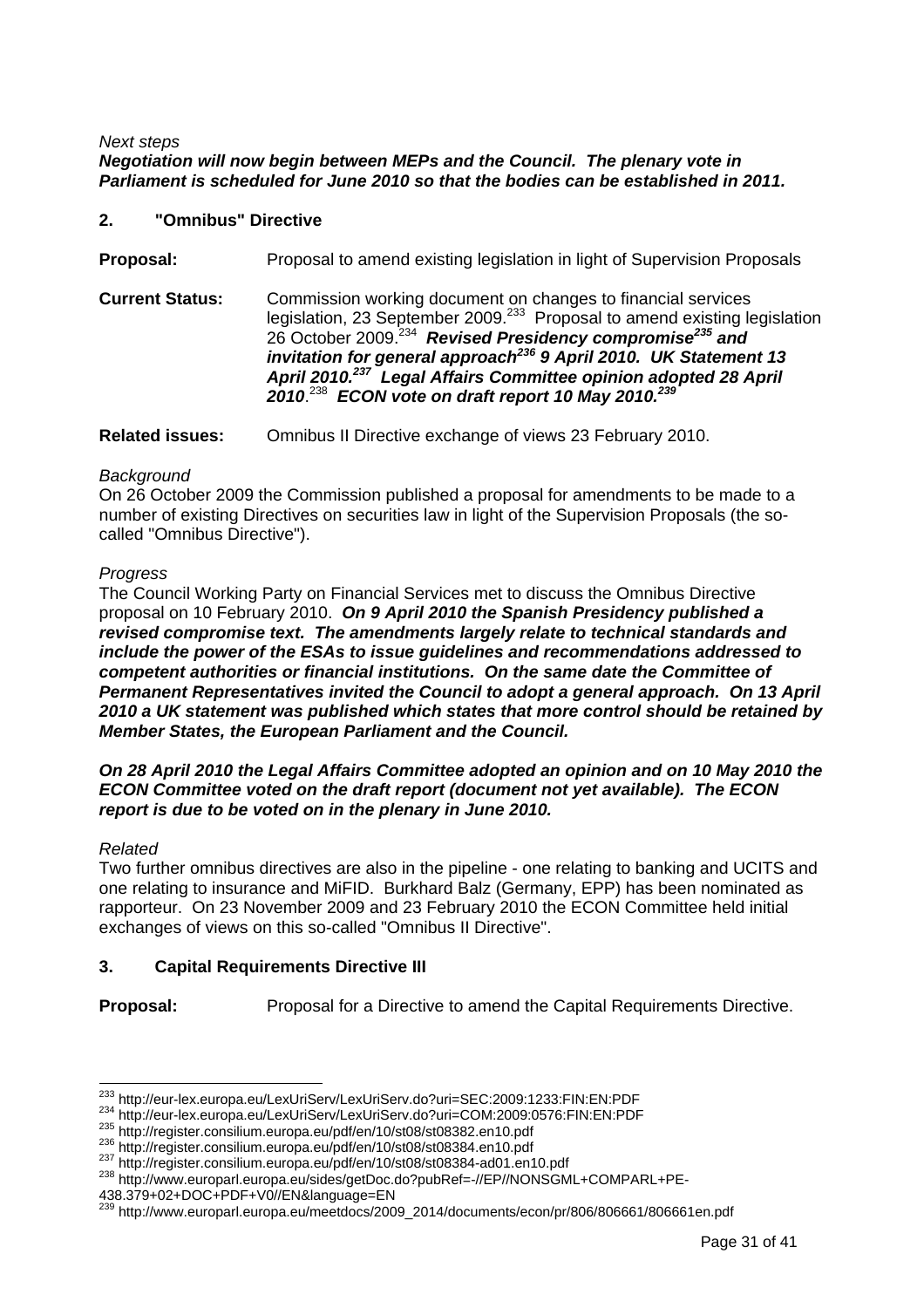*Next steps*
***Negotiation will now begin between MEPs and the Council. The plenary vote in Parliament is scheduled for June 2010 so that the bodies can be established in 2011.***

## 2. "Omnibus" Directive

**Proposal:** Proposal to amend existing legislation in light of Supervision Proposals

**Current Status:** Commission working document on changes to financial services legislation, 23 September 2009.[233] Proposal to amend existing legislation 26 October 2009.[234] ***Revised Presidency compromise[235] and invitation for general approach[236] 9 April 2010. UK Statement 13 April 2010.[237] Legal Affairs Committee opinion adopted 28 April 2010.[238] ECON vote on draft report 10 May 2010.[239]***

**Related issues:** Omnibus II Directive exchange of views 23 February 2010.

*Background*
On 26 October 2009 the Commission published a proposal for amendments to be made to a number of existing Directives on securities law in light of the Supervision Proposals (the so-called "Omnibus Directive").

*Progress*
The Council Working Party on Financial Services met to discuss the Omnibus Directive proposal on 10 February 2010. ***On 9 April 2010 the Spanish Presidency published a revised compromise text. The amendments largely relate to technical standards and include the power of the ESAs to issue guidelines and recommendations addressed to competent authorities or financial institutions. On the same date the Committee of Permanent Representatives invited the Council to adopt a general approach. On 13 April 2010 a UK statement was published which states that more control should be retained by Member States, the European Parliament and the Council.***

***On 28 April 2010 the Legal Affairs Committee adopted an opinion and on 10 May 2010 the ECON Committee voted on the draft report (document not yet available). The ECON report is due to be voted on in the plenary in June 2010.***

*Related*
Two further omnibus directives are also in the pipeline - one relating to banking and UCITS and one relating to insurance and MiFID. Burkhard Balz (Germany, EPP) has been nominated as rapporteur. On 23 November 2009 and 23 February 2010 the ECON Committee held initial exchanges of views on this so-called "Omnibus II Directive".

## 3. Capital Requirements Directive III

**Proposal:** Proposal for a Directive to amend the Capital Requirements Directive.

---

[233] http://eur-lex.europa.eu/LexUriServ/LexUriServ.do?uri=SEC:2009:1233:FIN:EN:PDF
[234] http://eur-lex.europa.eu/LexUriServ/LexUriServ.do?uri=COM:2009:0576:FIN:EN:PDF
[235] http://register.consilium.europa.eu/pdf/en/10/st08/st08382.en10.pdf
[236] http://register.consilium.europa.eu/pdf/en/10/st08/st08384.en10.pdf
[237] http://register.consilium.europa.eu/pdf/en/10/st08/st08384-ad01.en10.pdf
[238] http://www.europarl.europa.eu/sides/getDoc.do?pubRef=-//EP//NONSGML+COMPARL+PE-438.379+02+DOC+PDF+V0//EN&language=EN
[239] http://www.europarl.europa.eu/meetdocs/2009_2014/documents/econ/pr/806/806661/806661en.pdf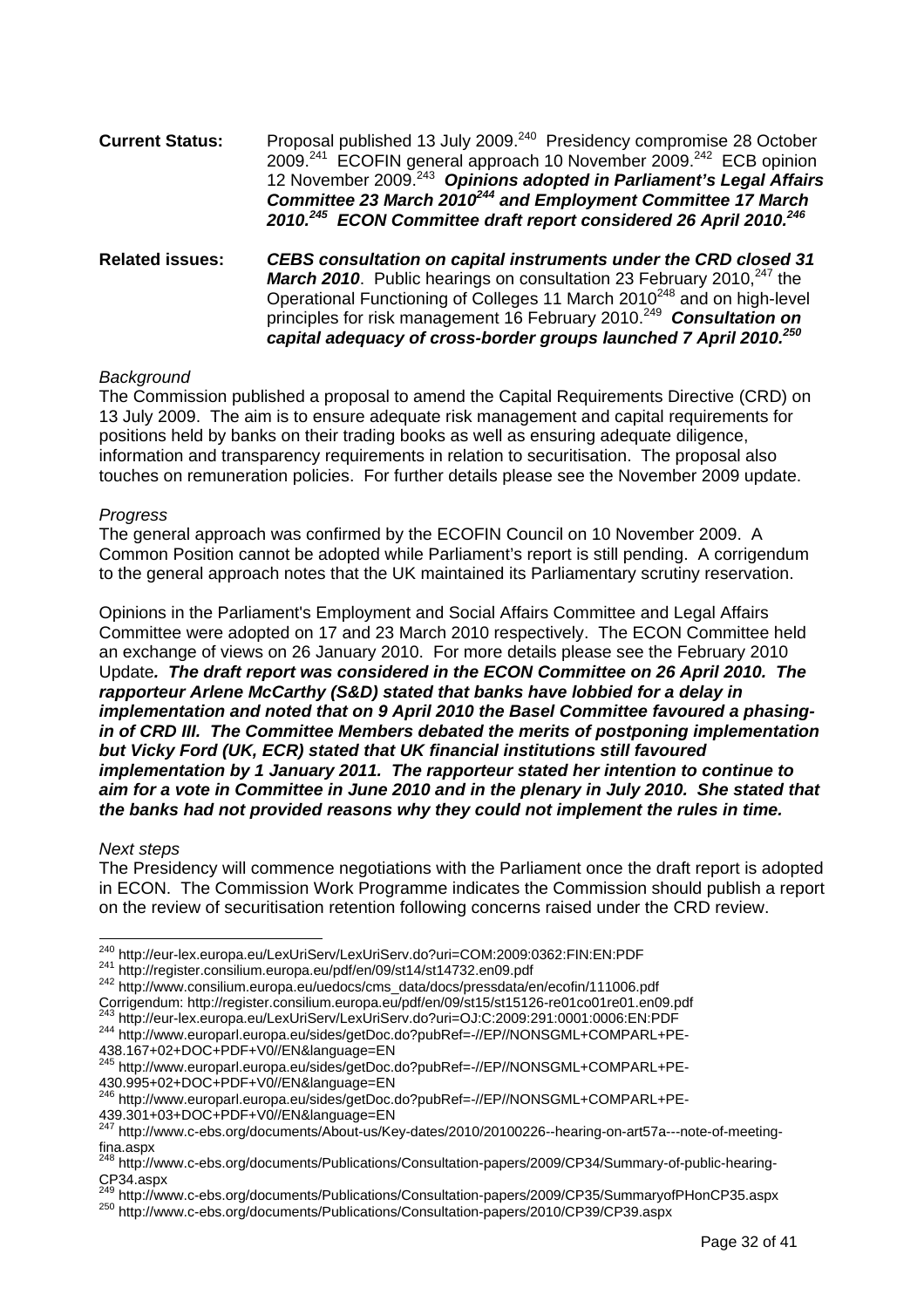**Current Status:** Proposal published 13 July 2009.[240] Presidency compromise 28 October 2009.[241] ECOFIN general approach 10 November 2009.[242] ECB opinion 12 November 2009.[243] ***Opinions adopted in Parliament's Legal Affairs Committee 23 March 2010[244] and Employment Committee 17 March 2010.[245] ECON Committee draft report considered 26 April 2010.[246]***

**Related issues:** ***CEBS consultation on capital instruments under the CRD closed 31 March 2010***. Public hearings on consultation 23 February 2010,[247] the Operational Functioning of Colleges 11 March 2010[248] and on high-level principles for risk management 16 February 2010.[249] ***Consultation on capital adequacy of cross-border groups launched 7 April 2010.[250]***

*Background*

The Commission published a proposal to amend the Capital Requirements Directive (CRD) on 13 July 2009. The aim is to ensure adequate risk management and capital requirements for positions held by banks on their trading books as well as ensuring adequate diligence, information and transparency requirements in relation to securitisation. The proposal also touches on remuneration policies. For further details please see the November 2009 update.

*Progress*

The general approach was confirmed by the ECOFIN Council on 10 November 2009. A Common Position cannot be adopted while Parliament's report is still pending. A corrigendum to the general approach notes that the UK maintained its Parliamentary scrutiny reservation.

Opinions in the Parliament's Employment and Social Affairs Committee and Legal Affairs Committee were adopted on 17 and 23 March 2010 respectively. The ECON Committee held an exchange of views on 26 January 2010. For more details please see the February 2010 Update***. The draft report was considered in the ECON Committee on 26 April 2010. The rapporteur Arlene McCarthy (S&D) stated that banks have lobbied for a delay in implementation and noted that on 9 April 2010 the Basel Committee favoured a phasing-in of CRD III. The Committee Members debated the merits of postponing implementation but Vicky Ford (UK, ECR) stated that UK financial institutions still favoured implementation by 1 January 2011. The rapporteur stated her intention to continue to aim for a vote in Committee in June 2010 and in the plenary in July 2010. She stated that the banks had not provided reasons why they could not implement the rules in time.***

*Next steps*

The Presidency will commence negotiations with the Parliament once the draft report is adopted in ECON. The Commission Work Programme indicates the Commission should publish a report on the review of securitisation retention following concerns raised under the CRD review.

---

[240] http://eur-lex.europa.eu/LexUriServ/LexUriServ.do?uri=COM:2009:0362:FIN:EN:PDF
[241] http://register.consilium.europa.eu/pdf/en/09/st14/st14732.en09.pdf
[242] http://www.consilium.europa.eu/uedocs/cms_data/docs/pressdata/en/ecofin/111006.pdf
Corrigendum: http://register.consilium.europa.eu/pdf/en/09/st15/st15126-re01co01re01.en09.pdf
[243] http://eur-lex.europa.eu/LexUriServ/LexUriServ.do?uri=OJ:C:2009:291:0001:0006:EN:PDF
[244] http://www.europarl.europa.eu/sides/getDoc.do?pubRef=-//EP//NONSGML+COMPARL+PE-438.167+02+DOC+PDF+V0//EN&language=EN
[245] http://www.europarl.europa.eu/sides/getDoc.do?pubRef=-//EP//NONSGML+COMPARL+PE-430.995+02+DOC+PDF+V0//EN&language=EN
[246] http://www.europarl.europa.eu/sides/getDoc.do?pubRef=-//EP//NONSGML+COMPARL+PE-439.301+03+DOC+PDF+V0//EN&language=EN
[247] http://www.c-ebs.org/documents/About-us/Key-dates/2010/20100226--hearing-on-art57a---note-of-meeting-fina.aspx
[248] http://www.c-ebs.org/documents/Publications/Consultation-papers/2009/CP34/Summary-of-public-hearing-CP34.aspx
[249] http://www.c-ebs.org/documents/Publications/Consultation-papers/2009/CP35/SummaryofPHonCP35.aspx
[250] http://www.c-ebs.org/documents/Publications/Consultation-papers/2010/CP39/CP39.aspx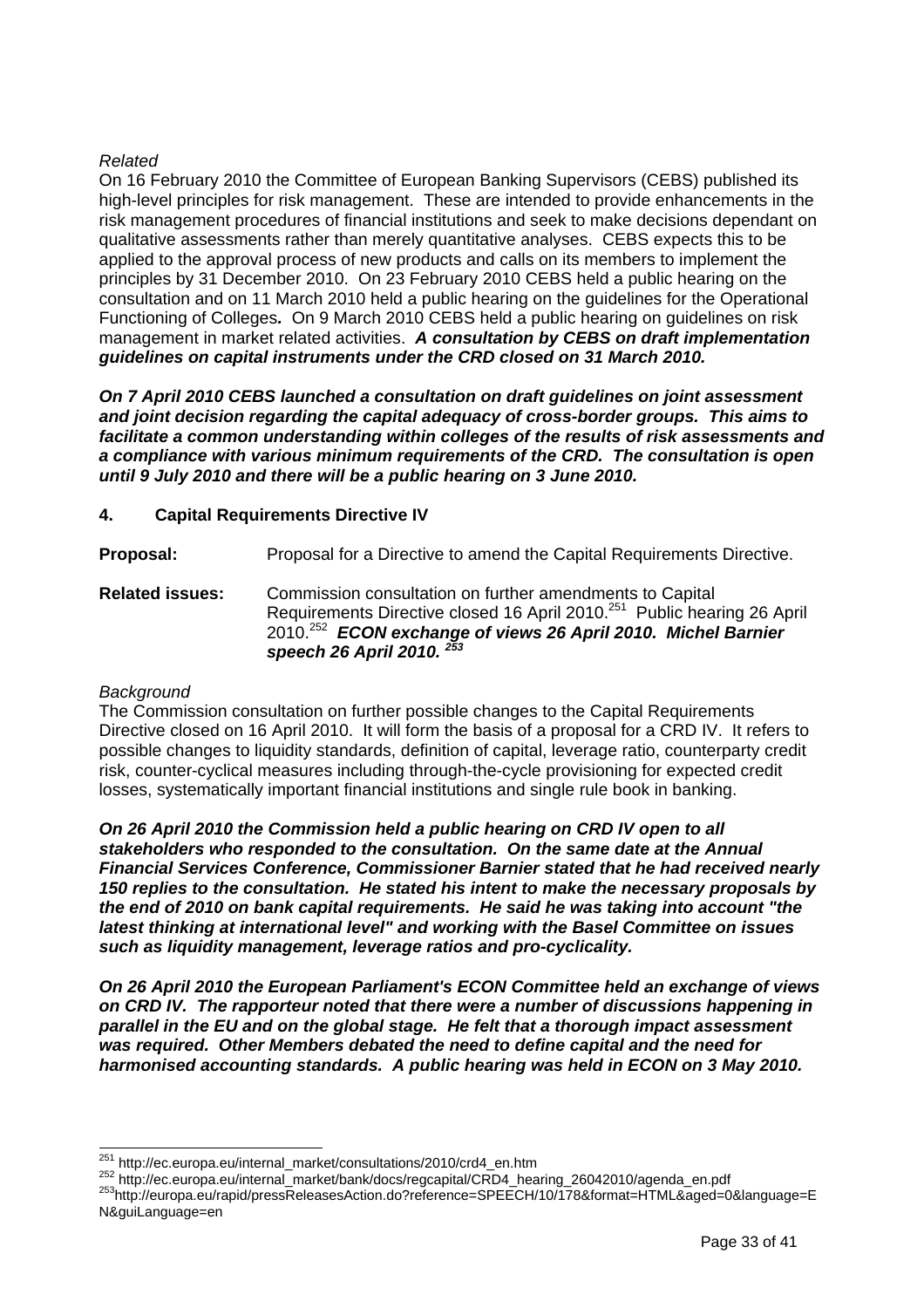*Related*

On 16 February 2010 the Committee of European Banking Supervisors (CEBS) published its high-level principles for risk management. These are intended to provide enhancements in the risk management procedures of financial institutions and seek to make decisions dependant on qualitative assessments rather than merely quantitative analyses. CEBS expects this to be applied to the approval process of new products and calls on its members to implement the principles by 31 December 2010. On 23 February 2010 CEBS held a public hearing on the consultation and on 11 March 2010 held a public hearing on the guidelines for the Operational Functioning of Colleges**.** On 9 March 2010 CEBS held a public hearing on guidelines on risk management in market related activities. ***A consultation by CEBS on draft implementation guidelines on capital instruments under the CRD closed on 31 March 2010.***

***On 7 April 2010 CEBS launched a consultation on draft guidelines on joint assessment and joint decision regarding the capital adequacy of cross-border groups. This aims to facilitate a common understanding within colleges of the results of risk assessments and a compliance with various minimum requirements of the CRD. The consultation is open until 9 July 2010 and there will be a public hearing on 3 June 2010.***

## 4. Capital Requirements Directive IV

**Proposal:** Proposal for a Directive to amend the Capital Requirements Directive.

**Related issues:** Commission consultation on further amendments to Capital Requirements Directive closed 16 April 2010.[251] Public hearing 26 April 2010.[252] ***ECON exchange of views 26 April 2010. Michel Barnier speech 26 April 2010.*** [253]

*Background*

The Commission consultation on further possible changes to the Capital Requirements Directive closed on 16 April 2010. It will form the basis of a proposal for a CRD IV. It refers to possible changes to liquidity standards, definition of capital, leverage ratio, counterparty credit risk, counter-cyclical measures including through-the-cycle provisioning for expected credit losses, systematically important financial institutions and single rule book in banking.

***On 26 April 2010 the Commission held a public hearing on CRD IV open to all stakeholders who responded to the consultation. On the same date at the Annual Financial Services Conference, Commissioner Barnier stated that he had received nearly 150 replies to the consultation. He stated his intent to make the necessary proposals by the end of 2010 on bank capital requirements. He said he was taking into account "the latest thinking at international level" and working with the Basel Committee on issues such as liquidity management, leverage ratios and pro-cyclicality.***

***On 26 April 2010 the European Parliament's ECON Committee held an exchange of views on CRD IV. The rapporteur noted that there were a number of discussions happening in parallel in the EU and on the global stage. He felt that a thorough impact assessment was required. Other Members debated the need to define capital and the need for harmonised accounting standards. A public hearing was held in ECON on 3 May 2010.***

---

[251] http://ec.europa.eu/internal_market/consultations/2010/crd4_en.htm

[252] http://ec.europa.eu/internal_market/bank/docs/regcapital/CRD4_hearing_26042010/agenda_en.pdf

[253] http://europa.eu/rapid/pressReleasesAction.do?reference=SPEECH/10/178&format=HTML&aged=0&language=EN&guiLanguage=en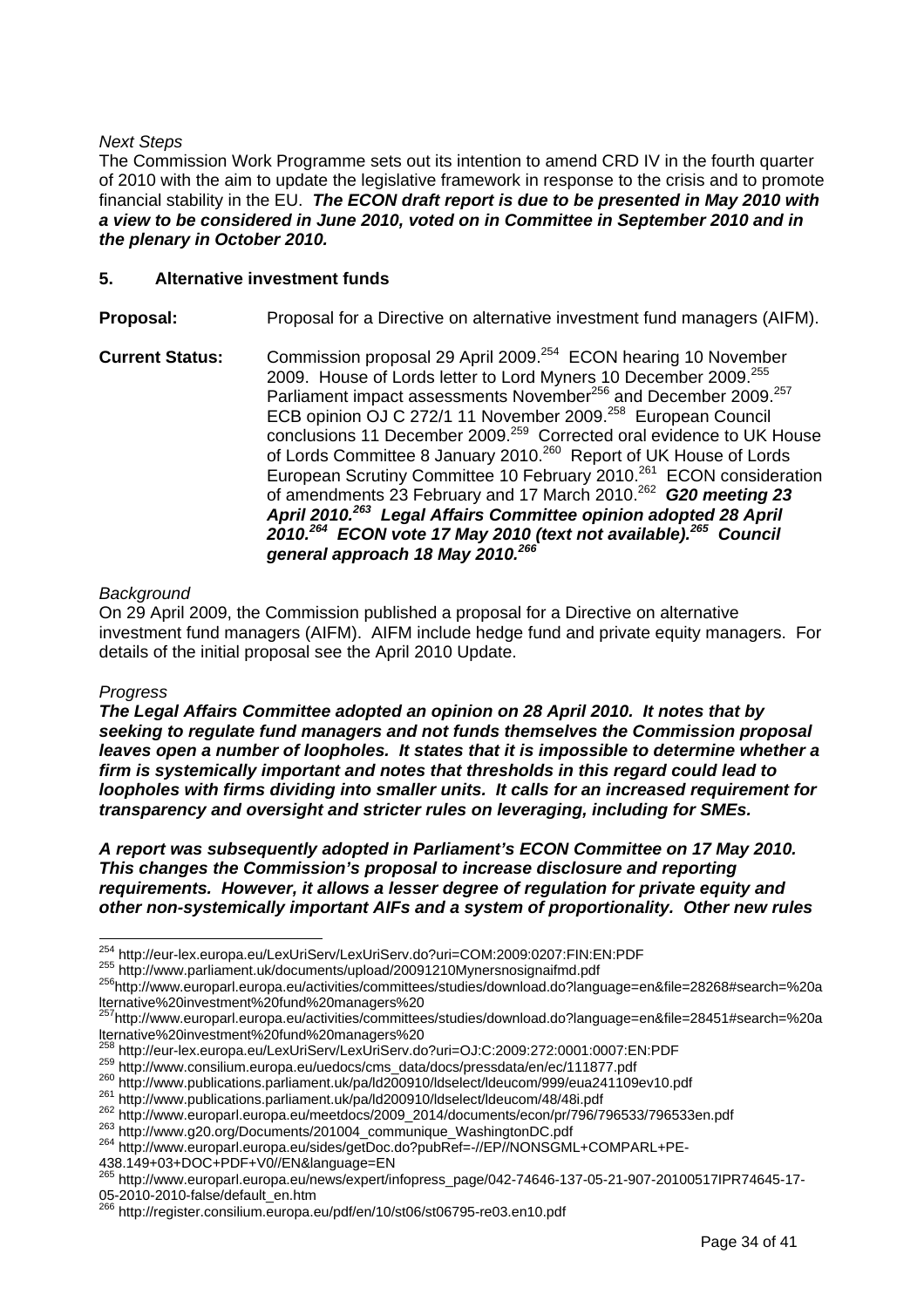*Next Steps*

The Commission Work Programme sets out its intention to amend CRD IV in the fourth quarter of 2010 with the aim to update the legislative framework in response to the crisis and to promote financial stability in the EU. ***The ECON draft report is due to be presented in May 2010 with a view to be considered in June 2010, voted on in Committee in September 2010 and in the plenary in October 2010.***

## 5. Alternative investment funds

**Proposal:** Proposal for a Directive on alternative investment fund managers (AIFM).

**Current Status:** Commission proposal 29 April 2009.[254] ECON hearing 10 November 2009. House of Lords letter to Lord Myners 10 December 2009.[255] Parliament impact assessments November[256] and December 2009.[257] ECB opinion OJ C 272/1 11 November 2009.[258] European Council conclusions 11 December 2009.[259] Corrected oral evidence to UK House of Lords Committee 8 January 2010.[260] Report of UK House of Lords European Scrutiny Committee 10 February 2010.[261] ECON consideration of amendments 23 February and 17 March 2010.[262] ***G20 meeting 23 April 2010.[263] Legal Affairs Committee opinion adopted 28 April 2010.[264] ECON vote 17 May 2010 (text not available).[265] Council general approach 18 May 2010.[266]***

*Background*

On 29 April 2009, the Commission published a proposal for a Directive on alternative investment fund managers (AIFM). AIFM include hedge fund and private equity managers. For details of the initial proposal see the April 2010 Update.

*Progress*

***The Legal Affairs Committee adopted an opinion on 28 April 2010. It notes that by seeking to regulate fund managers and not funds themselves the Commission proposal leaves open a number of loopholes. It states that it is impossible to determine whether a firm is systemically important and notes that thresholds in this regard could lead to loopholes with firms dividing into smaller units. It calls for an increased requirement for transparency and oversight and stricter rules on leveraging, including for SMEs.***

***A report was subsequently adopted in Parliament's ECON Committee on 17 May 2010. This changes the Commission's proposal to increase disclosure and reporting requirements. However, it allows a lesser degree of regulation for private equity and other non-systemically important AIFs and a system of proportionality. Other new rules***

---

[254] http://eur-lex.europa.eu/LexUriServ/LexUriServ.do?uri=COM:2009:0207:FIN:EN:PDF

[255] http://www.parliament.uk/documents/upload/20091210Mynersnosignaifmd.pdf

[256] http://www.europarl.europa.eu/activities/committees/studies/download.do?language=en&file=28268#search=%20alternative%20investment%20fund%20managers%20

[257] http://www.europarl.europa.eu/activities/committees/studies/download.do?language=en&file=28451#search=%20alternative%20investment%20fund%20managers%20

[258] http://eur-lex.europa.eu/LexUriServ/LexUriServ.do?uri=OJ:C:2009:272:0001:0007:EN:PDF

[259] http://www.consilium.europa.eu/uedocs/cms_data/docs/pressdata/en/ec/111877.pdf

[260] http://www.publications.parliament.uk/pa/ld200910/ldselect/ldeucom/999/eua241109ev10.pdf

[261] http://www.publications.parliament.uk/pa/ld200910/ldselect/ldeucom/48/48i.pdf

[262] http://www.europarl.europa.eu/meetdocs/2009_2014/documents/econ/pr/796/796533/796533en.pdf

[263] http://www.g20.org/Documents/201004_communique_WashingtonDC.pdf

[264] http://www.europarl.europa.eu/sides/getDoc.do?pubRef=-//EP//NONSGML+COMPARL+PE-438.149+03+DOC+PDF+V0//EN&language=EN

[265] http://www.europarl.europa.eu/news/expert/infopress_page/042-74646-137-05-21-907-20100517IPR74645-17-05-2010-2010-false/default_en.htm

[266] http://register.consilium.europa.eu/pdf/en/10/st06/st06795-re03.en10.pdf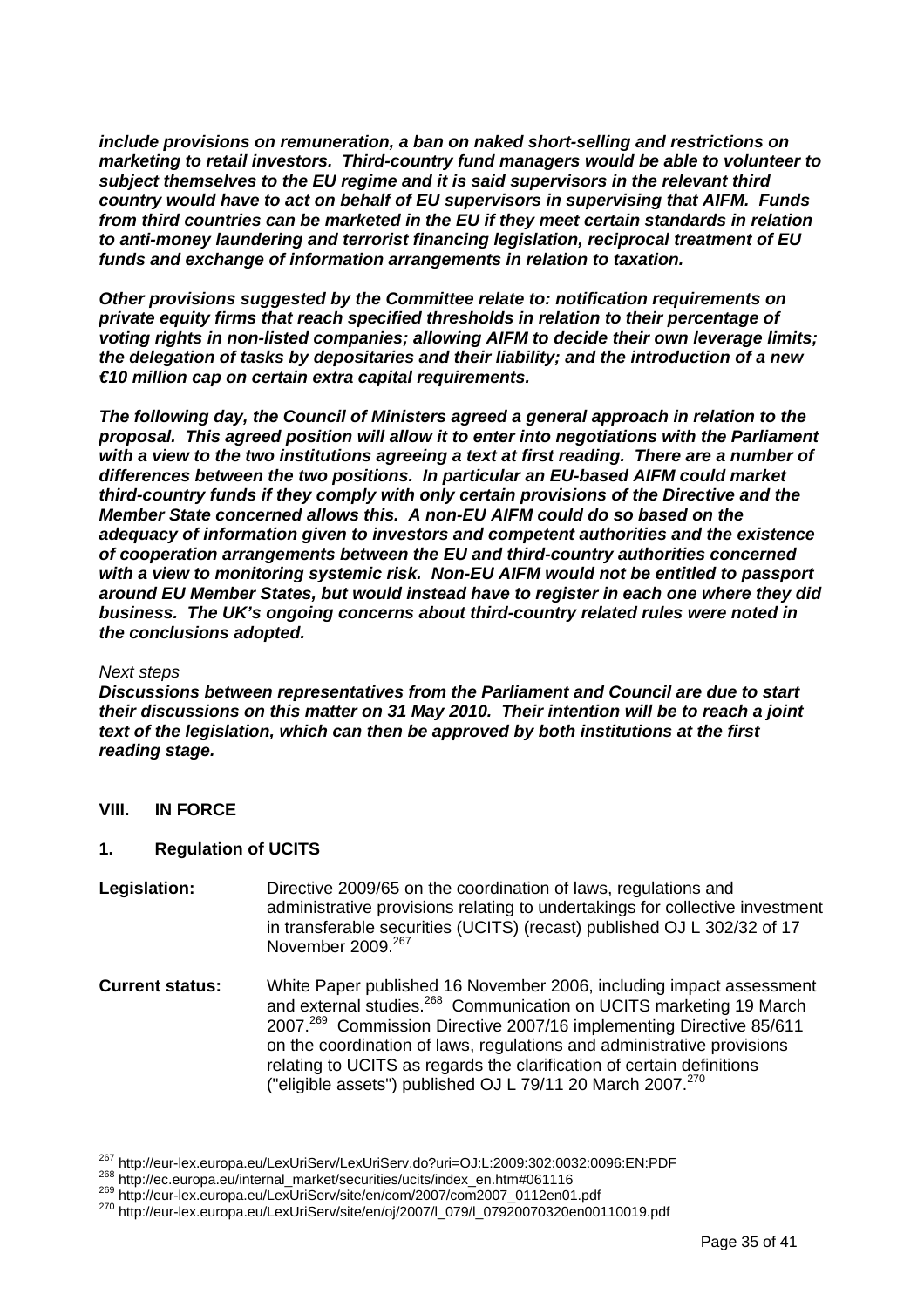***include provisions on remuneration, a ban on naked short-selling and restrictions on marketing to retail investors. Third-country fund managers would be able to volunteer to subject themselves to the EU regime and it is said supervisors in the relevant third country would have to act on behalf of EU supervisors in supervising that AIFM. Funds from third countries can be marketed in the EU if they meet certain standards in relation to anti-money laundering and terrorist financing legislation, reciprocal treatment of EU funds and exchange of information arrangements in relation to taxation.***

***Other provisions suggested by the Committee relate to: notification requirements on private equity firms that reach specified thresholds in relation to their percentage of voting rights in non-listed companies; allowing AIFM to decide their own leverage limits; the delegation of tasks by depositaries and their liability; and the introduction of a new €10 million cap on certain extra capital requirements.***

***The following day, the Council of Ministers agreed a general approach in relation to the proposal. This agreed position will allow it to enter into negotiations with the Parliament with a view to the two institutions agreeing a text at first reading. There are a number of differences between the two positions. In particular an EU-based AIFM could market third-country funds if they comply with only certain provisions of the Directive and the Member State concerned allows this. A non-EU AIFM could do so based on the adequacy of information given to investors and competent authorities and the existence of cooperation arrangements between the EU and third-country authorities concerned with a view to monitoring systemic risk. Non-EU AIFM would not be entitled to passport around EU Member States, but would instead have to register in each one where they did business. The UK's ongoing concerns about third-country related rules were noted in the conclusions adopted.***

*Next steps*

***Discussions between representatives from the Parliament and Council are due to start their discussions on this matter on 31 May 2010. Their intention will be to reach a joint text of the legislation, which can then be approved by both institutions at the first reading stage.***

## VIII. IN FORCE

### 1. Regulation of UCITS

**Legislation:** Directive 2009/65 on the coordination of laws, regulations and administrative provisions relating to undertakings for collective investment in transferable securities (UCITS) (recast) published OJ L 302/32 of 17 November 2009.[267]

**Current status:** White Paper published 16 November 2006, including impact assessment and external studies.[268] Communication on UCITS marketing 19 March 2007.[269] Commission Directive 2007/16 implementing Directive 85/611 on the coordination of laws, regulations and administrative provisions relating to UCITS as regards the clarification of certain definitions ("eligible assets") published OJ L 79/11 20 March 2007.[270]

---

[267] http://eur-lex.europa.eu/LexUriServ/LexUriServ.do?uri=OJ:L:2009:302:0032:0096:EN:PDF
[268] http://ec.europa.eu/internal_market/securities/ucits/index_en.htm#061116
[269] http://eur-lex.europa.eu/LexUriServ/site/en/com/2007/com2007_0112en01.pdf
[270] http://eur-lex.europa.eu/LexUriServ/site/en/oj/2007/l_079/l_07920070320en00110019.pdf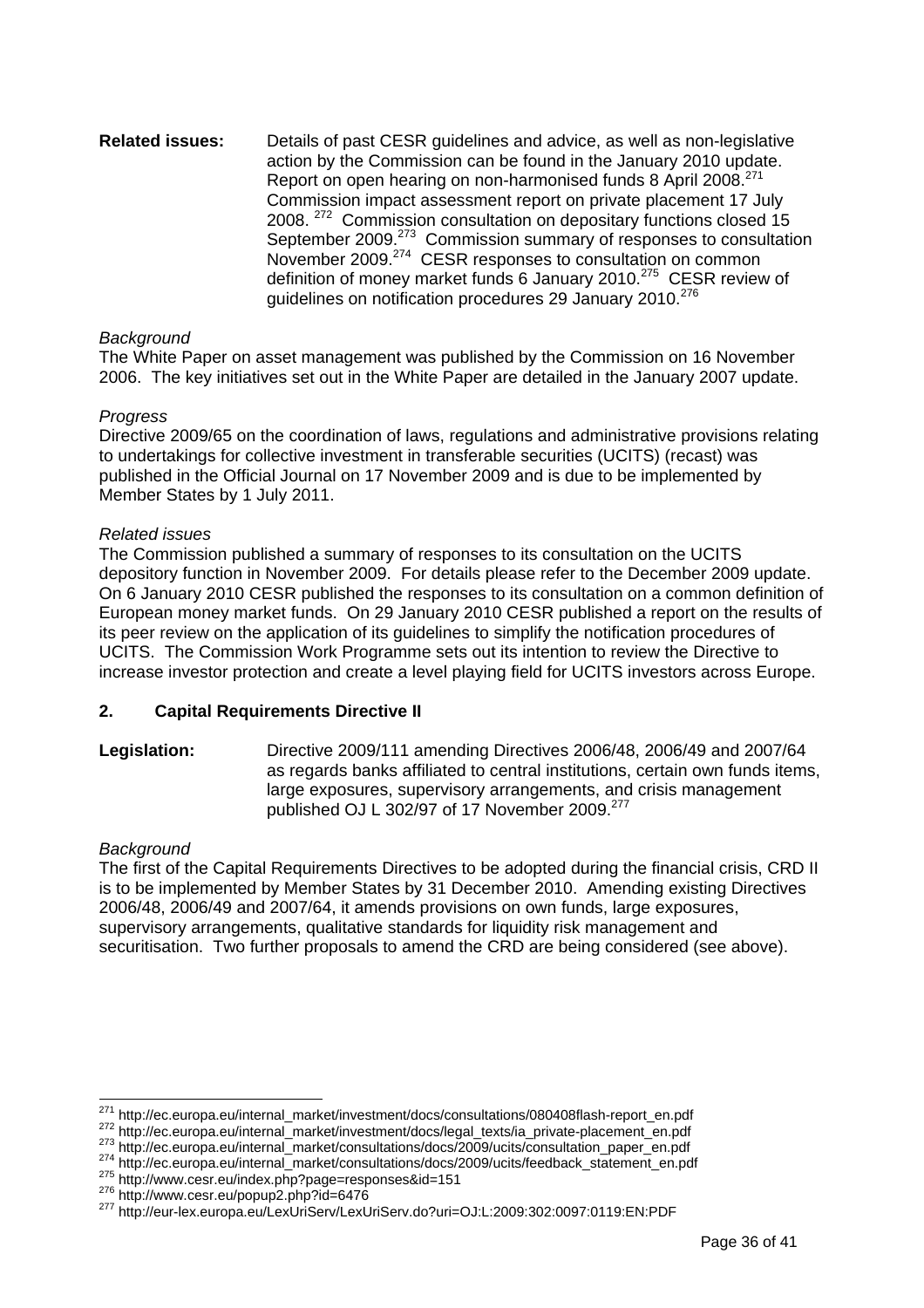**Related issues:** Details of past CESR guidelines and advice, as well as non-legislative action by the Commission can be found in the January 2010 update. Report on open hearing on non-harmonised funds 8 April 2008.[271] Commission impact assessment report on private placement 17 July 2008. [272] Commission consultation on depositary functions closed 15 September 2009.[273] Commission summary of responses to consultation November 2009.[274] CESR responses to consultation on common definition of money market funds 6 January 2010.[275] CESR review of guidelines on notification procedures 29 January 2010.[276]

*Background*

The White Paper on asset management was published by the Commission on 16 November 2006. The key initiatives set out in the White Paper are detailed in the January 2007 update.

*Progress*

Directive 2009/65 on the coordination of laws, regulations and administrative provisions relating to undertakings for collective investment in transferable securities (UCITS) (recast) was published in the Official Journal on 17 November 2009 and is due to be implemented by Member States by 1 July 2011.

*Related issues*

The Commission published a summary of responses to its consultation on the UCITS depository function in November 2009. For details please refer to the December 2009 update. On 6 January 2010 CESR published the responses to its consultation on a common definition of European money market funds. On 29 January 2010 CESR published a report on the results of its peer review on the application of its guidelines to simplify the notification procedures of UCITS. The Commission Work Programme sets out its intention to review the Directive to increase investor protection and create a level playing field for UCITS investors across Europe.

### 2. Capital Requirements Directive II

**Legislation:** Directive 2009/111 amending Directives 2006/48, 2006/49 and 2007/64 as regards banks affiliated to central institutions, certain own funds items, large exposures, supervisory arrangements, and crisis management published OJ L 302/97 of 17 November 2009.[277]

*Background*

The first of the Capital Requirements Directives to be adopted during the financial crisis, CRD II is to be implemented by Member States by 31 December 2010. Amending existing Directives 2006/48, 2006/49 and 2007/64, it amends provisions on own funds, large exposures, supervisory arrangements, qualitative standards for liquidity risk management and securitisation. Two further proposals to amend the CRD are being considered (see above).

---

[271] http://ec.europa.eu/internal_market/investment/docs/consultations/080408flash-report_en.pdf
[272] http://ec.europa.eu/internal_market/investment/docs/legal_texts/ia_private-placement_en.pdf
[273] http://ec.europa.eu/internal_market/consultations/docs/2009/ucits/consultation_paper_en.pdf
[274] http://ec.europa.eu/internal_market/consultations/docs/2009/ucits/feedback_statement_en.pdf
[275] http://www.cesr.eu/index.php?page=responses&id=151
[276] http://www.cesr.eu/popup2.php?id=6476
[277] http://eur-lex.europa.eu/LexUriServ/LexUriServ.do?uri=OJ:L:2009:302:0097:0119:EN:PDF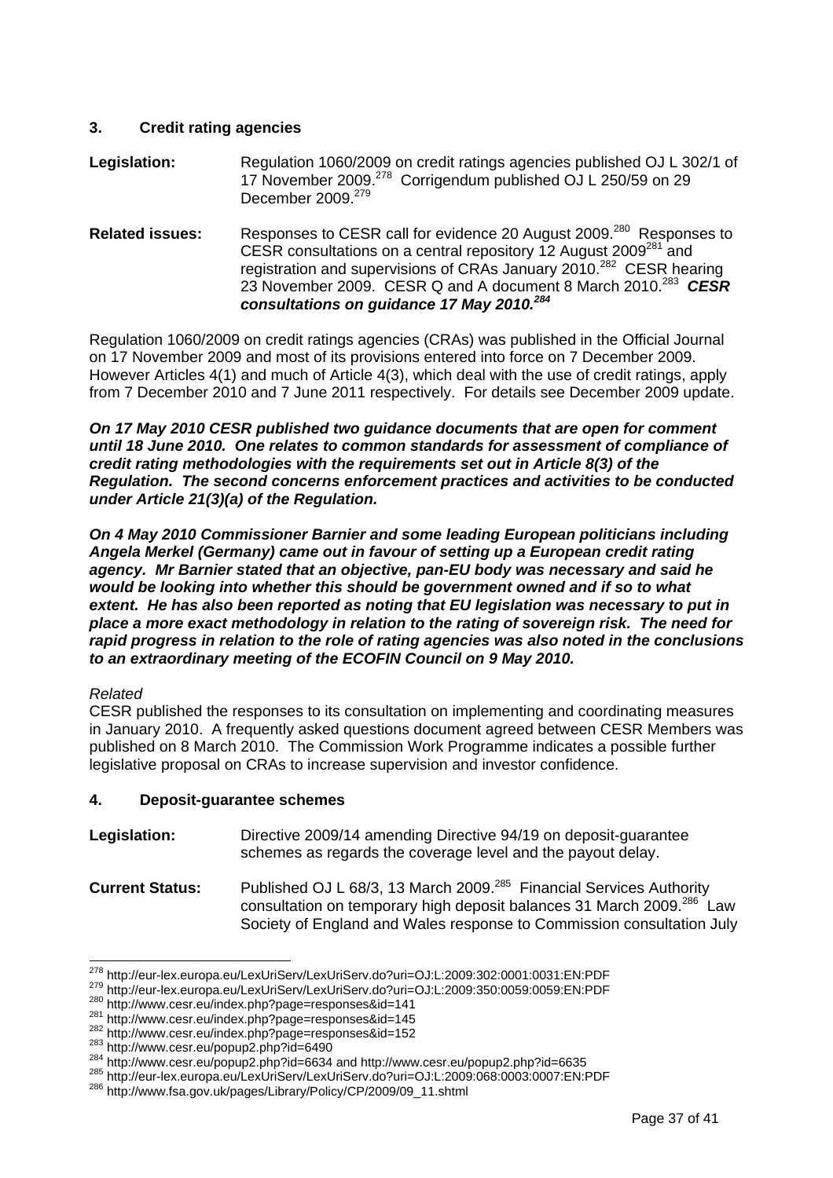### 3. Credit rating agencies

**Legislation:** Regulation 1060/2009 on credit ratings agencies published OJ L 302/1 of 17 November 2009.[278] Corrigendum published OJ L 250/59 on 29 December 2009.[279]

**Related issues:** Responses to CESR call for evidence 20 August 2009.[280] Responses to CESR consultations on a central repository 12 August 2009[281] and registration and supervisions of CRAs January 2010.[282] CESR hearing 23 November 2009. CESR Q and A document 8 March 2010.[283] ***CESR consultations on guidance 17 May 2010.[284]***

Regulation 1060/2009 on credit ratings agencies (CRAs) was published in the Official Journal on 17 November 2009 and most of its provisions entered into force on 7 December 2009. However Articles 4(1) and much of Article 4(3), which deal with the use of credit ratings, apply from 7 December 2010 and 7 June 2011 respectively. For details see December 2009 update.

***On 17 May 2010 CESR published two guidance documents that are open for comment until 18 June 2010. One relates to common standards for assessment of compliance of credit rating methodologies with the requirements set out in Article 8(3) of the Regulation. The second concerns enforcement practices and activities to be conducted under Article 21(3)(a) of the Regulation.***

***On 4 May 2010 Commissioner Barnier and some leading European politicians including Angela Merkel (Germany) came out in favour of setting up a European credit rating agency. Mr Barnier stated that an objective, pan-EU body was necessary and said he would be looking into whether this should be government owned and if so to what extent. He has also been reported as noting that EU legislation was necessary to put in place a more exact methodology in relation to the rating of sovereign risk. The need for rapid progress in relation to the role of rating agencies was also noted in the conclusions to an extraordinary meeting of the ECOFIN Council on 9 May 2010.***

*Related*

CESR published the responses to its consultation on implementing and coordinating measures in January 2010. A frequently asked questions document agreed between CESR Members was published on 8 March 2010. The Commission Work Programme indicates a possible further legislative proposal on CRAs to increase supervision and investor confidence.

### 4. Deposit-guarantee schemes

**Legislation:** Directive 2009/14 amending Directive 94/19 on deposit-guarantee schemes as regards the coverage level and the payout delay.

**Current Status:** Published OJ L 68/3, 13 March 2009.[285] Financial Services Authority consultation on temporary high deposit balances 31 March 2009.[286] Law Society of England and Wales response to Commission consultation July

[278] http://eur-lex.europa.eu/LexUriServ/LexUriServ.do?uri=OJ:L:2009:302:0001:0031:EN:PDF
[279] http://eur-lex.europa.eu/LexUriServ/LexUriServ.do?uri=OJ:L:2009:350:0059:0059:EN:PDF
[280] http://www.cesr.eu/index.php?page=responses&id=141
[281] http://www.cesr.eu/index.php?page=responses&id=145
[282] http://www.cesr.eu/index.php?page=responses&id=152
[283] http://www.cesr.eu/popup2.php?id=6490
[284] http://www.cesr.eu/popup2.php?id=6634 and http://www.cesr.eu/popup2.php?id=6635
[285] http://eur-lex.europa.eu/LexUriServ/LexUriServ.do?uri=OJ:L:2009:068:0003:0007:EN:PDF
[286] http://www.fsa.gov.uk/pages/Library/Policy/CP/2009/09_11.shtml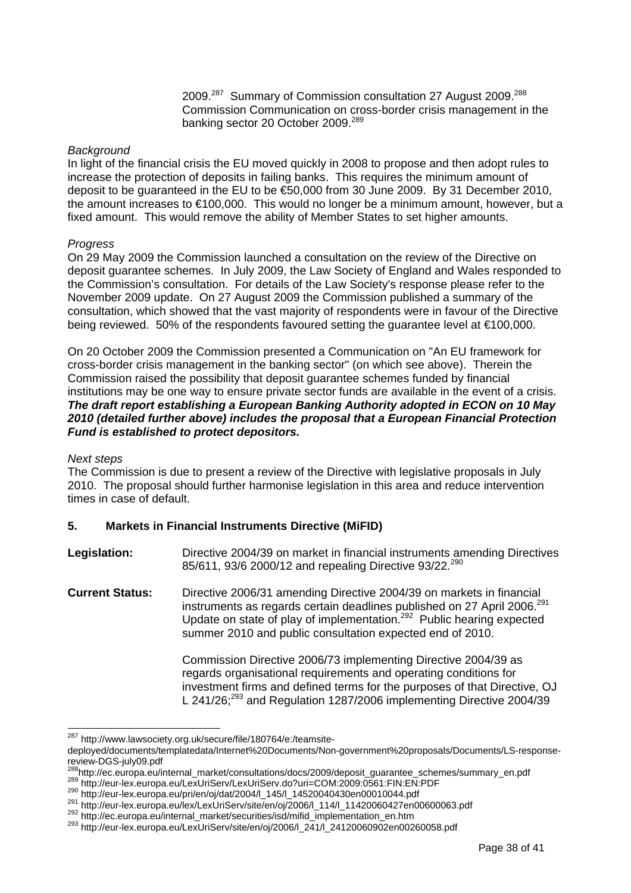2009.[287] Summary of Commission consultation 27 August 2009.[288] Commission Communication on cross-border crisis management in the banking sector 20 October 2009.[289]

*Background*

In light of the financial crisis the EU moved quickly in 2008 to propose and then adopt rules to increase the protection of deposits in failing banks. This requires the minimum amount of deposit to be guaranteed in the EU to be €50,000 from 30 June 2009. By 31 December 2010, the amount increases to €100,000. This would no longer be a minimum amount, however, but a fixed amount. This would remove the ability of Member States to set higher amounts.

*Progress*

On 29 May 2009 the Commission launched a consultation on the review of the Directive on deposit guarantee schemes. In July 2009, the Law Society of England and Wales responded to the Commission's consultation. For details of the Law Society's response please refer to the November 2009 update. On 27 August 2009 the Commission published a summary of the consultation, which showed that the vast majority of respondents were in favour of the Directive being reviewed. 50% of the respondents favoured setting the guarantee level at €100,000.

On 20 October 2009 the Commission presented a Communication on "An EU framework for cross-border crisis management in the banking sector" (on which see above). Therein the Commission raised the possibility that deposit guarantee schemes funded by financial institutions may be one way to ensure private sector funds are available in the event of a crisis. ***The draft report establishing a European Banking Authority adopted in ECON on 10 May 2010 (detailed further above) includes the proposal that a European Financial Protection Fund is established to protect depositors.***

*Next steps*

The Commission is due to present a review of the Directive with legislative proposals in July 2010. The proposal should further harmonise legislation in this area and reduce intervention times in case of default.

## 5. Markets in Financial Instruments Directive (MiFID)

**Legislation:** Directive 2004/39 on market in financial instruments amending Directives 85/611, 93/6 2000/12 and repealing Directive 93/22.[290]

**Current Status:** Directive 2006/31 amending Directive 2004/39 on markets in financial instruments as regards certain deadlines published on 27 April 2006.[291] Update on state of play of implementation.[292] Public hearing expected summer 2010 and public consultation expected end of 2010.

Commission Directive 2006/73 implementing Directive 2004/39 as regards organisational requirements and operating conditions for investment firms and defined terms for the purposes of that Directive, OJ L 241/26;[293] and Regulation 1287/2006 implementing Directive 2004/39

---

[287] http://www.lawsociety.org.uk/secure/file/180764/e:/teamsite-deployed/documents/templatedata/Internet%20Documents/Non-government%20proposals/Documents/LS-response-review-DGS-july09.pdf

[288] http://ec.europa.eu/internal_market/consultations/docs/2009/deposit_guarantee_schemes/summary_en.pdf

[289] http://eur-lex.europa.eu/LexUriServ/LexUriServ.do?uri=COM:2009:0561:FIN:EN:PDF

[290] http://eur-lex.europa.eu/pri/en/oj/dat/2004/l_145/l_14520040430en00010044.pdf

[291] http://eur-lex.europa.eu/lex/LexUriServ/site/en/oj/2006/l_114/l_11420060427en00600063.pdf

[292] http://ec.europa.eu/internal_market/securities/isd/mifid_implementation_en.htm

[293] http://eur-lex.europa.eu/LexUriServ/site/en/oj/2006/l_241/l_24120060902en00260058.pdf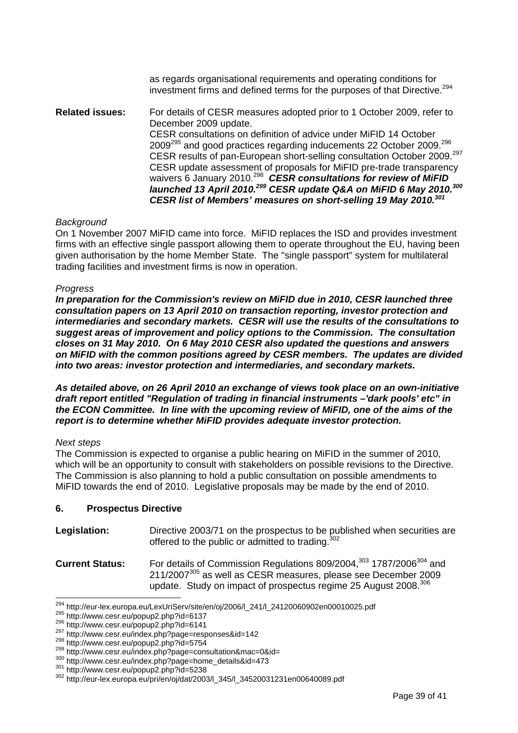as regards organisational requirements and operating conditions for investment firms and defined terms for the purposes of that Directive.[294]

**Related issues:** For details of CESR measures adopted prior to 1 October 2009, refer to December 2009 update.
CESR consultations on definition of advice under MiFID 14 October 2009[295] and good practices regarding inducements 22 October 2009.[296]
CESR results of pan-European short-selling consultation October 2009.[297]
CESR update assessment of proposals for MiFID pre-trade transparency waivers 6 January 2010.[298] ***CESR consultations for review of MiFID launched 13 April 2010.[299] CESR update Q&A on MiFID 6 May 2010.[300] CESR list of Members' measures on short-selling 19 May 2010.[301]***

*Background*

On 1 November 2007 MiFID came into force. MiFID replaces the ISD and provides investment firms with an effective single passport allowing them to operate throughout the EU, having been given authorisation by the home Member State. The "single passport" system for multilateral trading facilities and investment firms is now in operation.

*Progress*

***In preparation for the Commission's review on MiFID due in 2010, CESR launched three consultation papers on 13 April 2010 on transaction reporting, investor protection and intermediaries and secondary markets. CESR will use the results of the consultations to suggest areas of improvement and policy options to the Commission. The consultation closes on 31 May 2010. On 6 May 2010 CESR also updated the questions and answers on MiFID with the common positions agreed by CESR members. The updates are divided into two areas: investor protection and intermediaries, and secondary markets.***

***As detailed above, on 26 April 2010 an exchange of views took place on an own-initiative draft report entitled "Regulation of trading in financial instruments –'dark pools' etc" in the ECON Committee. In line with the upcoming review of MiFID, one of the aims of the report is to determine whether MiFID provides adequate investor protection.***

*Next steps*

The Commission is expected to organise a public hearing on MiFID in the summer of 2010, which will be an opportunity to consult with stakeholders on possible revisions to the Directive. The Commission is also planning to hold a public consultation on possible amendments to MiFID towards the end of 2010. Legislative proposals may be made by the end of 2010.

### 6. Prospectus Directive

**Legislation:** Directive 2003/71 on the prospectus to be published when securities are offered to the public or admitted to trading.[302]

**Current Status:** For details of Commission Regulations 809/2004,[303] 1787/2006[304] and 211/2007[305] as well as CESR measures, please see December 2009 update. Study on impact of prospectus regime 25 August 2008.[306]

---

[294] http://eur-lex.europa.eu/LexUriServ/site/en/oj/2006/l_241/l_24120060902en00010025.pdf
[295] http://www.cesr.eu/popup2.php?id=6137
[296] http://www.cesr.eu/popup2.php?id=6141
[297] http://www.cesr.eu/index.php?page=responses&id=142
[298] http://www.cesr.eu/popup2.php?id=5754
[299] http://www.cesr.eu/index.php?page=consultation&mac=0&id=
[300] http://www.cesr.eu/index.php?page=home_details&id=473
[301] http://www.cesr.eu/popup2.php?id=5238
[302] http://eur-lex.europa.eu/pri/en/oj/dat/2003/l_345/l_34520031231en00640089.pdf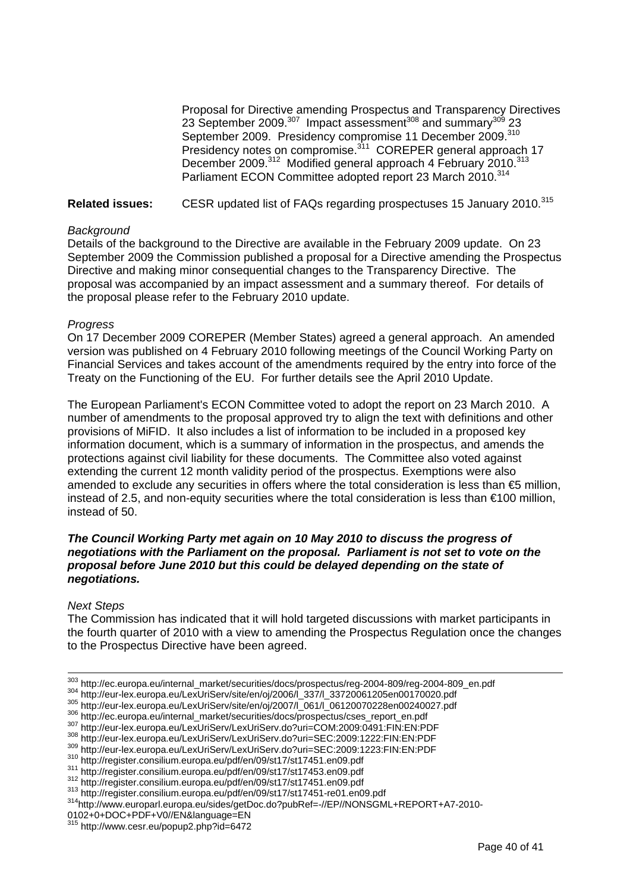Proposal for Directive amending Prospectus and Transparency Directives 23 September 2009.[307] Impact assessment[308] and summary[309] 23 September 2009. Presidency compromise 11 December 2009.[310] Presidency notes on compromise.[311] COREPER general approach 17 December 2009.[312] Modified general approach 4 February 2010.[313] Parliament ECON Committee adopted report 23 March 2010.[314]

**Related issues:** CESR updated list of FAQs regarding prospectuses 15 January 2010.[315]

*Background*

Details of the background to the Directive are available in the February 2009 update. On 23 September 2009 the Commission published a proposal for a Directive amending the Prospectus Directive and making minor consequential changes to the Transparency Directive. The proposal was accompanied by an impact assessment and a summary thereof. For details of the proposal please refer to the February 2010 update.

*Progress*

On 17 December 2009 COREPER (Member States) agreed a general approach. An amended version was published on 4 February 2010 following meetings of the Council Working Party on Financial Services and takes account of the amendments required by the entry into force of the Treaty on the Functioning of the EU. For further details see the April 2010 Update.

The European Parliament's ECON Committee voted to adopt the report on 23 March 2010. A number of amendments to the proposal approved try to align the text with definitions and other provisions of MiFID. It also includes a list of information to be included in a proposed key information document, which is a summary of information in the prospectus, and amends the protections against civil liability for these documents. The Committee also voted against extending the current 12 month validity period of the prospectus. Exemptions were also amended to exclude any securities in offers where the total consideration is less than €5 million, instead of 2.5, and non-equity securities where the total consideration is less than €100 million, instead of 50.

***The Council Working Party met again on 10 May 2010 to discuss the progress of negotiations with the Parliament on the proposal. Parliament is not set to vote on the proposal before June 2010 but this could be delayed depending on the state of negotiations.***

*Next Steps*

The Commission has indicated that it will hold targeted discussions with market participants in the fourth quarter of 2010 with a view to amending the Prospectus Regulation once the changes to the Prospectus Directive have been agreed.

---

[303] http://ec.europa.eu/internal_market/securities/docs/prospectus/reg-2004-809/reg-2004-809_en.pdf
[304] http://eur-lex.europa.eu/LexUriServ/site/en/oj/2006/l_337/l_33720061205en00170020.pdf
[305] http://eur-lex.europa.eu/LexUriServ/site/en/oj/2007/l_061/l_06120070228en00240027.pdf
[306] http://ec.europa.eu/internal_market/securities/docs/prospectus/cses_report_en.pdf
[307] http://eur-lex.europa.eu/LexUriServ/LexUriServ.do?uri=COM:2009:0491:FIN:EN:PDF
[308] http://eur-lex.europa.eu/LexUriServ/LexUriServ.do?uri=SEC:2009:1222:FIN:EN:PDF
[309] http://eur-lex.europa.eu/LexUriServ/LexUriServ.do?uri=SEC:2009:1223:FIN:EN:PDF
[310] http://register.consilium.europa.eu/pdf/en/09/st17/st17451.en09.pdf
[311] http://register.consilium.europa.eu/pdf/en/09/st17/st17453.en09.pdf
[312] http://register.consilium.europa.eu/pdf/en/09/st17/st17451.en09.pdf
[313] http://register.consilium.europa.eu/pdf/en/09/st17/st17451-re01.en09.pdf
[314] http://www.europarl.europa.eu/sides/getDoc.do?pubRef=-//EP//NONSGML+REPORT+A7-2010-0102+0+DOC+PDF+V0//EN&language=EN
[315] http://www.cesr.eu/popup2.php?id=6472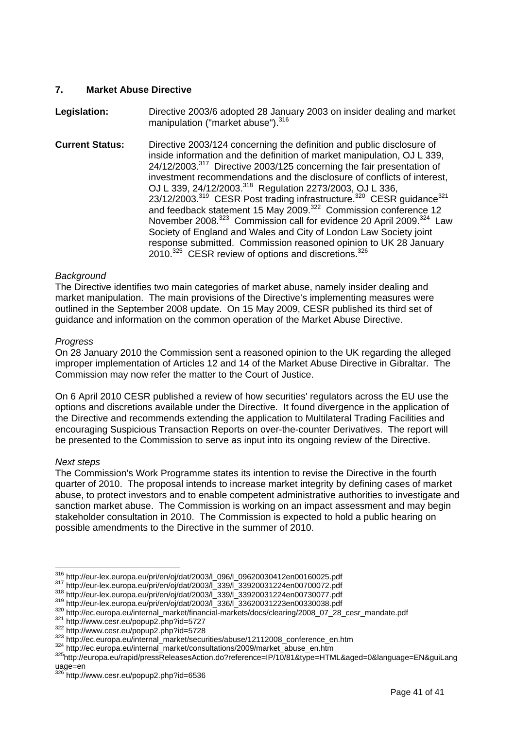## 7. Market Abuse Directive

**Legislation:** Directive 2003/6 adopted 28 January 2003 on insider dealing and market manipulation ("market abuse").[316]

**Current Status:** Directive 2003/124 concerning the definition and public disclosure of inside information and the definition of market manipulation, OJ L 339, 24/12/2003.[317] Directive 2003/125 concerning the fair presentation of investment recommendations and the disclosure of conflicts of interest, OJ L 339, 24/12/2003.[318] Regulation 2273/2003, OJ L 336, 23/12/2003.[319] CESR Post trading infrastructure.[320] CESR guidance[321] and feedback statement 15 May 2009.[322] Commission conference 12 November 2008.[323] Commission call for evidence 20 April 2009.[324] Law Society of England and Wales and City of London Law Society joint response submitted. Commission reasoned opinion to UK 28 January 2010.[325] CESR review of options and discretions.[326]

*Background*

The Directive identifies two main categories of market abuse, namely insider dealing and market manipulation. The main provisions of the Directive's implementing measures were outlined in the September 2008 update. On 15 May 2009, CESR published its third set of guidance and information on the common operation of the Market Abuse Directive.

*Progress*

On 28 January 2010 the Commission sent a reasoned opinion to the UK regarding the alleged improper implementation of Articles 12 and 14 of the Market Abuse Directive in Gibraltar. The Commission may now refer the matter to the Court of Justice.

On 6 April 2010 CESR published a review of how securities' regulators across the EU use the options and discretions available under the Directive. It found divergence in the application of the Directive and recommends extending the application to Multilateral Trading Facilities and encouraging Suspicious Transaction Reports on over-the-counter Derivatives. The report will be presented to the Commission to serve as input into its ongoing review of the Directive.

*Next steps*

The Commission's Work Programme states its intention to revise the Directive in the fourth quarter of 2010. The proposal intends to increase market integrity by defining cases of market abuse, to protect investors and to enable competent administrative authorities to investigate and sanction market abuse. The Commission is working on an impact assessment and may begin stakeholder consultation in 2010. The Commission is expected to hold a public hearing on possible amendments to the Directive in the summer of 2010.

---

[316] http://eur-lex.europa.eu/pri/en/oj/dat/2003/l_096/l_09620030412en00160025.pdf
[317] http://eur-lex.europa.eu/pri/en/oj/dat/2003/l_339/l_33920031224en00700072.pdf
[318] http://eur-lex.europa.eu/pri/en/oj/dat/2003/l_339/l_33920031224en00730077.pdf
[319] http://eur-lex.europa.eu/pri/en/oj/dat/2003/l_336/l_33620031223en00330038.pdf
[320] http://ec.europa.eu/internal_market/financial-markets/docs/clearing/2008_07_28_cesr_mandate.pdf
[321] http://www.cesr.eu/popup2.php?id=5727
[322] http://www.cesr.eu/popup2.php?id=5728
[323] http://ec.europa.eu/internal_market/securities/abuse/12112008_conference_en.htm
[324] http://ec.europa.eu/internal_market/consultations/2009/market_abuse_en.htm
[325] http://europa.eu/rapid/pressReleasesAction.do?reference=IP/10/81&type=HTML&aged=0&language=EN&guiLanguage=en
[326] http://www.cesr.eu/popup2.php?id=6536